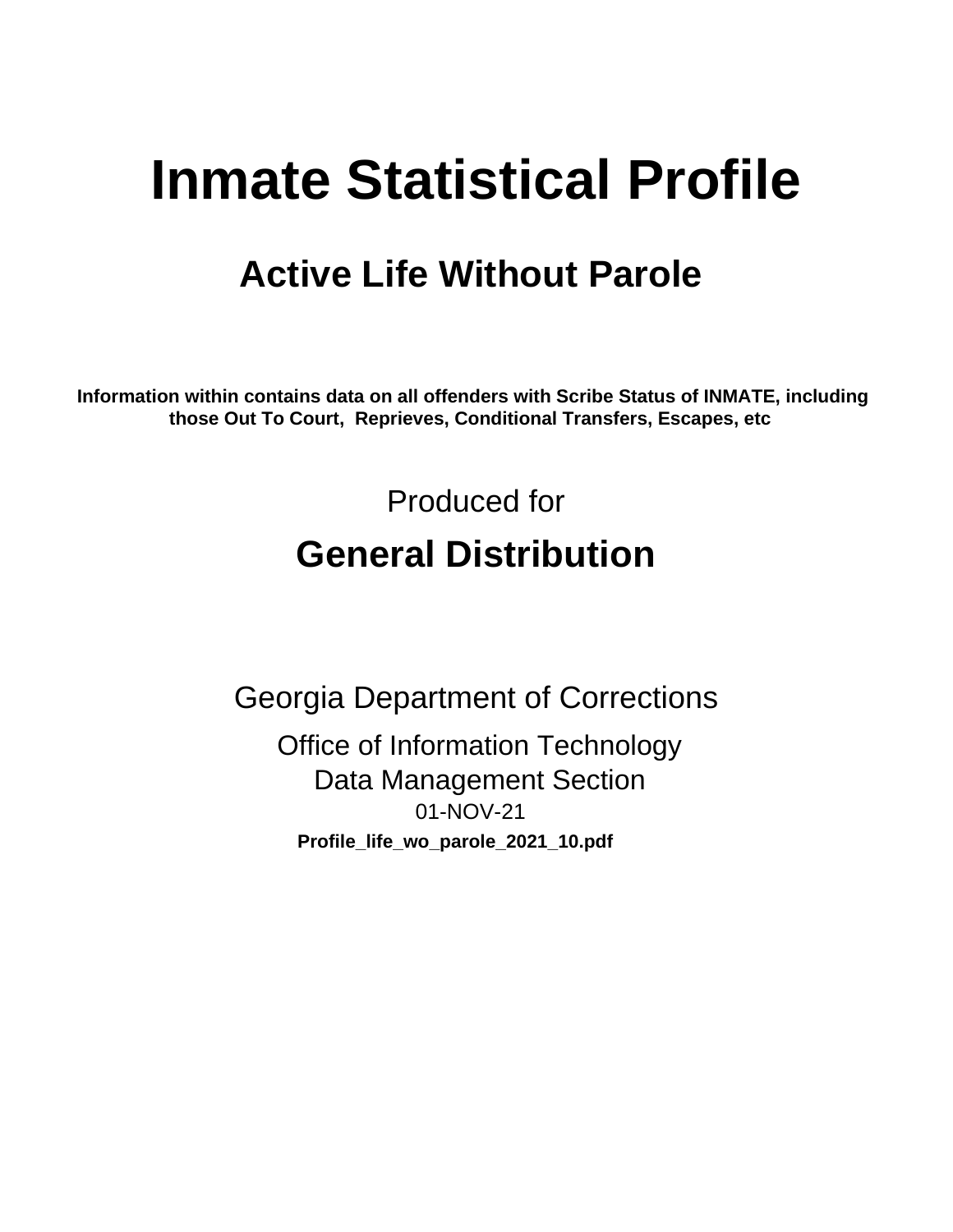# Inmate Statistical Profile

## Active Life Without Parole

**Information within contains data on all offenders with Scribe Status of INMATE, including those Out To Court, Reprieves, Conditional Transfers, Escapes, etc**

Produced for

## General Distribution

Georgia Department of Corrections

Office of Information Technology
Data Management Section
01-NOV-21

**Profile_life_wo_parole_2021_10.pdf**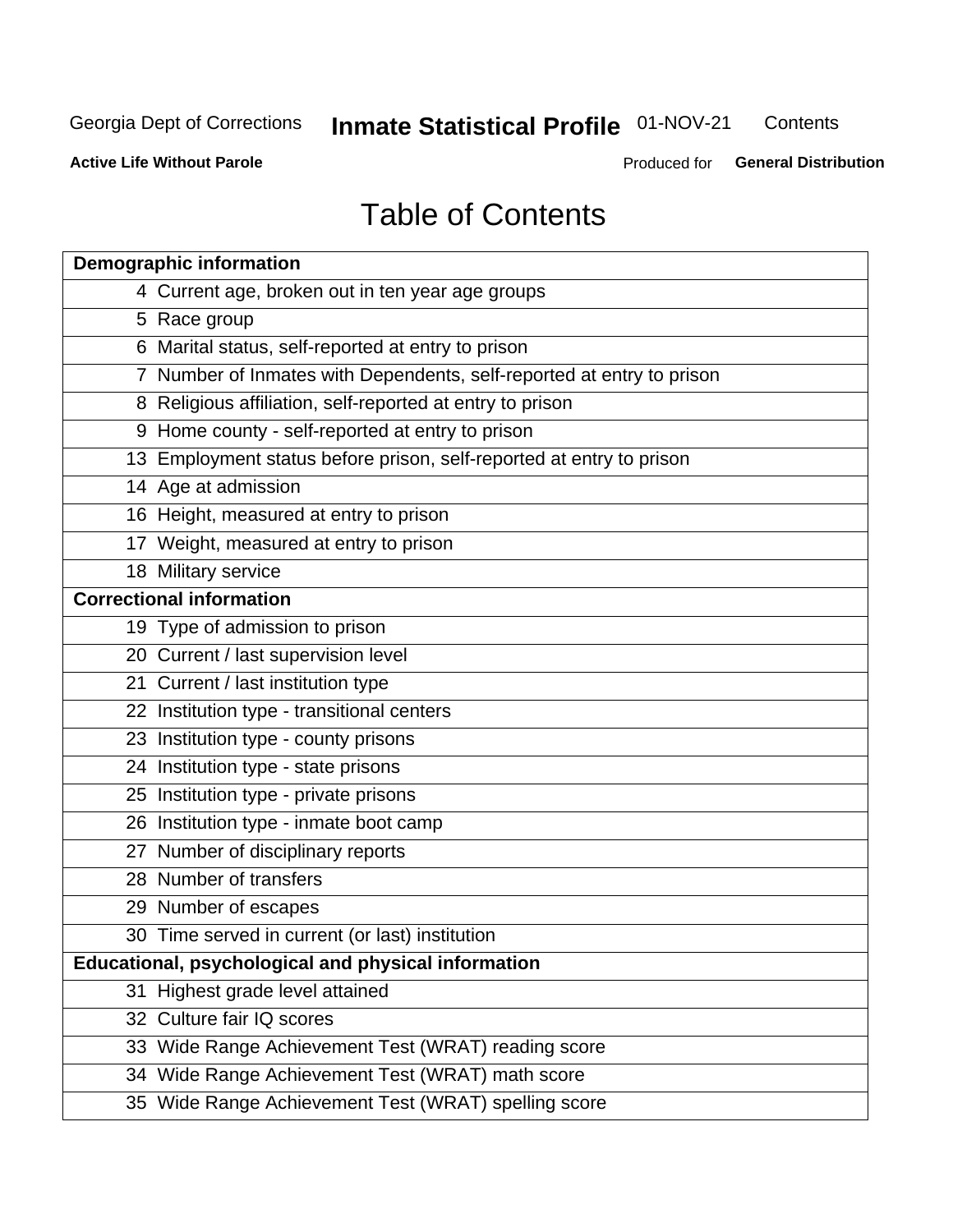Georgia Dept of Corrections **Inmate Statistical Profile** 01-NOV-21 Contents

**Active Life Without Parole** Produced for **General Distribution**

# Table of Contents

| **Demographic information** | |
|---|---|
| 4 | Current age, broken out in ten year age groups |
| 5 | Race group |
| 6 | Marital status, self-reported at entry to prison |
| 7 | Number of Inmates with Dependents, self-reported at entry to prison |
| 8 | Religious affiliation, self-reported at entry to prison |
| 9 | Home county - self-reported at entry to prison |
| 13 | Employment status before prison, self-reported at entry to prison |
| 14 | Age at admission |
| 16 | Height, measured at entry to prison |
| 17 | Weight, measured at entry to prison |
| 18 | Military service |
| **Correctional information** | |
| 19 | Type of admission to prison |
| 20 | Current / last supervision level |
| 21 | Current / last institution type |
| 22 | Institution type - transitional centers |
| 23 | Institution type - county prisons |
| 24 | Institution type - state prisons |
| 25 | Institution type - private prisons |
| 26 | Institution type - inmate boot camp |
| 27 | Number of disciplinary reports |
| 28 | Number of transfers |
| 29 | Number of escapes |
| 30 | Time served in current (or last) institution |
| **Educational, psychological and physical information** | |
| 31 | Highest grade level attained |
| 32 | Culture fair IQ scores |
| 33 | Wide Range Achievement Test (WRAT) reading score |
| 34 | Wide Range Achievement Test (WRAT) math score |
| 35 | Wide Range Achievement Test (WRAT) spelling score |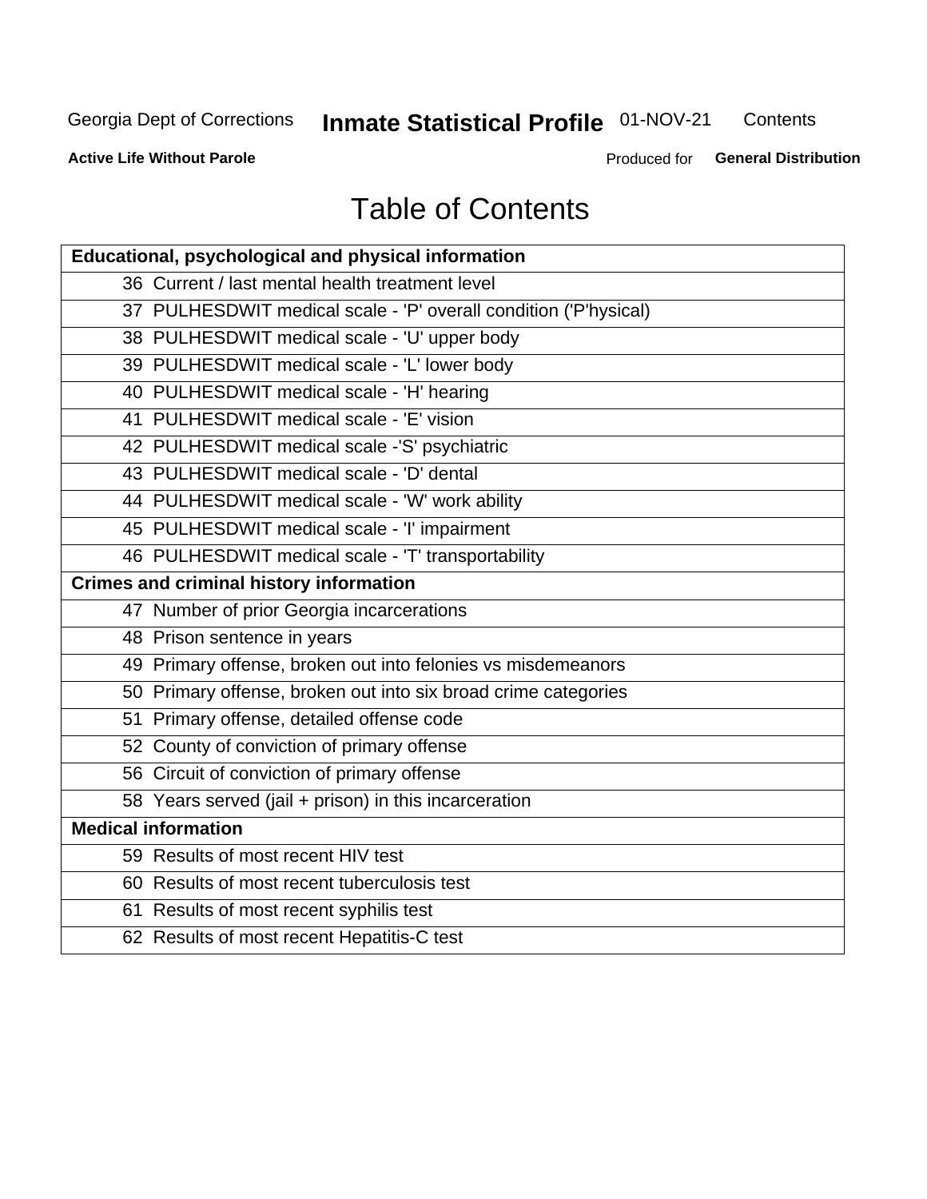# Table of Contents

| Educational, psychological and physical information |
|---|
| 36 Current / last mental health treatment level |
| 37 PULHESDWIT medical scale - 'P' overall condition ('P'hysical) |
| 38 PULHESDWIT medical scale - 'U' upper body |
| 39 PULHESDWIT medical scale - 'L' lower body |
| 40 PULHESDWIT medical scale - 'H' hearing |
| 41 PULHESDWIT medical scale - 'E' vision |
| 42 PULHESDWIT medical scale -'S' psychiatric |
| 43 PULHESDWIT medical scale - 'D' dental |
| 44 PULHESDWIT medical scale - 'W' work ability |
| 45 PULHESDWIT medical scale - 'I' impairment |
| 46 PULHESDWIT medical scale - 'T' transportability |
| **Crimes and criminal history information** |
| 47 Number of prior Georgia incarcerations |
| 48 Prison sentence in years |
| 49 Primary offense, broken out into felonies vs misdemeanors |
| 50 Primary offense, broken out into six broad crime categories |
| 51 Primary offense, detailed offense code |
| 52 County of conviction of primary offense |
| 56 Circuit of conviction of primary offense |
| 58 Years served (jail + prison) in this incarceration |
| **Medical information** |
| 59 Results of most recent HIV test |
| 60 Results of most recent tuberculosis test |
| 61 Results of most recent syphilis test |
| 62 Results of most recent Hepatitis-C test |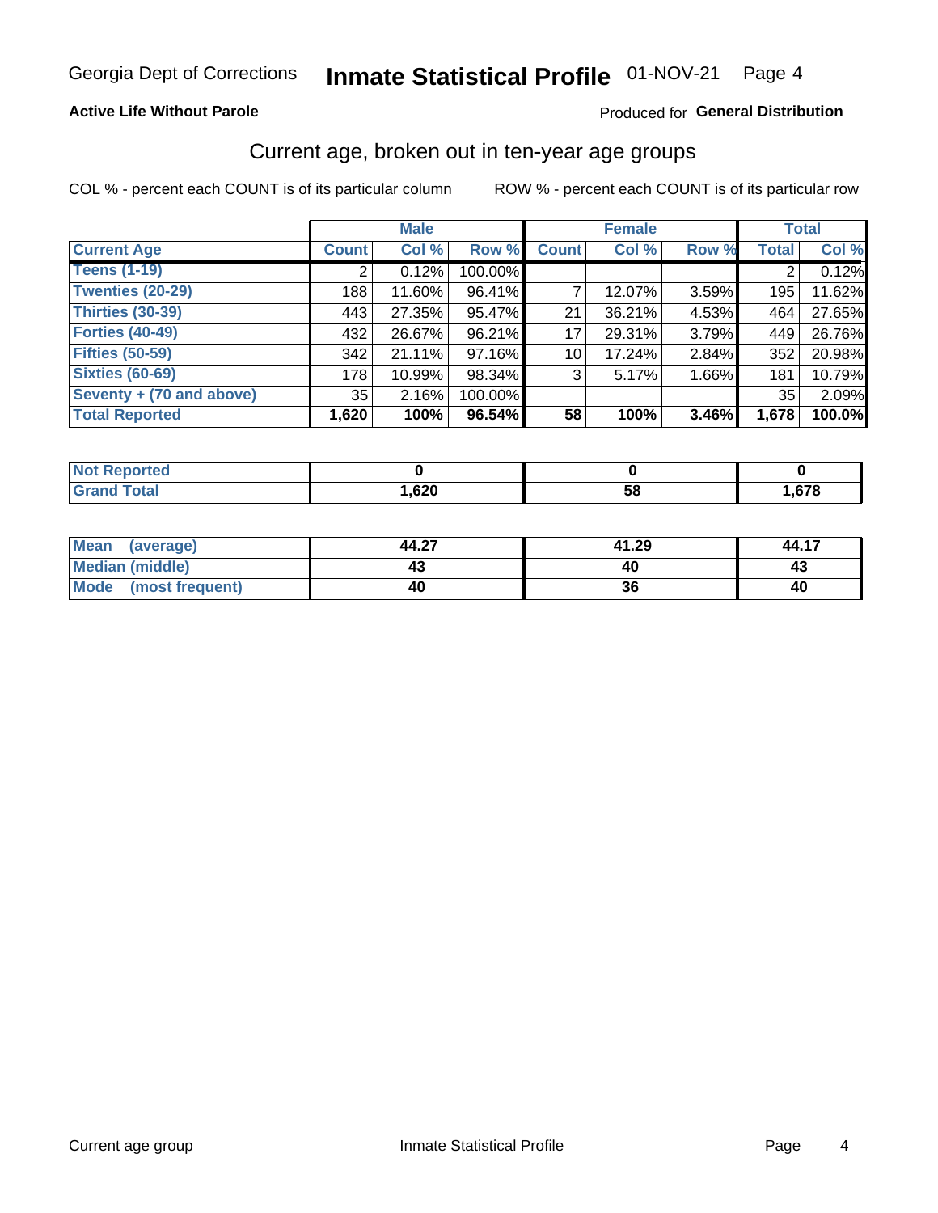Georgia Dept of Corrections **Inmate Statistical Profile** 01-NOV-21 Page 4

**Active Life Without Parole**

Produced for **General Distribution**

## Current age, broken out in ten-year age groups

COL % - percent each COUNT is of its particular column ROW % - percent each COUNT is of its particular row

| | Male | | | Female | | | Total | |
|---|---|---|---|---|---|---|---|---|
| **Current Age** | **Count** | **Col %** | **Row %** | **Count** | **Col %** | **Row %** | **Total** | **Col %** |
| **Teens (1-19)** | 2 | 0.12% | 100.00% | | | | 2 | 0.12% |
| **Twenties (20-29)** | 188 | 11.60% | 96.41% | 7 | 12.07% | 3.59% | 195 | 11.62% |
| **Thirties (30-39)** | 443 | 27.35% | 95.47% | 21 | 36.21% | 4.53% | 464 | 27.65% |
| **Forties (40-49)** | 432 | 26.67% | 96.21% | 17 | 29.31% | 3.79% | 449 | 26.76% |
| **Fifties (50-59)** | 342 | 21.11% | 97.16% | 10 | 17.24% | 2.84% | 352 | 20.98% |
| **Sixties (60-69)** | 178 | 10.99% | 98.34% | 3 | 5.17% | 1.66% | 181 | 10.79% |
| **Seventy + (70 and above)** | 35 | 2.16% | 100.00% | | | | 35 | 2.09% |
| **Total Reported** | **1,620** | **100%** | **96.54%** | **58** | **100%** | **3.46%** | **1,678** | **100.0%** |

| | Male | Female | Total |
|---|---|---|---|
| **Not Reported** | **0** | **0** | **0** |
| **Grand Total** | **1,620** | **58** | **1,678** |

| | Male | Female | Total |
|---|---|---|---|
| **Mean (average)** | **44.27** | **41.29** | **44.17** |
| **Median (middle)** | **43** | **40** | **43** |
| **Mode (most frequent)** | **40** | **36** | **40** |

Current age group Inmate Statistical Profile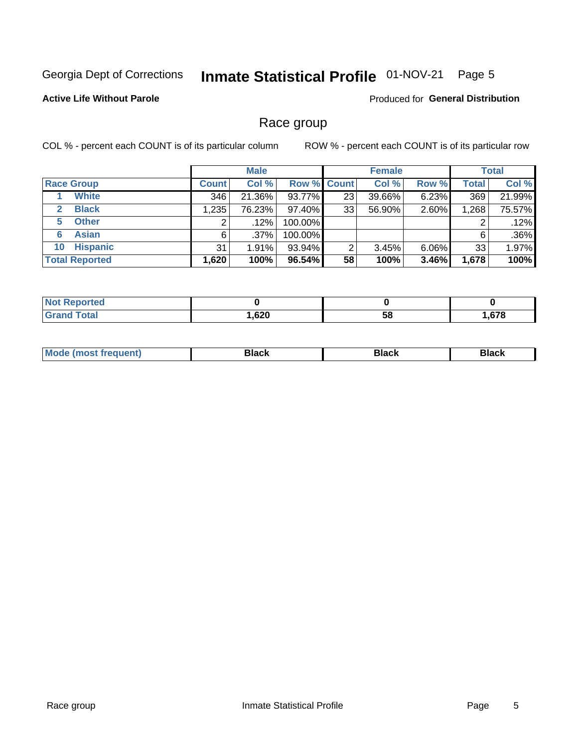Georgia Dept of Corrections **Inmate Statistical Profile** 01-NOV-21 Page 5

**Active Life Without Parole**

Produced for **General Distribution**

## Race group

COL % - percent each COUNT is of its particular column ROW % - percent each COUNT is of its particular row

| | Male | | | Female | | | Total | |
|---|---|---|---|---|---|---|---|---|
| **Race Group** | **Count** | **Col %** | **Row %** | **Count** | **Col %** | **Row %** | **Total** | **Col %** |
| 1 **White** | 346 | 21.36% | 93.77% | 23 | 39.66% | 6.23% | 369 | 21.99% |
| 2 **Black** | 1,235 | 76.23% | 97.40% | 33 | 56.90% | 2.60% | 1,268 | 75.57% |
| 5 **Other** | 2 | .12% | 100.00% | | | | 2 | .12% |
| 6 **Asian** | 6 | .37% | 100.00% | | | | 6 | .36% |
| 10 **Hispanic** | 31 | 1.91% | 93.94% | 2 | 3.45% | 6.06% | 33 | 1.97% |
| **Total Reported** | **1,620** | **100%** | **96.54%** | **58** | **100%** | **3.46%** | **1,678** | **100%** |

| | Male | Female | Total |
|---|---|---|---|
| **Not Reported** | **0** | **0** | **0** |
| **Grand Total** | **1,620** | **58** | **1,678** |

| | Male | Female | Total |
|---|---|---|---|
| **Mode (most frequent)** | **Black** | **Black** | **Black** |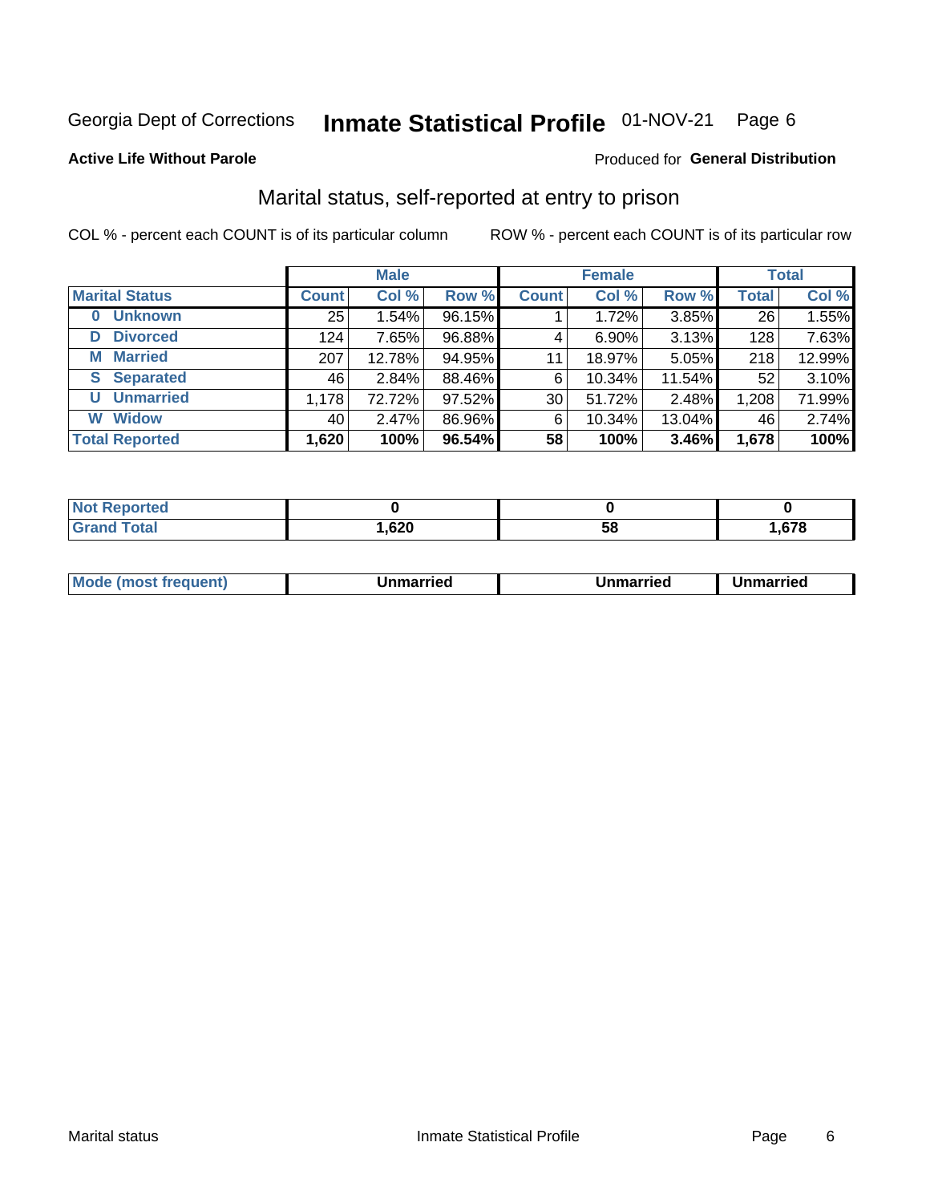Georgia Dept of Corrections **Inmate Statistical Profile** 01-NOV-21 Page 6

**Active Life Without Parole**

Produced for **General Distribution**

## Marital status, self-reported at entry to prison

COL % - percent each COUNT is of its particular column

ROW % - percent each COUNT is of its particular row

| | Male | | | Female | | | Total | |
|---|---|---|---|---|---|---|---|---|
| **Marital Status** | **Count** | **Col %** | **Row %** | **Count** | **Col %** | **Row %** | **Total** | **Col %** |
| **0 Unknown** | 25 | 1.54% | 96.15% | 1 | 1.72% | 3.85% | 26 | 1.55% |
| **D Divorced** | 124 | 7.65% | 96.88% | 4 | 6.90% | 3.13% | 128 | 7.63% |
| **M Married** | 207 | 12.78% | 94.95% | 11 | 18.97% | 5.05% | 218 | 12.99% |
| **S Separated** | 46 | 2.84% | 88.46% | 6 | 10.34% | 11.54% | 52 | 3.10% |
| **U Unmarried** | 1,178 | 72.72% | 97.52% | 30 | 51.72% | 2.48% | 1,208 | 71.99% |
| **W Widow** | 40 | 2.47% | 86.96% | 6 | 10.34% | 13.04% | 46 | 2.74% |
| **Total Reported** | **1,620** | **100%** | **96.54%** | **58** | **100%** | **3.46%** | **1,678** | **100%** |

| | Male | Female | Total |
|---|---|---|---|
| **Not Reported** | **0** | **0** | **0** |
| **Grand Total** | **1,620** | **58** | **1,678** |

| | Male | Female | Total |
|---|---|---|---|
| **Mode (most frequent)** | **Unmarried** | **Unmarried** | **Unmarried** |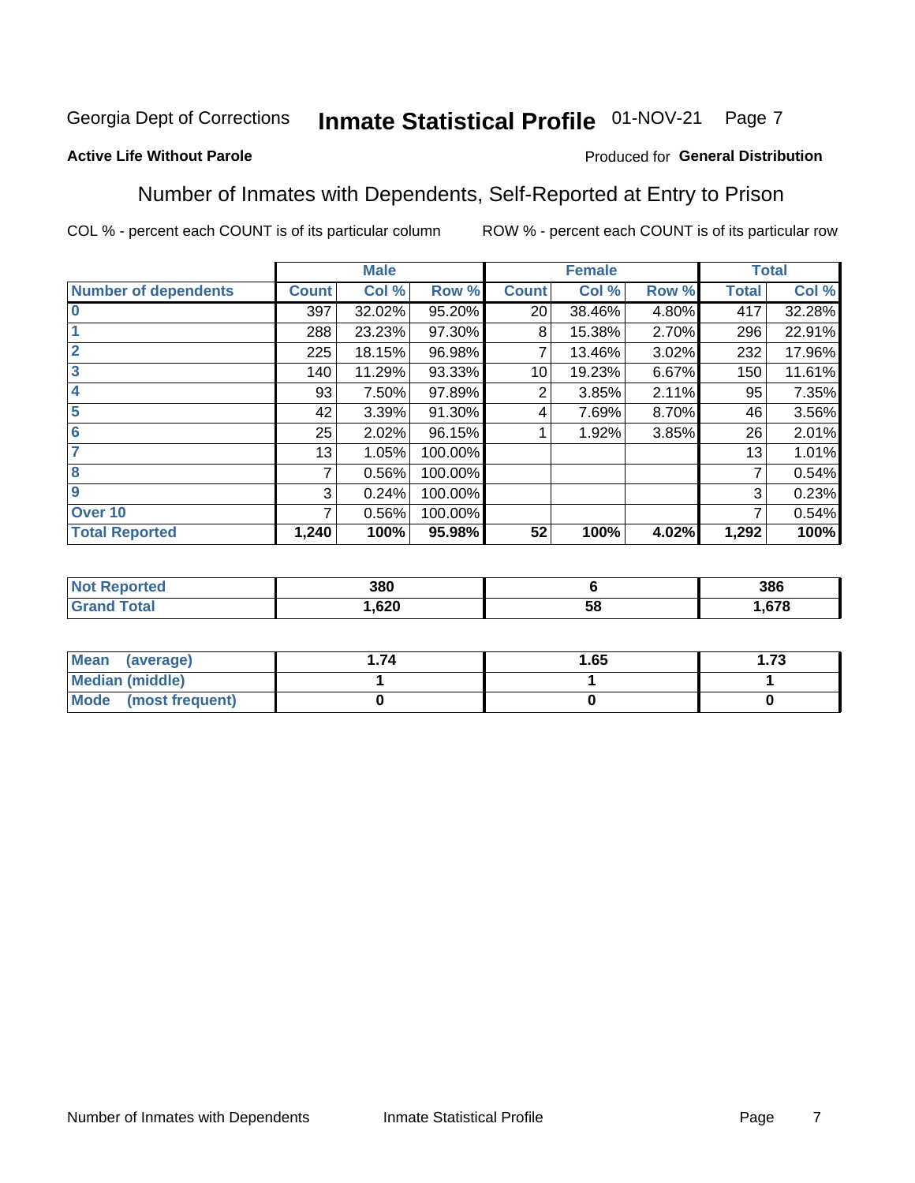Georgia Dept of Corrections **Inmate Statistical Profile** 01-NOV-21

**Active Life Without Parole**

Produced for **General Distribution**

## Number of Inmates with Dependents, Self-Reported at Entry to Prison

COL % - percent each COUNT is of its particular column    ROW % - percent each COUNT is of its particular row

| | Male | | | Female | | | Total | |
|---|---|---|---|---|---|---|---|---|
| **Number of dependents** | **Count** | **Col %** | **Row %** | **Count** | **Col %** | **Row %** | **Total** | **Col %** |
| 0 | 397 | 32.02% | 95.20% | 20 | 38.46% | 4.80% | 417 | 32.28% |
| 1 | 288 | 23.23% | 97.30% | 8 | 15.38% | 2.70% | 296 | 22.91% |
| 2 | 225 | 18.15% | 96.98% | 7 | 13.46% | 3.02% | 232 | 17.96% |
| 3 | 140 | 11.29% | 93.33% | 10 | 19.23% | 6.67% | 150 | 11.61% |
| 4 | 93 | 7.50% | 97.89% | 2 | 3.85% | 2.11% | 95 | 7.35% |
| 5 | 42 | 3.39% | 91.30% | 4 | 7.69% | 8.70% | 46 | 3.56% |
| 6 | 25 | 2.02% | 96.15% | 1 | 1.92% | 3.85% | 26 | 2.01% |
| 7 | 13 | 1.05% | 100.00% | | | | 13 | 1.01% |
| 8 | 7 | 0.56% | 100.00% | | | | 7 | 0.54% |
| 9 | 3 | 0.24% | 100.00% | | | | 3 | 0.23% |
| Over 10 | 7 | 0.56% | 100.00% | | | | 7 | 0.54% |
| **Total Reported** | **1,240** | **100%** | **95.98%** | **52** | **100%** | **4.02%** | **1,292** | **100%** |

| | Male | Female | Total |
|---|---|---|---|
| **Not Reported** | **380** | **6** | **386** |
| **Grand Total** | **1,620** | **58** | **1,678** |

| | Male | Female | Total |
|---|---|---|---|
| **Mean (average)** | **1.74** | **1.65** | **1.73** |
| **Median (middle)** | **1** | **1** | **1** |
| **Mode (most frequent)** | **0** | **0** | **0** |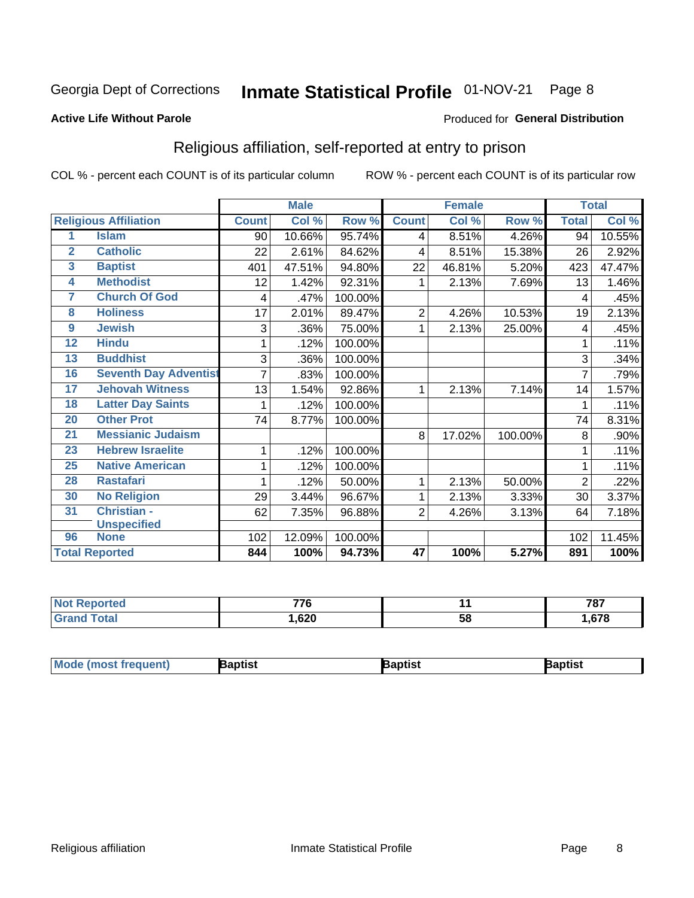Georgia Dept of Corrections **Inmate Statistical Profile** 01-NOV-21

**Active Life Without Parole**

Produced for **General Distribution**

## Religious affiliation, self-reported at entry to prison

COL % - percent each COUNT is of its particular column    ROW % - percent each COUNT is of its particular row

| | | Male | | | Female | | | Total | |
|---|---|---|---|---|---|---|---|---|---|
| **Religious Affiliation** | | **Count** | **Col %** | **Row %** | **Count** | **Col %** | **Row %** | **Total** | **Col %** |
| 1 | Islam | 90 | 10.66% | 95.74% | 4 | 8.51% | 4.26% | 94 | 10.55% |
| 2 | Catholic | 22 | 2.61% | 84.62% | 4 | 8.51% | 15.38% | 26 | 2.92% |
| 3 | Baptist | 401 | 47.51% | 94.80% | 22 | 46.81% | 5.20% | 423 | 47.47% |
| 4 | Methodist | 12 | 1.42% | 92.31% | 1 | 2.13% | 7.69% | 13 | 1.46% |
| 7 | Church Of God | 4 | .47% | 100.00% | | | | 4 | .45% |
| 8 | Holiness | 17 | 2.01% | 89.47% | 2 | 4.26% | 10.53% | 19 | 2.13% |
| 9 | Jewish | 3 | .36% | 75.00% | 1 | 2.13% | 25.00% | 4 | .45% |
| 12 | Hindu | 1 | .12% | 100.00% | | | | 1 | .11% |
| 13 | Buddhist | 3 | .36% | 100.00% | | | | 3 | .34% |
| 16 | Seventh Day Adventist | 7 | .83% | 100.00% | | | | 7 | .79% |
| 17 | Jehovah Witness | 13 | 1.54% | 92.86% | 1 | 2.13% | 7.14% | 14 | 1.57% |
| 18 | Latter Day Saints | 1 | .12% | 100.00% | | | | 1 | .11% |
| 20 | Other Prot | 74 | 8.77% | 100.00% | | | | 74 | 8.31% |
| 21 | Messianic Judaism | | | | 8 | 17.02% | 100.00% | 8 | .90% |
| 23 | Hebrew Israelite | 1 | .12% | 100.00% | | | | 1 | .11% |
| 25 | Native American | 1 | .12% | 100.00% | | | | 1 | .11% |
| 28 | Rastafari | 1 | .12% | 50.00% | 1 | 2.13% | 50.00% | 2 | .22% |
| 30 | No Religion | 29 | 3.44% | 96.67% | 1 | 2.13% | 3.33% | 30 | 3.37% |
| 31 | Christian - Unspecified | 62 | 7.35% | 96.88% | 2 | 4.26% | 3.13% | 64 | 7.18% |
| 96 | None | 102 | 12.09% | 100.00% | | | | 102 | 11.45% |
| **Total Reported** | | **844** | **100%** | **94.73%** | **47** | **100%** | **5.27%** | **891** | **100%** |

| | Male | Female | Total |
|---|---|---|---|
| Not Reported | 776 | 11 | 787 |
| Grand Total | 1,620 | 58 | 1,678 |

| | Male | Female | Total |
|---|---|---|---|
| Mode (most frequent) | Baptist | Baptist | Baptist |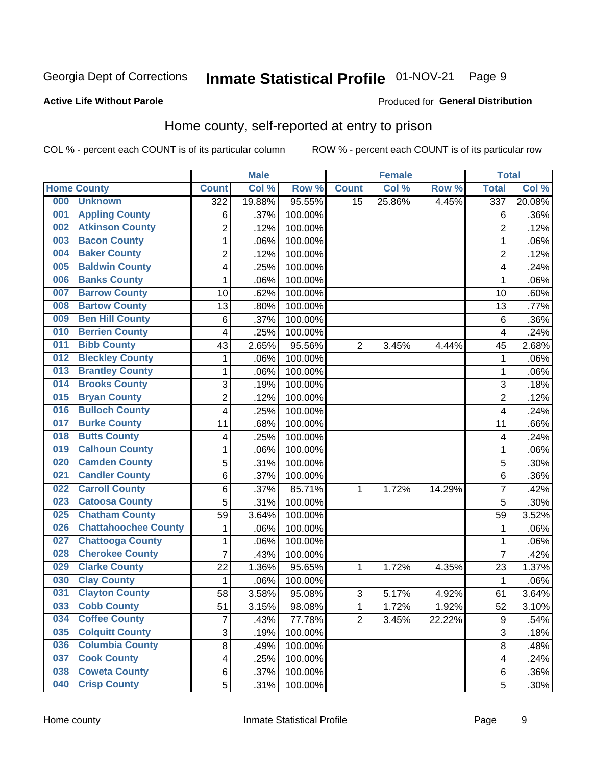Georgia Dept of Corrections **Inmate Statistical Profile** 01-NOV-21

**Active Life Without Parole**

Produced for **General Distribution**

## Home county, self-reported at entry to prison

COL % - percent each COUNT is of its particular column ROW % - percent each COUNT is of its particular row

| Home County | Male | | | Female | | | Total | |
|---|---|---|---|---|---|---|---|---|
| | Count | Col % | Row % | Count | Col % | Row % | Total | Col % |
| 000 Unknown | 322 | 19.88% | 95.55% | 15 | 25.86% | 4.45% | 337 | 20.08% |
| 001 Appling County | 6 | .37% | 100.00% | | | | 6 | .36% |
| 002 Atkinson County | 2 | .12% | 100.00% | | | | 2 | .12% |
| 003 Bacon County | 1 | .06% | 100.00% | | | | 1 | .06% |
| 004 Baker County | 2 | .12% | 100.00% | | | | 2 | .12% |
| 005 Baldwin County | 4 | .25% | 100.00% | | | | 4 | .24% |
| 006 Banks County | 1 | .06% | 100.00% | | | | 1 | .06% |
| 007 Barrow County | 10 | .62% | 100.00% | | | | 10 | .60% |
| 008 Bartow County | 13 | .80% | 100.00% | | | | 13 | .77% |
| 009 Ben Hill County | 6 | .37% | 100.00% | | | | 6 | .36% |
| 010 Berrien County | 4 | .25% | 100.00% | | | | 4 | .24% |
| 011 Bibb County | 43 | 2.65% | 95.56% | 2 | 3.45% | 4.44% | 45 | 2.68% |
| 012 Bleckley County | 1 | .06% | 100.00% | | | | 1 | .06% |
| 013 Brantley County | 1 | .06% | 100.00% | | | | 1 | .06% |
| 014 Brooks County | 3 | .19% | 100.00% | | | | 3 | .18% |
| 015 Bryan County | 2 | .12% | 100.00% | | | | 2 | .12% |
| 016 Bulloch County | 4 | .25% | 100.00% | | | | 4 | .24% |
| 017 Burke County | 11 | .68% | 100.00% | | | | 11 | .66% |
| 018 Butts County | 4 | .25% | 100.00% | | | | 4 | .24% |
| 019 Calhoun County | 1 | .06% | 100.00% | | | | 1 | .06% |
| 020 Camden County | 5 | .31% | 100.00% | | | | 5 | .30% |
| 021 Candler County | 6 | .37% | 100.00% | | | | 6 | .36% |
| 022 Carroll County | 6 | .37% | 85.71% | 1 | 1.72% | 14.29% | 7 | .42% |
| 023 Catoosa County | 5 | .31% | 100.00% | | | | 5 | .30% |
| 025 Chatham County | 59 | 3.64% | 100.00% | | | | 59 | 3.52% |
| 026 Chattahoochee County | 1 | .06% | 100.00% | | | | 1 | .06% |
| 027 Chattooga County | 1 | .06% | 100.00% | | | | 1 | .06% |
| 028 Cherokee County | 7 | .43% | 100.00% | | | | 7 | .42% |
| 029 Clarke County | 22 | 1.36% | 95.65% | 1 | 1.72% | 4.35% | 23 | 1.37% |
| 030 Clay County | 1 | .06% | 100.00% | | | | 1 | .06% |
| 031 Clayton County | 58 | 3.58% | 95.08% | 3 | 5.17% | 4.92% | 61 | 3.64% |
| 033 Cobb County | 51 | 3.15% | 98.08% | 1 | 1.72% | 1.92% | 52 | 3.10% |
| 034 Coffee County | 7 | .43% | 77.78% | 2 | 3.45% | 22.22% | 9 | .54% |
| 035 Colquitt County | 3 | .19% | 100.00% | | | | 3 | .18% |
| 036 Columbia County | 8 | .49% | 100.00% | | | | 8 | .48% |
| 037 Cook County | 4 | .25% | 100.00% | | | | 4 | .24% |
| 038 Coweta County | 6 | .37% | 100.00% | | | | 6 | .36% |
| 040 Crisp County | 5 | .31% | 100.00% | | | | 5 | .30% |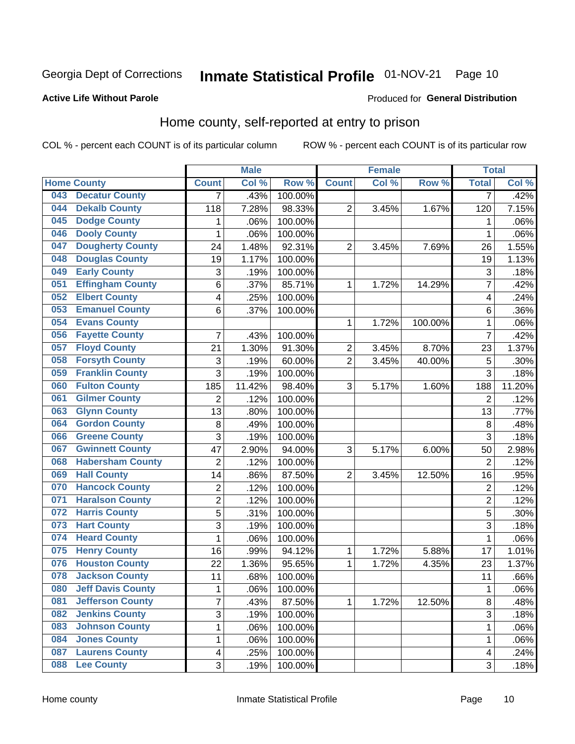Georgia Dept of Corrections **Inmate Statistical Profile** 01-NOV-21 Page 10

**Active Life Without Parole**

Produced for **General Distribution**

## Home county, self-reported at entry to prison

COL % - percent each COUNT is of its particular column ROW % - percent each COUNT is of its particular row

| Home County | | Male | | | Female | | | Total | |
|---|---|---|---|---|---|---|---|---|---|
| | | Count | Col % | Row % | Count | Col % | Row % | Total | Col % |
| 043 | Decatur County | 7 | .43% | 100.00% | | | | 7 | .42% |
| 044 | Dekalb County | 118 | 7.28% | 98.33% | 2 | 3.45% | 1.67% | 120 | 7.15% |
| 045 | Dodge County | 1 | .06% | 100.00% | | | | 1 | .06% |
| 046 | Dooly County | 1 | .06% | 100.00% | | | | 1 | .06% |
| 047 | Dougherty County | 24 | 1.48% | 92.31% | 2 | 3.45% | 7.69% | 26 | 1.55% |
| 048 | Douglas County | 19 | 1.17% | 100.00% | | | | 19 | 1.13% |
| 049 | Early County | 3 | .19% | 100.00% | | | | 3 | .18% |
| 051 | Effingham County | 6 | .37% | 85.71% | 1 | 1.72% | 14.29% | 7 | .42% |
| 052 | Elbert County | 4 | .25% | 100.00% | | | | 4 | .24% |
| 053 | Emanuel County | 6 | .37% | 100.00% | | | | 6 | .36% |
| 054 | Evans County | | | | 1 | 1.72% | 100.00% | 1 | .06% |
| 056 | Fayette County | 7 | .43% | 100.00% | | | | 7 | .42% |
| 057 | Floyd County | 21 | 1.30% | 91.30% | 2 | 3.45% | 8.70% | 23 | 1.37% |
| 058 | Forsyth County | 3 | .19% | 60.00% | 2 | 3.45% | 40.00% | 5 | .30% |
| 059 | Franklin County | 3 | .19% | 100.00% | | | | 3 | .18% |
| 060 | Fulton County | 185 | 11.42% | 98.40% | 3 | 5.17% | 1.60% | 188 | 11.20% |
| 061 | Gilmer County | 2 | .12% | 100.00% | | | | 2 | .12% |
| 063 | Glynn County | 13 | .80% | 100.00% | | | | 13 | .77% |
| 064 | Gordon County | 8 | .49% | 100.00% | | | | 8 | .48% |
| 066 | Greene County | 3 | .19% | 100.00% | | | | 3 | .18% |
| 067 | Gwinnett County | 47 | 2.90% | 94.00% | 3 | 5.17% | 6.00% | 50 | 2.98% |
| 068 | Habersham County | 2 | .12% | 100.00% | | | | 2 | .12% |
| 069 | Hall County | 14 | .86% | 87.50% | 2 | 3.45% | 12.50% | 16 | .95% |
| 070 | Hancock County | 2 | .12% | 100.00% | | | | 2 | .12% |
| 071 | Haralson County | 2 | .12% | 100.00% | | | | 2 | .12% |
| 072 | Harris County | 5 | .31% | 100.00% | | | | 5 | .30% |
| 073 | Hart County | 3 | .19% | 100.00% | | | | 3 | .18% |
| 074 | Heard County | 1 | .06% | 100.00% | | | | 1 | .06% |
| 075 | Henry County | 16 | .99% | 94.12% | 1 | 1.72% | 5.88% | 17 | 1.01% |
| 076 | Houston County | 22 | 1.36% | 95.65% | 1 | 1.72% | 4.35% | 23 | 1.37% |
| 078 | Jackson County | 11 | .68% | 100.00% | | | | 11 | .66% |
| 080 | Jeff Davis County | 1 | .06% | 100.00% | | | | 1 | .06% |
| 081 | Jefferson County | 7 | .43% | 87.50% | 1 | 1.72% | 12.50% | 8 | .48% |
| 082 | Jenkins County | 3 | .19% | 100.00% | | | | 3 | .18% |
| 083 | Johnson County | 1 | .06% | 100.00% | | | | 1 | .06% |
| 084 | Jones County | 1 | .06% | 100.00% | | | | 1 | .06% |
| 087 | Laurens County | 4 | .25% | 100.00% | | | | 4 | .24% |
| 088 | Lee County | 3 | .19% | 100.00% | | | | 3 | .18% |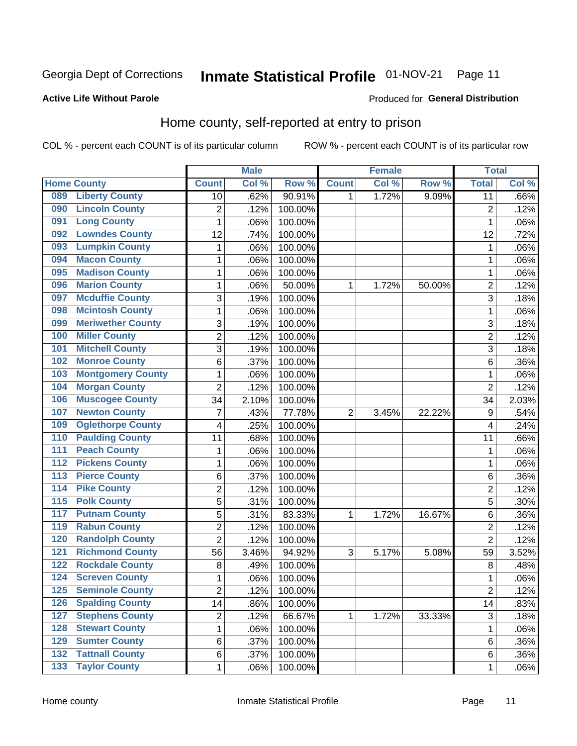Georgia Dept of Corrections **Inmate Statistical Profile** 01-NOV-21

**Active Life Without Parole**

Produced for **General Distribution**

## Home county, self-reported at entry to prison

COL % - percent each COUNT is of its particular column ROW % - percent each COUNT is of its particular row

| Home County | | Male | | | Female | | | Total | |
|---|---|---|---|---|---|---|---|---|---|
| | | Count | Col % | Row % | Count | Col % | Row % | Total | Col % |
| 089 | Liberty County | 10 | .62% | 90.91% | 1 | 1.72% | 9.09% | 11 | .66% |
| 090 | Lincoln County | 2 | .12% | 100.00% | | | | 2 | .12% |
| 091 | Long County | 1 | .06% | 100.00% | | | | 1 | .06% |
| 092 | Lowndes County | 12 | .74% | 100.00% | | | | 12 | .72% |
| 093 | Lumpkin County | 1 | .06% | 100.00% | | | | 1 | .06% |
| 094 | Macon County | 1 | .06% | 100.00% | | | | 1 | .06% |
| 095 | Madison County | 1 | .06% | 100.00% | | | | 1 | .06% |
| 096 | Marion County | 1 | .06% | 50.00% | 1 | 1.72% | 50.00% | 2 | .12% |
| 097 | Mcduffie County | 3 | .19% | 100.00% | | | | 3 | .18% |
| 098 | Mcintosh County | 1 | .06% | 100.00% | | | | 1 | .06% |
| 099 | Meriwether County | 3 | .19% | 100.00% | | | | 3 | .18% |
| 100 | Miller County | 2 | .12% | 100.00% | | | | 2 | .12% |
| 101 | Mitchell County | 3 | .19% | 100.00% | | | | 3 | .18% |
| 102 | Monroe County | 6 | .37% | 100.00% | | | | 6 | .36% |
| 103 | Montgomery County | 1 | .06% | 100.00% | | | | 1 | .06% |
| 104 | Morgan County | 2 | .12% | 100.00% | | | | 2 | .12% |
| 106 | Muscogee County | 34 | 2.10% | 100.00% | | | | 34 | 2.03% |
| 107 | Newton County | 7 | .43% | 77.78% | 2 | 3.45% | 22.22% | 9 | .54% |
| 109 | Oglethorpe County | 4 | .25% | 100.00% | | | | 4 | .24% |
| 110 | Paulding County | 11 | .68% | 100.00% | | | | 11 | .66% |
| 111 | Peach County | 1 | .06% | 100.00% | | | | 1 | .06% |
| 112 | Pickens County | 1 | .06% | 100.00% | | | | 1 | .06% |
| 113 | Pierce County | 6 | .37% | 100.00% | | | | 6 | .36% |
| 114 | Pike County | 2 | .12% | 100.00% | | | | 2 | .12% |
| 115 | Polk County | 5 | .31% | 100.00% | | | | 5 | .30% |
| 117 | Putnam County | 5 | .31% | 83.33% | 1 | 1.72% | 16.67% | 6 | .36% |
| 119 | Rabun County | 2 | .12% | 100.00% | | | | 2 | .12% |
| 120 | Randolph County | 2 | .12% | 100.00% | | | | 2 | .12% |
| 121 | Richmond County | 56 | 3.46% | 94.92% | 3 | 5.17% | 5.08% | 59 | 3.52% |
| 122 | Rockdale County | 8 | .49% | 100.00% | | | | 8 | .48% |
| 124 | Screven County | 1 | .06% | 100.00% | | | | 1 | .06% |
| 125 | Seminole County | 2 | .12% | 100.00% | | | | 2 | .12% |
| 126 | Spalding County | 14 | .86% | 100.00% | | | | 14 | .83% |
| 127 | Stephens County | 2 | .12% | 66.67% | 1 | 1.72% | 33.33% | 3 | .18% |
| 128 | Stewart County | 1 | .06% | 100.00% | | | | 1 | .06% |
| 129 | Sumter County | 6 | .37% | 100.00% | | | | 6 | .36% |
| 132 | Tattnall County | 6 | .37% | 100.00% | | | | 6 | .36% |
| 133 | Taylor County | 1 | .06% | 100.00% | | | | 1 | .06% |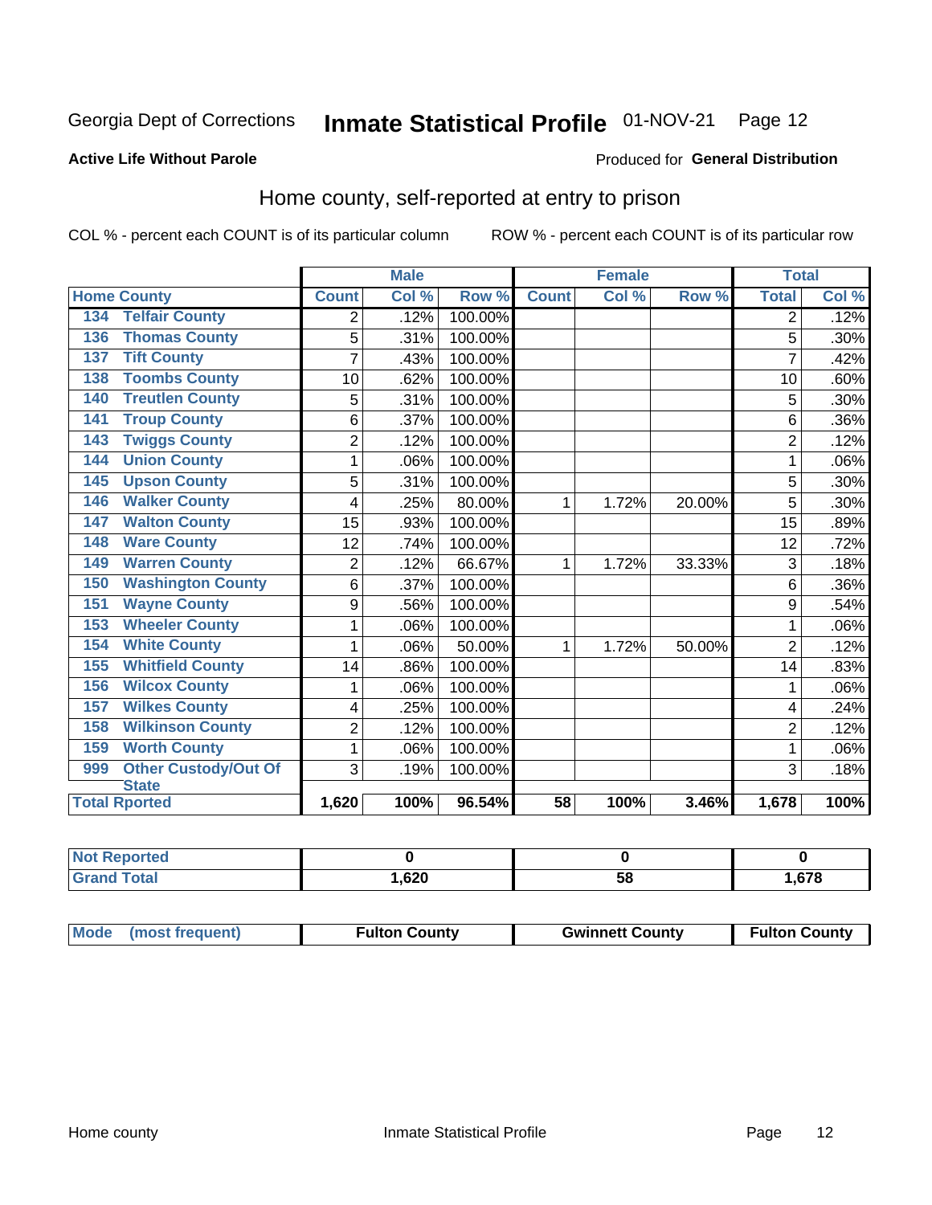Georgia Dept of Corrections **Inmate Statistical Profile** 01-NOV-21 Page 12

**Active Life Without Parole**

Produced for **General Distribution**

## Home county, self-reported at entry to prison

COL % - percent each COUNT is of its particular column ROW % - percent each COUNT is of its particular row

| Home County | | Male | | | Female | | | Total | |
|---|---|---|---|---|---|---|---|---|---|
| | | Count | Col % | Row % | Count | Col % | Row % | Total | Col % |
| 134 | Telfair County | 2 | .12% | 100.00% | | | | 2 | .12% |
| 136 | Thomas County | 5 | .31% | 100.00% | | | | 5 | .30% |
| 137 | Tift County | 7 | .43% | 100.00% | | | | 7 | .42% |
| 138 | Toombs County | 10 | .62% | 100.00% | | | | 10 | .60% |
| 140 | Treutlen County | 5 | .31% | 100.00% | | | | 5 | .30% |
| 141 | Troup County | 6 | .37% | 100.00% | | | | 6 | .36% |
| 143 | Twiggs County | 2 | .12% | 100.00% | | | | 2 | .12% |
| 144 | Union County | 1 | .06% | 100.00% | | | | 1 | .06% |
| 145 | Upson County | 5 | .31% | 100.00% | | | | 5 | .30% |
| 146 | Walker County | 4 | .25% | 80.00% | 1 | 1.72% | 20.00% | 5 | .30% |
| 147 | Walton County | 15 | .93% | 100.00% | | | | 15 | .89% |
| 148 | Ware County | 12 | .74% | 100.00% | | | | 12 | .72% |
| 149 | Warren County | 2 | .12% | 66.67% | 1 | 1.72% | 33.33% | 3 | .18% |
| 150 | Washington County | 6 | .37% | 100.00% | | | | 6 | .36% |
| 151 | Wayne County | 9 | .56% | 100.00% | | | | 9 | .54% |
| 153 | Wheeler County | 1 | .06% | 100.00% | | | | 1 | .06% |
| 154 | White County | 1 | .06% | 50.00% | 1 | 1.72% | 50.00% | 2 | .12% |
| 155 | Whitfield County | 14 | .86% | 100.00% | | | | 14 | .83% |
| 156 | Wilcox County | 1 | .06% | 100.00% | | | | 1 | .06% |
| 157 | Wilkes County | 4 | .25% | 100.00% | | | | 4 | .24% |
| 158 | Wilkinson County | 2 | .12% | 100.00% | | | | 2 | .12% |
| 159 | Worth County | 1 | .06% | 100.00% | | | | 1 | .06% |
| 999 | Other Custody/Out Of State | 3 | .19% | 100.00% | | | | 3 | .18% |
| Total Rported | | 1,620 | 100% | 96.54% | 58 | 100% | 3.46% | 1,678 | 100% |

| | Male | Female | Total |
|---|---|---|---|
| Not Reported | 0 | 0 | 0 |
| Grand Total | 1,620 | 58 | 1,678 |

| Mode (most frequent) | Fulton County | Gwinnett County | Fulton County |
|---|---|---|---|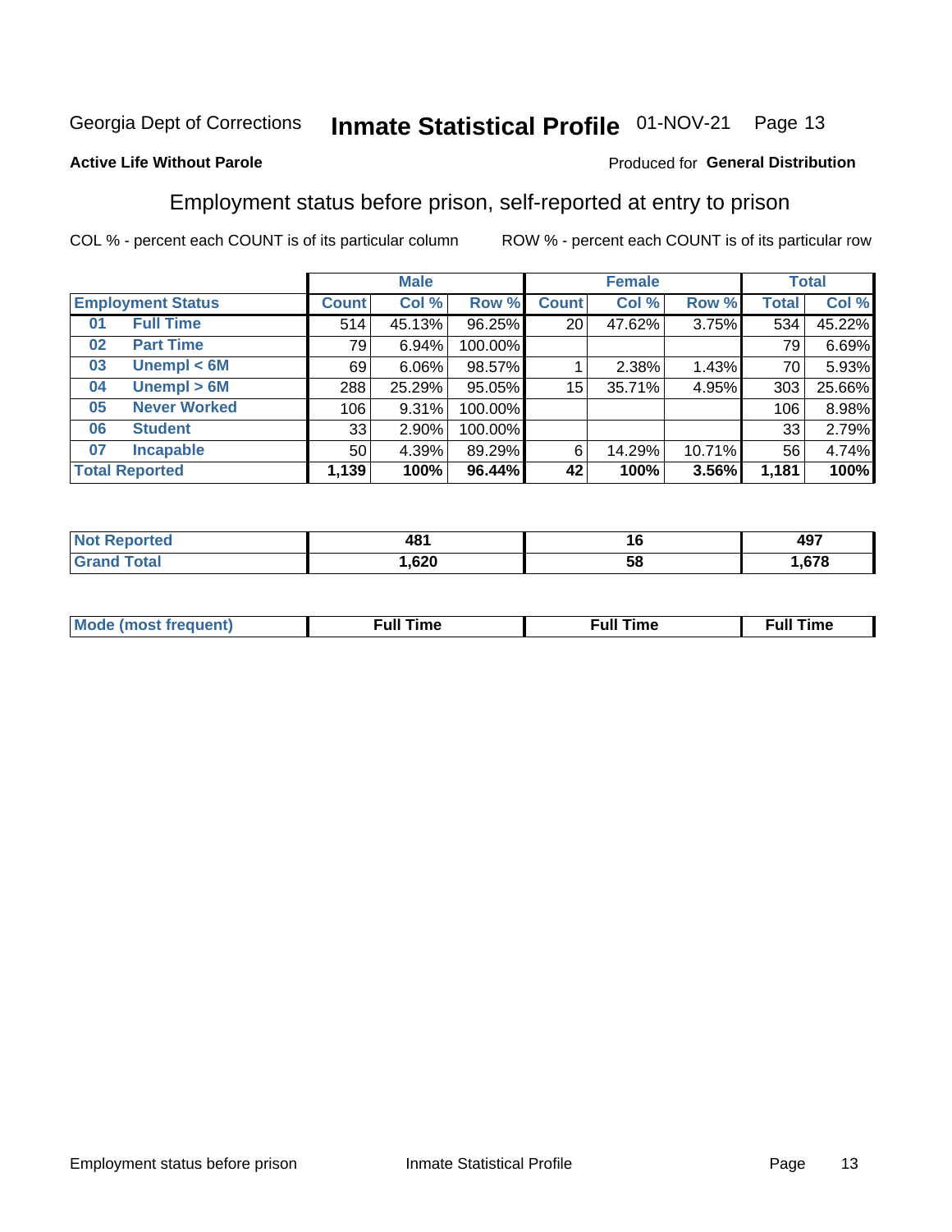Georgia Dept of Corrections **Inmate Statistical Profile** 01-NOV-21 Page 13

**Active Life Without Parole**

Produced for **General Distribution**

## Employment status before prison, self-reported at entry to prison

COL % - percent each COUNT is of its particular column ROW % - percent each COUNT is of its particular row

| Employment Status | | Male | | | Female | | | Total | |
|---|---|---|---|---|---|---|---|---|---|
| | | Count | Col % | Row % | Count | Col % | Row % | Total | Col % |
| 01 | Full Time | 514 | 45.13% | 96.25% | 20 | 47.62% | 3.75% | 534 | 45.22% |
| 02 | Part Time | 79 | 6.94% | 100.00% | | | | 79 | 6.69% |
| 03 | Unempl < 6M | 69 | 6.06% | 98.57% | 1 | 2.38% | 1.43% | 70 | 5.93% |
| 04 | Unempl > 6M | 288 | 25.29% | 95.05% | 15 | 35.71% | 4.95% | 303 | 25.66% |
| 05 | Never Worked | 106 | 9.31% | 100.00% | | | | 106 | 8.98% |
| 06 | Student | 33 | 2.90% | 100.00% | | | | 33 | 2.79% |
| 07 | Incapable | 50 | 4.39% | 89.29% | 6 | 14.29% | 10.71% | 56 | 4.74% |
| **Total Reported** | | **1,139** | **100%** | **96.44%** | **42** | **100%** | **3.56%** | **1,181** | **100%** |

| | Male | Female | Total |
|---|---|---|---|
| Not Reported | 481 | 16 | 497 |
| Grand Total | 1,620 | 58 | 1,678 |

| | Male | Female | Total |
|---|---|---|---|
| Mode (most frequent) | Full Time | Full Time | Full Time |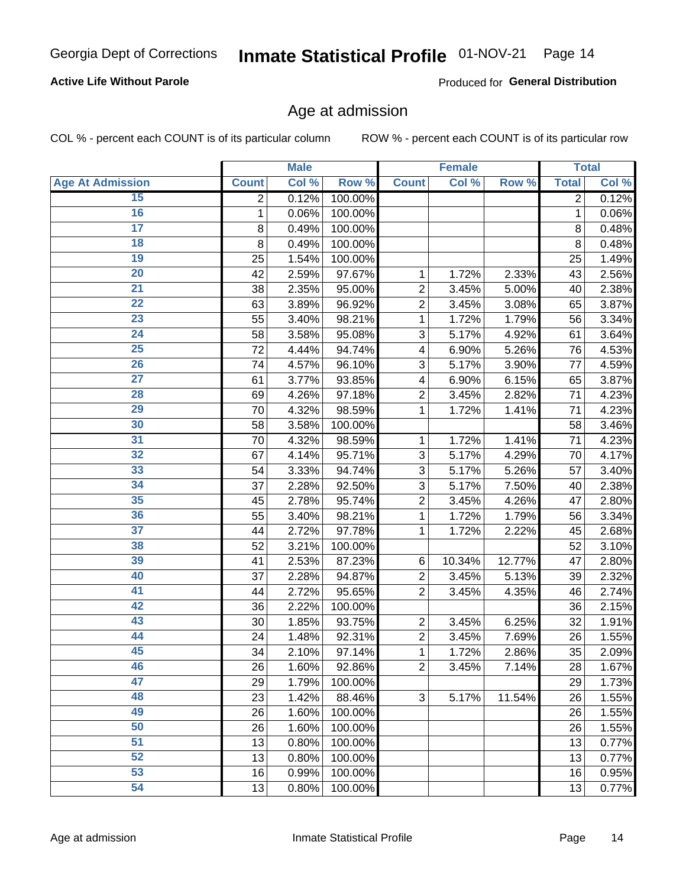Georgia Dept of Corrections **Inmate Statistical Profile** 01-NOV-21

**Active Life Without Parole**

Produced for **General Distribution**

## Age at admission

COL % - percent each COUNT is of its particular column

ROW % - percent each COUNT is of its particular row

| | Male | | | Female | | | Total | |
|---|---|---|---|---|---|---|---|---|
| **Age At Admission** | **Count** | **Col %** | **Row %** | **Count** | **Col %** | **Row %** | **Total** | **Col %** |
| 15 | 2 | 0.12% | 100.00% | | | | 2 | 0.12% |
| 16 | 1 | 0.06% | 100.00% | | | | 1 | 0.06% |
| 17 | 8 | 0.49% | 100.00% | | | | 8 | 0.48% |
| 18 | 8 | 0.49% | 100.00% | | | | 8 | 0.48% |
| 19 | 25 | 1.54% | 100.00% | | | | 25 | 1.49% |
| 20 | 42 | 2.59% | 97.67% | 1 | 1.72% | 2.33% | 43 | 2.56% |
| 21 | 38 | 2.35% | 95.00% | 2 | 3.45% | 5.00% | 40 | 2.38% |
| 22 | 63 | 3.89% | 96.92% | 2 | 3.45% | 3.08% | 65 | 3.87% |
| 23 | 55 | 3.40% | 98.21% | 1 | 1.72% | 1.79% | 56 | 3.34% |
| 24 | 58 | 3.58% | 95.08% | 3 | 5.17% | 4.92% | 61 | 3.64% |
| 25 | 72 | 4.44% | 94.74% | 4 | 6.90% | 5.26% | 76 | 4.53% |
| 26 | 74 | 4.57% | 96.10% | 3 | 5.17% | 3.90% | 77 | 4.59% |
| 27 | 61 | 3.77% | 93.85% | 4 | 6.90% | 6.15% | 65 | 3.87% |
| 28 | 69 | 4.26% | 97.18% | 2 | 3.45% | 2.82% | 71 | 4.23% |
| 29 | 70 | 4.32% | 98.59% | 1 | 1.72% | 1.41% | 71 | 4.23% |
| 30 | 58 | 3.58% | 100.00% | | | | 58 | 3.46% |
| 31 | 70 | 4.32% | 98.59% | 1 | 1.72% | 1.41% | 71 | 4.23% |
| 32 | 67 | 4.14% | 95.71% | 3 | 5.17% | 4.29% | 70 | 4.17% |
| 33 | 54 | 3.33% | 94.74% | 3 | 5.17% | 5.26% | 57 | 3.40% |
| 34 | 37 | 2.28% | 92.50% | 3 | 5.17% | 7.50% | 40 | 2.38% |
| 35 | 45 | 2.78% | 95.74% | 2 | 3.45% | 4.26% | 47 | 2.80% |
| 36 | 55 | 3.40% | 98.21% | 1 | 1.72% | 1.79% | 56 | 3.34% |
| 37 | 44 | 2.72% | 97.78% | 1 | 1.72% | 2.22% | 45 | 2.68% |
| 38 | 52 | 3.21% | 100.00% | | | | 52 | 3.10% |
| 39 | 41 | 2.53% | 87.23% | 6 | 10.34% | 12.77% | 47 | 2.80% |
| 40 | 37 | 2.28% | 94.87% | 2 | 3.45% | 5.13% | 39 | 2.32% |
| 41 | 44 | 2.72% | 95.65% | 2 | 3.45% | 4.35% | 46 | 2.74% |
| 42 | 36 | 2.22% | 100.00% | | | | 36 | 2.15% |
| 43 | 30 | 1.85% | 93.75% | 2 | 3.45% | 6.25% | 32 | 1.91% |
| 44 | 24 | 1.48% | 92.31% | 2 | 3.45% | 7.69% | 26 | 1.55% |
| 45 | 34 | 2.10% | 97.14% | 1 | 1.72% | 2.86% | 35 | 2.09% |
| 46 | 26 | 1.60% | 92.86% | 2 | 3.45% | 7.14% | 28 | 1.67% |
| 47 | 29 | 1.79% | 100.00% | | | | 29 | 1.73% |
| 48 | 23 | 1.42% | 88.46% | 3 | 5.17% | 11.54% | 26 | 1.55% |
| 49 | 26 | 1.60% | 100.00% | | | | 26 | 1.55% |
| 50 | 26 | 1.60% | 100.00% | | | | 26 | 1.55% |
| 51 | 13 | 0.80% | 100.00% | | | | 13 | 0.77% |
| 52 | 13 | 0.80% | 100.00% | | | | 13 | 0.77% |
| 53 | 16 | 0.99% | 100.00% | | | | 16 | 0.95% |
| 54 | 13 | 0.80% | 100.00% | | | | 13 | 0.77% |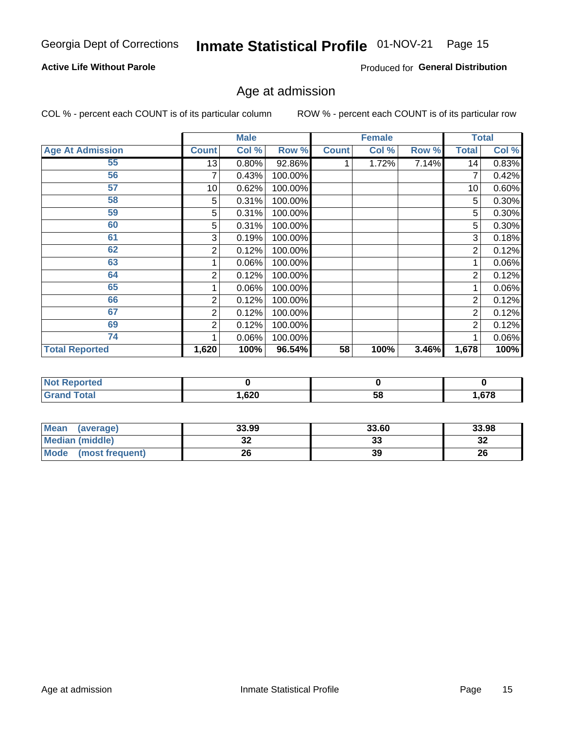Georgia Dept of Corrections **Inmate Statistical Profile** 01-NOV-21

**Active Life Without Parole**

Produced for **General Distribution**

## Age at admission

COL % - percent each COUNT is of its particular column    ROW % - percent each COUNT is of its particular row

| | Male | | | Female | | | Total | |
|---|---|---|---|---|---|---|---|---|
| **Age At Admission** | **Count** | **Col %** | **Row %** | **Count** | **Col %** | **Row %** | **Total** | **Col %** |
| 55 | 13 | 0.80% | 92.86% | 1 | 1.72% | 7.14% | 14 | 0.83% |
| 56 | 7 | 0.43% | 100.00% | | | | 7 | 0.42% |
| 57 | 10 | 0.62% | 100.00% | | | | 10 | 0.60% |
| 58 | 5 | 0.31% | 100.00% | | | | 5 | 0.30% |
| 59 | 5 | 0.31% | 100.00% | | | | 5 | 0.30% |
| 60 | 5 | 0.31% | 100.00% | | | | 5 | 0.30% |
| 61 | 3 | 0.19% | 100.00% | | | | 3 | 0.18% |
| 62 | 2 | 0.12% | 100.00% | | | | 2 | 0.12% |
| 63 | 1 | 0.06% | 100.00% | | | | 1 | 0.06% |
| 64 | 2 | 0.12% | 100.00% | | | | 2 | 0.12% |
| 65 | 1 | 0.06% | 100.00% | | | | 1 | 0.06% |
| 66 | 2 | 0.12% | 100.00% | | | | 2 | 0.12% |
| 67 | 2 | 0.12% | 100.00% | | | | 2 | 0.12% |
| 69 | 2 | 0.12% | 100.00% | | | | 2 | 0.12% |
| 74 | 1 | 0.06% | 100.00% | | | | 1 | 0.06% |
| **Total Reported** | **1,620** | **100%** | **96.54%** | **58** | **100%** | **3.46%** | **1,678** | **100%** |

| | Male | Female | Total |
|---|---|---|---|
| **Not Reported** | **0** | **0** | **0** |
| **Grand Total** | **1,620** | **58** | **1,678** |

| | Male | Female | Total |
|---|---|---|---|
| **Mean (average)** | **33.99** | **33.60** | **33.98** |
| **Median (middle)** | **32** | **33** | **32** |
| **Mode (most frequent)** | **26** | **39** | **26** |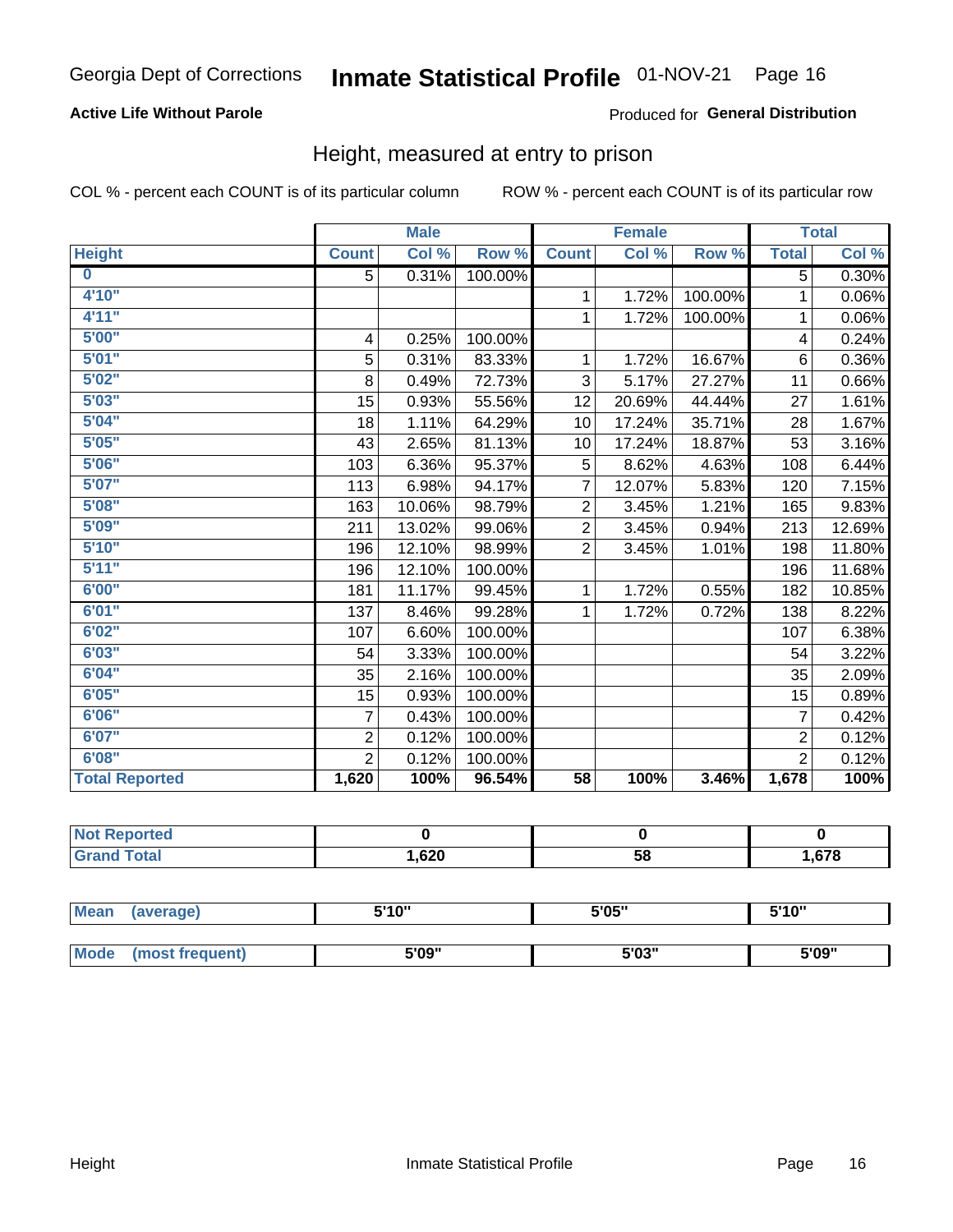Georgia Dept of Corrections **Inmate Statistical Profile** 01-NOV-21 Page 16

**Active Life Without Parole**

Produced for **General Distribution**

## Height, measured at entry to prison

COL % - percent each COUNT is of its particular column

ROW % - percent each COUNT is of its particular row

| | Male | | | Female | | | Total | |
|---|---|---|---|---|---|---|---|---|
| **Height** | **Count** | **Col %** | **Row %** | **Count** | **Col %** | **Row %** | **Total** | **Col %** |
| **0** | 5 | 0.31% | 100.00% | | | | 5 | 0.30% |
| **4'10"** | | | | 1 | 1.72% | 100.00% | 1 | 0.06% |
| **4'11"** | | | | 1 | 1.72% | 100.00% | 1 | 0.06% |
| **5'00"** | 4 | 0.25% | 100.00% | | | | 4 | 0.24% |
| **5'01"** | 5 | 0.31% | 83.33% | 1 | 1.72% | 16.67% | 6 | 0.36% |
| **5'02"** | 8 | 0.49% | 72.73% | 3 | 5.17% | 27.27% | 11 | 0.66% |
| **5'03"** | 15 | 0.93% | 55.56% | 12 | 20.69% | 44.44% | 27 | 1.61% |
| **5'04"** | 18 | 1.11% | 64.29% | 10 | 17.24% | 35.71% | 28 | 1.67% |
| **5'05"** | 43 | 2.65% | 81.13% | 10 | 17.24% | 18.87% | 53 | 3.16% |
| **5'06"** | 103 | 6.36% | 95.37% | 5 | 8.62% | 4.63% | 108 | 6.44% |
| **5'07"** | 113 | 6.98% | 94.17% | 7 | 12.07% | 5.83% | 120 | 7.15% |
| **5'08"** | 163 | 10.06% | 98.79% | 2 | 3.45% | 1.21% | 165 | 9.83% |
| **5'09"** | 211 | 13.02% | 99.06% | 2 | 3.45% | 0.94% | 213 | 12.69% |
| **5'10"** | 196 | 12.10% | 98.99% | 2 | 3.45% | 1.01% | 198 | 11.80% |
| **5'11"** | 196 | 12.10% | 100.00% | | | | 196 | 11.68% |
| **6'00"** | 181 | 11.17% | 99.45% | 1 | 1.72% | 0.55% | 182 | 10.85% |
| **6'01"** | 137 | 8.46% | 99.28% | 1 | 1.72% | 0.72% | 138 | 8.22% |
| **6'02"** | 107 | 6.60% | 100.00% | | | | 107 | 6.38% |
| **6'03"** | 54 | 3.33% | 100.00% | | | | 54 | 3.22% |
| **6'04"** | 35 | 2.16% | 100.00% | | | | 35 | 2.09% |
| **6'05"** | 15 | 0.93% | 100.00% | | | | 15 | 0.89% |
| **6'06"** | 7 | 0.43% | 100.00% | | | | 7 | 0.42% |
| **6'07"** | 2 | 0.12% | 100.00% | | | | 2 | 0.12% |
| **6'08"** | 2 | 0.12% | 100.00% | | | | 2 | 0.12% |
| **Total Reported** | **1,620** | **100%** | **96.54%** | **58** | **100%** | **3.46%** | **1,678** | **100%** |

| | Male | Female | Total |
|---|---|---|---|
| **Not Reported** | **0** | **0** | **0** |
| **Grand Total** | **1,620** | **58** | **1,678** |

| | Male | Female | Total |
|---|---|---|---|
| **Mean (average)** | **5'10"** | **5'05"** | **5'10"** |
| **Mode (most frequent)** | **5'09"** | **5'03"** | **5'09"** |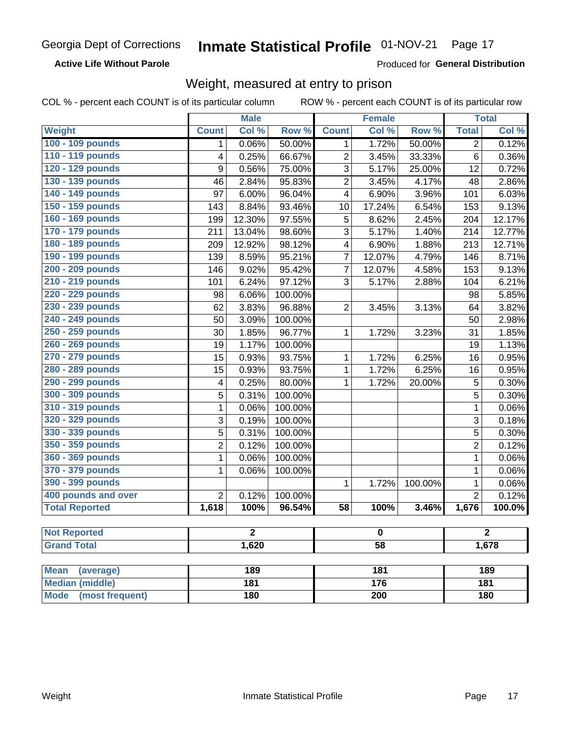Georgia Dept of Corrections **Inmate Statistical Profile** 01-NOV-21 Page 17

**Active Life Without Parole**

Produced for **General Distribution**

## Weight, measured at entry to prison

COL % - percent each COUNT is of its particular column ROW % - percent each COUNT is of its particular row

| Weight | Male | | | Female | | | Total | |
|---|---|---|---|---|---|---|---|---|
| | Count | Col % | Row % | Count | Col % | Row % | Total | Col % |
| 100 - 109 pounds | 1 | 0.06% | 50.00% | 1 | 1.72% | 50.00% | 2 | 0.12% |
| 110 - 119 pounds | 4 | 0.25% | 66.67% | 2 | 3.45% | 33.33% | 6 | 0.36% |
| 120 - 129 pounds | 9 | 0.56% | 75.00% | 3 | 5.17% | 25.00% | 12 | 0.72% |
| 130 - 139 pounds | 46 | 2.84% | 95.83% | 2 | 3.45% | 4.17% | 48 | 2.86% |
| 140 - 149 pounds | 97 | 6.00% | 96.04% | 4 | 6.90% | 3.96% | 101 | 6.03% |
| 150 - 159 pounds | 143 | 8.84% | 93.46% | 10 | 17.24% | 6.54% | 153 | 9.13% |
| 160 - 169 pounds | 199 | 12.30% | 97.55% | 5 | 8.62% | 2.45% | 204 | 12.17% |
| 170 - 179 pounds | 211 | 13.04% | 98.60% | 3 | 5.17% | 1.40% | 214 | 12.77% |
| 180 - 189 pounds | 209 | 12.92% | 98.12% | 4 | 6.90% | 1.88% | 213 | 12.71% |
| 190 - 199 pounds | 139 | 8.59% | 95.21% | 7 | 12.07% | 4.79% | 146 | 8.71% |
| 200 - 209 pounds | 146 | 9.02% | 95.42% | 7 | 12.07% | 4.58% | 153 | 9.13% |
| 210 - 219 pounds | 101 | 6.24% | 97.12% | 3 | 5.17% | 2.88% | 104 | 6.21% |
| 220 - 229 pounds | 98 | 6.06% | 100.00% | | | | 98 | 5.85% |
| 230 - 239 pounds | 62 | 3.83% | 96.88% | 2 | 3.45% | 3.13% | 64 | 3.82% |
| 240 - 249 pounds | 50 | 3.09% | 100.00% | | | | 50 | 2.98% |
| 250 - 259 pounds | 30 | 1.85% | 96.77% | 1 | 1.72% | 3.23% | 31 | 1.85% |
| 260 - 269 pounds | 19 | 1.17% | 100.00% | | | | 19 | 1.13% |
| 270 - 279 pounds | 15 | 0.93% | 93.75% | 1 | 1.72% | 6.25% | 16 | 0.95% |
| 280 - 289 pounds | 15 | 0.93% | 93.75% | 1 | 1.72% | 6.25% | 16 | 0.95% |
| 290 - 299 pounds | 4 | 0.25% | 80.00% | 1 | 1.72% | 20.00% | 5 | 0.30% |
| 300 - 309 pounds | 5 | 0.31% | 100.00% | | | | 5 | 0.30% |
| 310 - 319 pounds | 1 | 0.06% | 100.00% | | | | 1 | 0.06% |
| 320 - 329 pounds | 3 | 0.19% | 100.00% | | | | 3 | 0.18% |
| 330 - 339 pounds | 5 | 0.31% | 100.00% | | | | 5 | 0.30% |
| 350 - 359 pounds | 2 | 0.12% | 100.00% | | | | 2 | 0.12% |
| 360 - 369 pounds | 1 | 0.06% | 100.00% | | | | 1 | 0.06% |
| 370 - 379 pounds | 1 | 0.06% | 100.00% | | | | 1 | 0.06% |
| 390 - 399 pounds | | | | 1 | 1.72% | 100.00% | 1 | 0.06% |
| 400 pounds and over | 2 | 0.12% | 100.00% | | | | 2 | 0.12% |
| **Total Reported** | **1,618** | **100%** | **96.54%** | **58** | **100%** | **3.46%** | **1,676** | **100.0%** |

| | Male | Female | Total |
|---|---|---|---|
| Not Reported | 2 | 0 | 2 |
| Grand Total | 1,620 | 58 | 1,678 |

| | Male | Female | Total |
|---|---|---|---|
| Mean (average) | 189 | 181 | 189 |
| Median (middle) | 181 | 176 | 181 |
| Mode (most frequent) | 180 | 200 | 180 |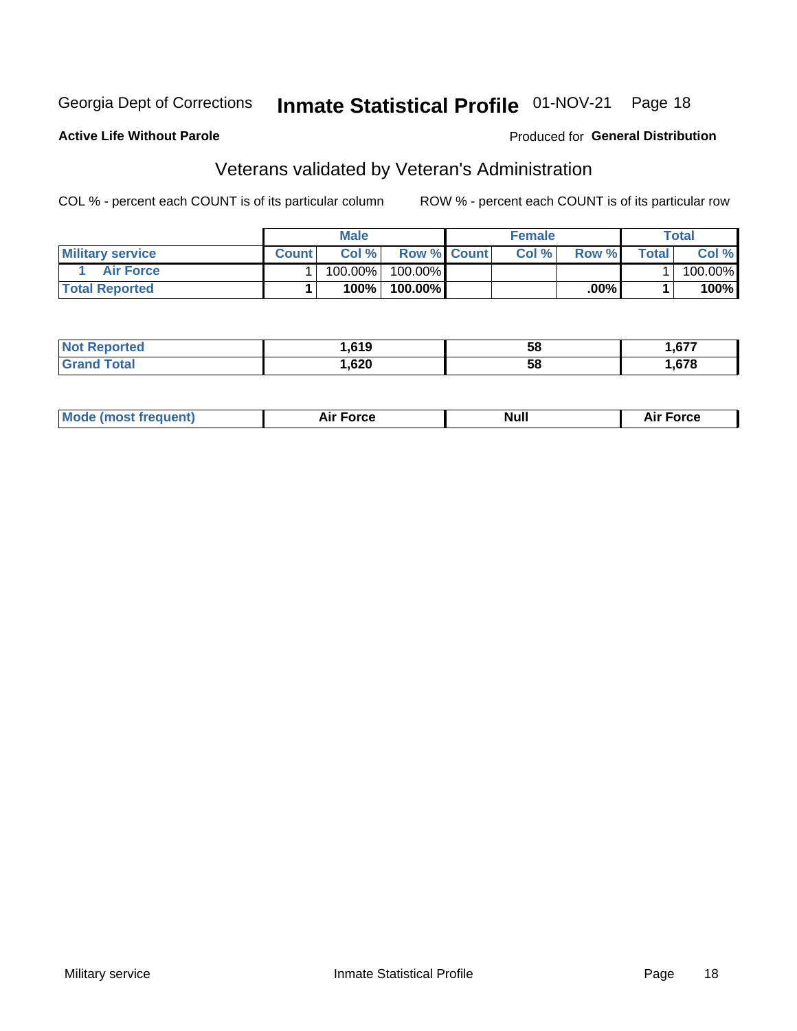Georgia Dept of Corrections **Inmate Statistical Profile** 01-NOV-21

**Active Life Without Parole**

Produced for **General Distribution**

## Veterans validated by Veteran's Administration

COL % - percent each COUNT is of its particular column

ROW % - percent each COUNT is of its particular row

| | Male | | | Female | | | Total | |
|---|---|---|---|---|---|---|---|---|
| **Military service** | **Count** | **Col %** | **Row %** | **Count** | **Col %** | **Row %** | **Total** | **Col %** |
| 1 Air Force | 1 | 100.00% | 100.00% | | | | 1 | 100.00% |
| **Total Reported** | **1** | **100%** | **100.00%** | | | **.00%** | **1** | **100%** |

| | Male | Female | Total |
|---|---|---|---|
| **Not Reported** | **1,619** | **58** | **1,677** |
| **Grand Total** | **1,620** | **58** | **1,678** |

| | Male | Female | Total |
|---|---|---|---|
| **Mode (most frequent)** | **Air Force** | **Null** | **Air Force** |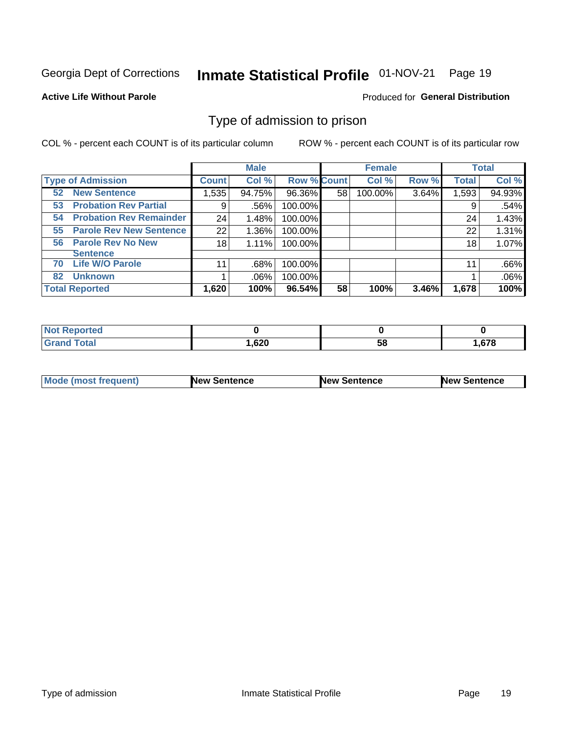Georgia Dept of Corrections **Inmate Statistical Profile** 01-NOV-21

**Active Life Without Parole**

Produced for **General Distribution**

## Type of admission to prison

COL % - percent each COUNT is of its particular column

ROW % - percent each COUNT is of its particular row

| Type of Admission | Male Count | Male Col % | Male Row % | Female Count | Female Col % | Female Row % | Total | Total Col % |
|---|---|---|---|---|---|---|---|---|
| 52 New Sentence | 1,535 | 94.75% | 96.36% | 58 | 100.00% | 3.64% | 1,593 | 94.93% |
| 53 Probation Rev Partial | 9 | .56% | 100.00% | | | | 9 | .54% |
| 54 Probation Rev Remainder | 24 | 1.48% | 100.00% | | | | 24 | 1.43% |
| 55 Parole Rev New Sentence | 22 | 1.36% | 100.00% | | | | 22 | 1.31% |
| 56 Parole Rev No New Sentence | 18 | 1.11% | 100.00% | | | | 18 | 1.07% |
| 70 Life W/O Parole | 11 | .68% | 100.00% | | | | 11 | .66% |
| 82 Unknown | 1 | .06% | 100.00% | | | | 1 | .06% |
| **Total Reported** | **1,620** | **100%** | **96.54%** | **58** | **100%** | **3.46%** | **1,678** | **100%** |

| | Male | Female | Total |
|---|---|---|---|
| Not Reported | 0 | 0 | 0 |
| Grand Total | 1,620 | 58 | 1,678 |

| | Male | Female | Total |
|---|---|---|---|
| Mode (most frequent) | New Sentence | New Sentence | New Sentence |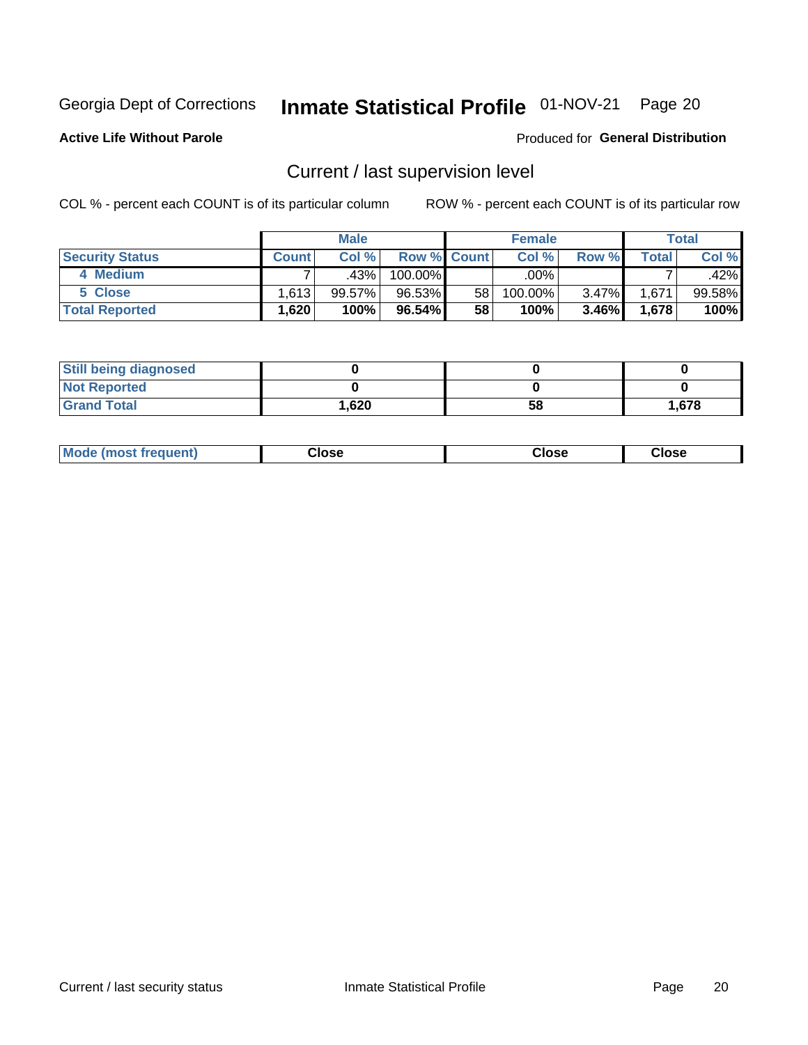Georgia Dept of Corrections **Inmate Statistical Profile** 01-NOV-21

**Active Life Without Parole**

Produced for **General Distribution**

## Current / last supervision level

COL % - percent each COUNT is of its particular column ROW % - percent each COUNT is of its particular row

| | Male | | | Female | | | Total | |
|---|---|---|---|---|---|---|---|---|
| **Security Status** | **Count** | **Col %** | **Row %** | **Count** | **Col %** | **Row %** | **Total** | **Col %** |
| 4 Medium | 7 | .43% | 100.00% | | .00% | | 7 | .42% |
| 5 Close | 1,613 | 99.57% | 96.53% | 58 | 100.00% | 3.47% | 1,671 | 99.58% |
| **Total Reported** | **1,620** | **100%** | **96.54%** | **58** | **100%** | **3.46%** | **1,678** | **100%** |

| | Male | Female | Total |
|---|---|---|---|
| **Still being diagnosed** | **0** | **0** | **0** |
| **Not Reported** | **0** | **0** | **0** |
| **Grand Total** | **1,620** | **58** | **1,678** |

| | Male | Female | Total |
|---|---|---|---|
| **Mode (most frequent)** | **Close** | **Close** | **Close** |

Current / last security status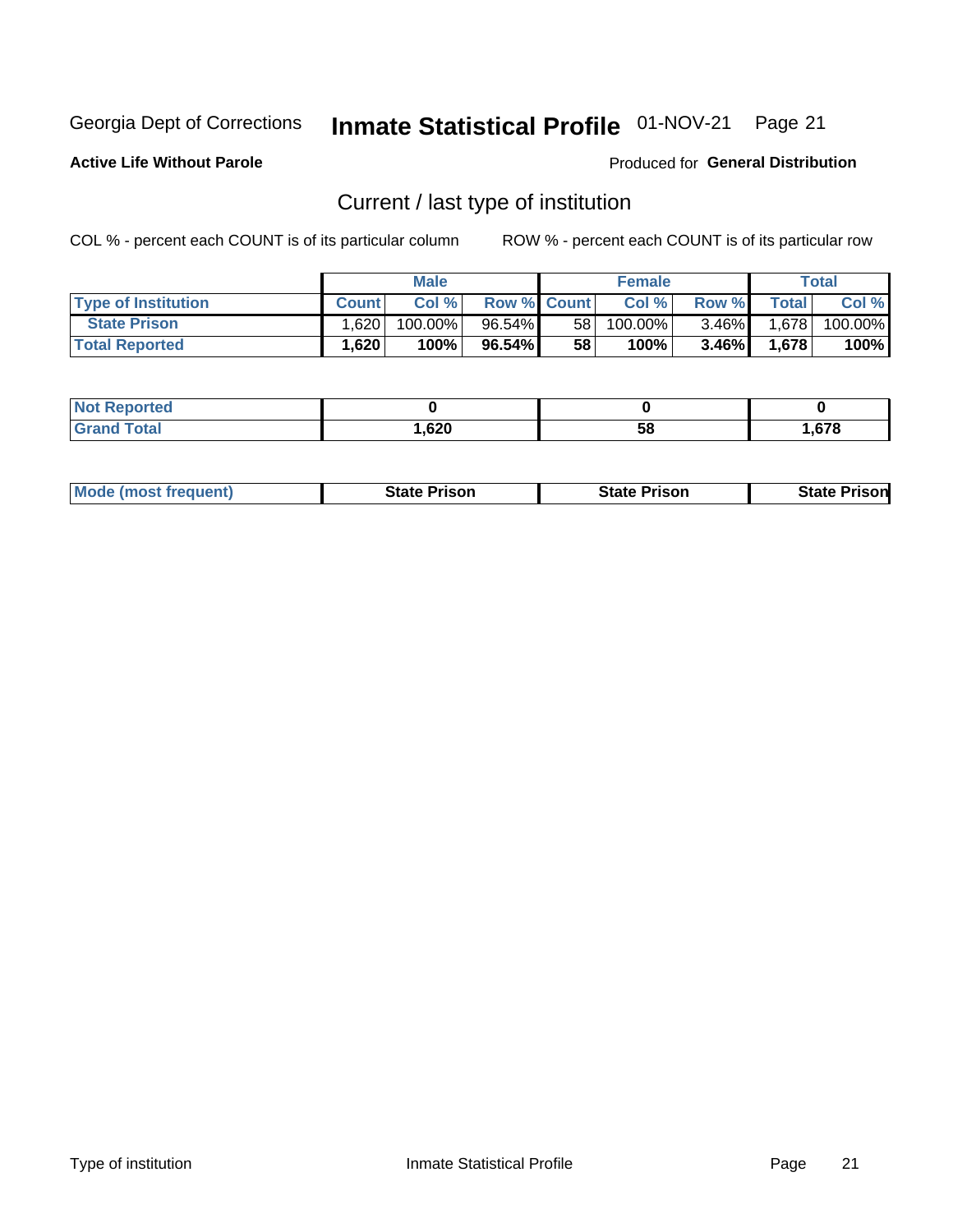Georgia Dept of Corrections **Inmate Statistical Profile** 01-NOV-21

**Active Life Without Parole**

Produced for **General Distribution**

## Current / last type of institution

COL % - percent each COUNT is of its particular column ROW % - percent each COUNT is of its particular row

| | Male | | | Female | | | Total | |
|---|---|---|---|---|---|---|---|---|
| **Type of Institution** | **Count** | **Col %** | **Row %** | **Count** | **Col %** | **Row %** | **Total** | **Col %** |
| **State Prison** | 1,620 | 100.00% | 96.54% | 58 | 100.00% | 3.46% | 1,678 | 100.00% |
| **Total Reported** | **1,620** | **100%** | **96.54%** | **58** | **100%** | **3.46%** | **1,678** | **100%** |

| | Male | Female | Total |
|---|---|---|---|
| **Not Reported** | **0** | **0** | **0** |
| **Grand Total** | **1,620** | **58** | **1,678** |

| | Male | Female | Total |
|---|---|---|---|
| **Mode (most frequent)** | **State Prison** | **State Prison** | **State Prison** |

Type of institution Inmate Statistical Profile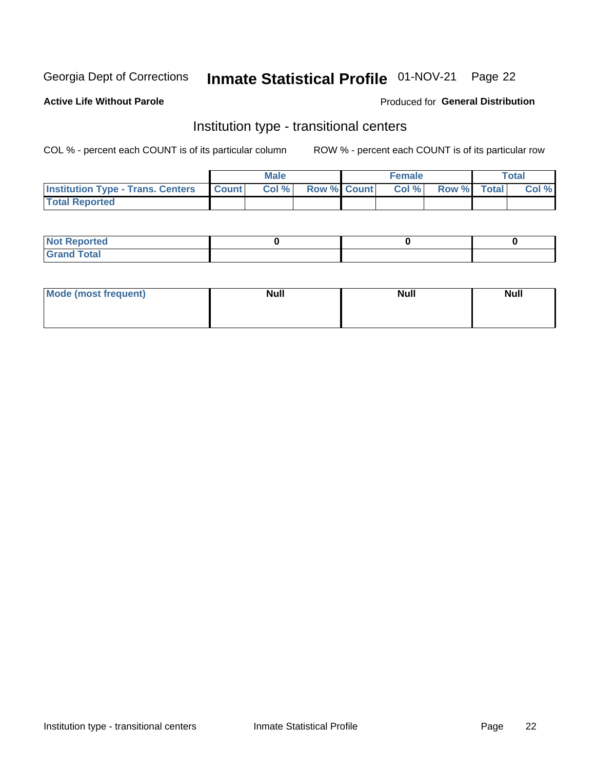Georgia Dept of Corrections **Inmate Statistical Profile** 01-NOV-21 Page 22

**Active Life Without Parole**

Produced for **General Distribution**

## Institution type - transitional centers

COL % - percent each COUNT is of its particular column ROW % - percent each COUNT is of its particular row

| | Male | | | Female | | | Total | |
|---|---|---|---|---|---|---|---|---|
| **Institution Type - Trans. Centers** | **Count** | **Col %** | **Row %** | **Count** | **Col %** | **Row %** | **Total** | **Col %** |
| **Total Reported** | | | | | | | | |

| | Male | Female | Total |
|---|---|---|---|
| **Not Reported** | 0 | 0 | 0 |
| **Grand Total** | | | |

| | Male | Female | Total |
|---|---|---|---|
| **Mode (most frequent)** | **Null** | **Null** | **Null** |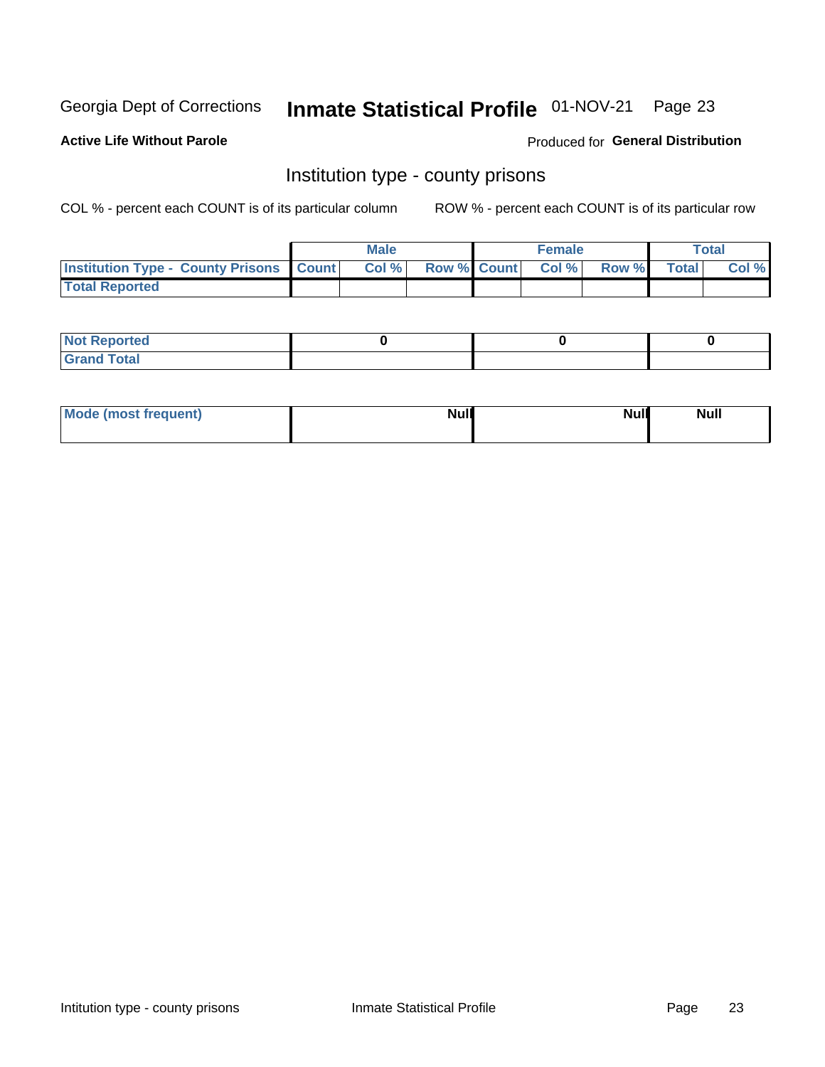Georgia Dept of Corrections **Inmate Statistical Profile** 01-NOV-21

**Active Life Without Parole**

Produced for **General Distribution**

## Institution type - county prisons

COL % - percent each COUNT is of its particular column

ROW % - percent each COUNT is of its particular row

| | Male | | | Female | | | Total | |
|---|---|---|---|---|---|---|---|---|
| **Institution Type - County Prisons** | **Count** | **Col %** | **Row %** | **Count** | **Col %** | **Row %** | **Total** | **Col %** |
| **Total Reported** | | | | | | | | |

| | Male | Female | Total |
|---|---|---|---|
| **Not Reported** | 0 | 0 | 0 |
| **Grand Total** | | | |

| | Male | Female | Total |
|---|---|---|---|
| **Mode (most frequent)** | Null | Null | Null |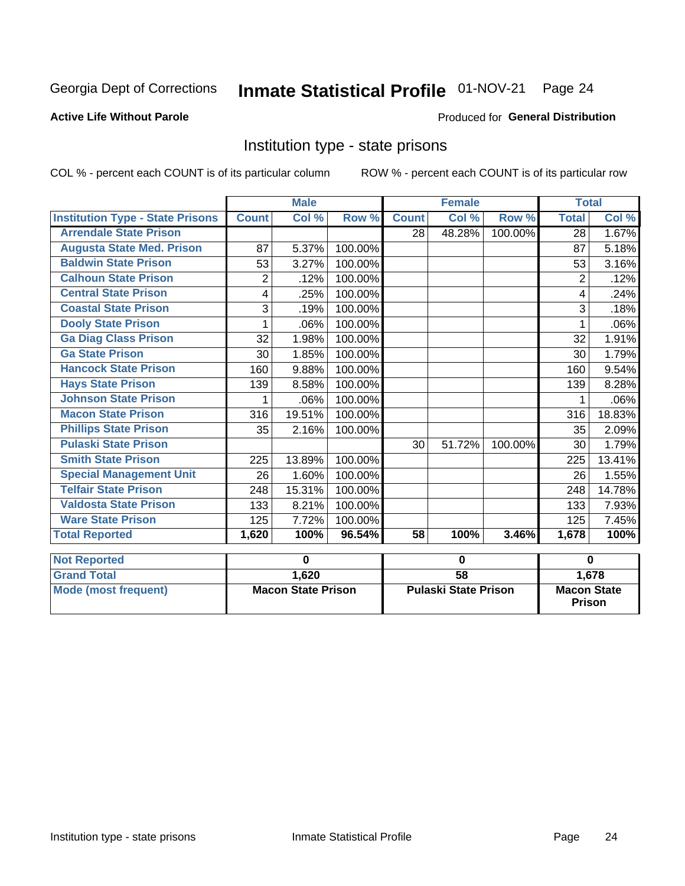Georgia Dept of Corrections **Inmate Statistical Profile** 01-NOV-21 Page 24

**Active Life Without Parole**

Produced for **General Distribution**

## Institution type - state prisons

COL % - percent each COUNT is of its particular column ROW % - percent each COUNT is of its particular row

| | Male | | | Female | | | Total | |
|---|---|---|---|---|---|---|---|---|
| **Institution Type - State Prisons** | **Count** | **Col %** | **Row %** | **Count** | **Col %** | **Row %** | **Total** | **Col %** |
| Arrendale State Prison | | | | 28 | 48.28% | 100.00% | 28 | 1.67% |
| Augusta State Med. Prison | 87 | 5.37% | 100.00% | | | | 87 | 5.18% |
| Baldwin State Prison | 53 | 3.27% | 100.00% | | | | 53 | 3.16% |
| Calhoun State Prison | 2 | .12% | 100.00% | | | | 2 | .12% |
| Central State Prison | 4 | .25% | 100.00% | | | | 4 | .24% |
| Coastal State Prison | 3 | .19% | 100.00% | | | | 3 | .18% |
| Dooly State Prison | 1 | .06% | 100.00% | | | | 1 | .06% |
| Ga Diag Class Prison | 32 | 1.98% | 100.00% | | | | 32 | 1.91% |
| Ga State Prison | 30 | 1.85% | 100.00% | | | | 30 | 1.79% |
| Hancock State Prison | 160 | 9.88% | 100.00% | | | | 160 | 9.54% |
| Hays State Prison | 139 | 8.58% | 100.00% | | | | 139 | 8.28% |
| Johnson State Prison | 1 | .06% | 100.00% | | | | 1 | .06% |
| Macon State Prison | 316 | 19.51% | 100.00% | | | | 316 | 18.83% |
| Phillips State Prison | 35 | 2.16% | 100.00% | | | | 35 | 2.09% |
| Pulaski State Prison | | | | 30 | 51.72% | 100.00% | 30 | 1.79% |
| Smith State Prison | 225 | 13.89% | 100.00% | | | | 225 | 13.41% |
| Special Management Unit | 26 | 1.60% | 100.00% | | | | 26 | 1.55% |
| Telfair State Prison | 248 | 15.31% | 100.00% | | | | 248 | 14.78% |
| Valdosta State Prison | 133 | 8.21% | 100.00% | | | | 133 | 7.93% |
| Ware State Prison | 125 | 7.72% | 100.00% | | | | 125 | 7.45% |
| **Total Reported** | **1,620** | **100%** | **96.54%** | **58** | **100%** | **3.46%** | **1,678** | **100%** |

| | Male | Female | Total |
|---|---|---|---|
| **Not Reported** | **0** | **0** | **0** |
| **Grand Total** | **1,620** | **58** | **1,678** |
| **Mode (most frequent)** | **Macon State Prison** | **Pulaski State Prison** | **Macon State Prison** |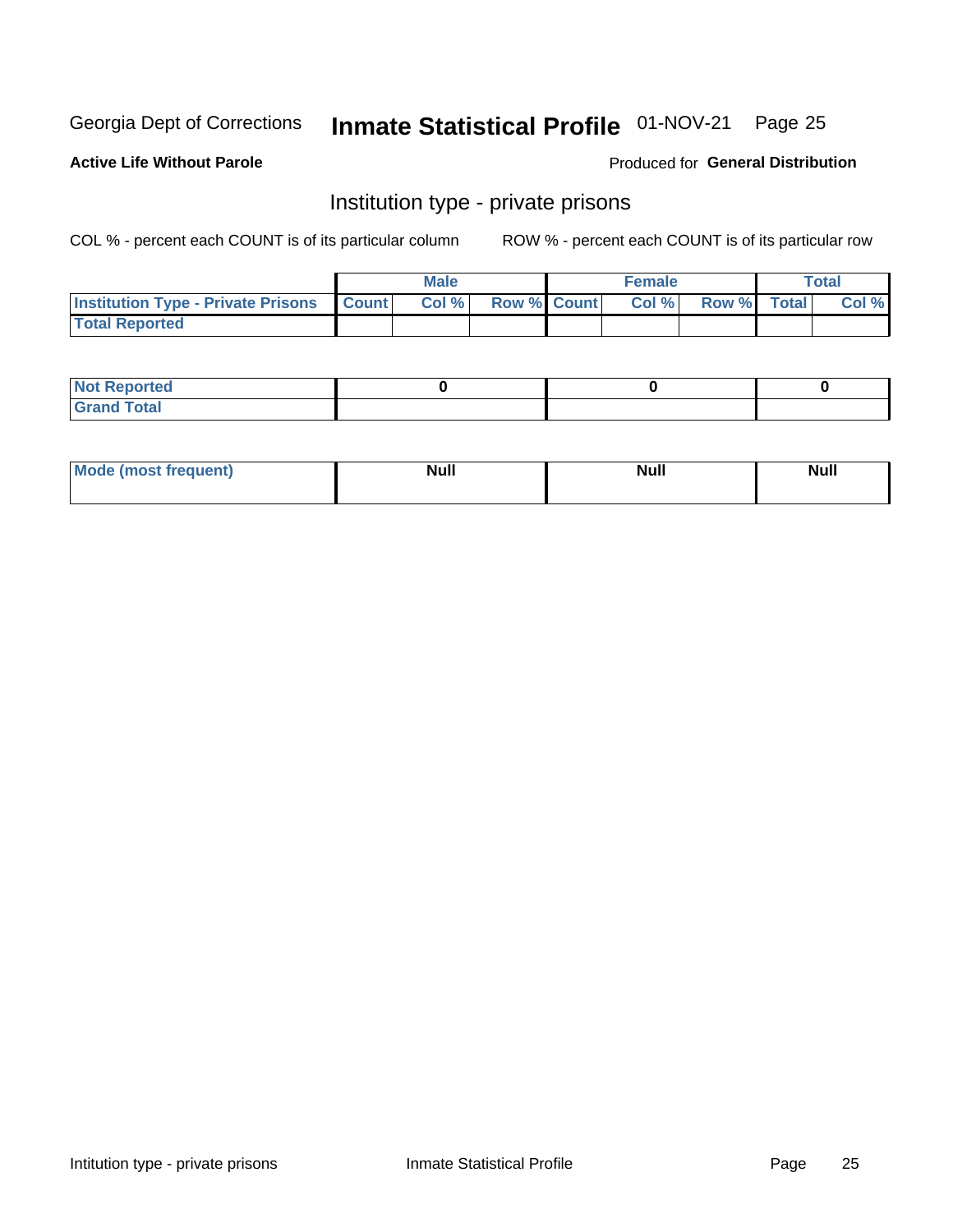Georgia Dept of Corrections **Inmate Statistical Profile** 01-NOV-21 Page 25

**Active Life Without Parole**

Produced for **General Distribution**

## Institution type - private prisons

COL % - percent each COUNT is of its particular column ROW % - percent each COUNT is of its particular row

| | Male | | | Female | | | Total | |
|---|---|---|---|---|---|---|---|---|
| **Institution Type - Private Prisons** | **Count** | **Col %** | **Row %** | **Count** | **Col %** | **Row %** | **Total** | **Col %** |
| **Total Reported** | | | | | | | | |

| | Male | Female | Total |
|---|---|---|---|
| **Not Reported** | 0 | 0 | 0 |
| **Grand Total** | | | |

| | Male | Female | Total |
|---|---|---|---|
| **Mode (most frequent)** | Null | Null | Null |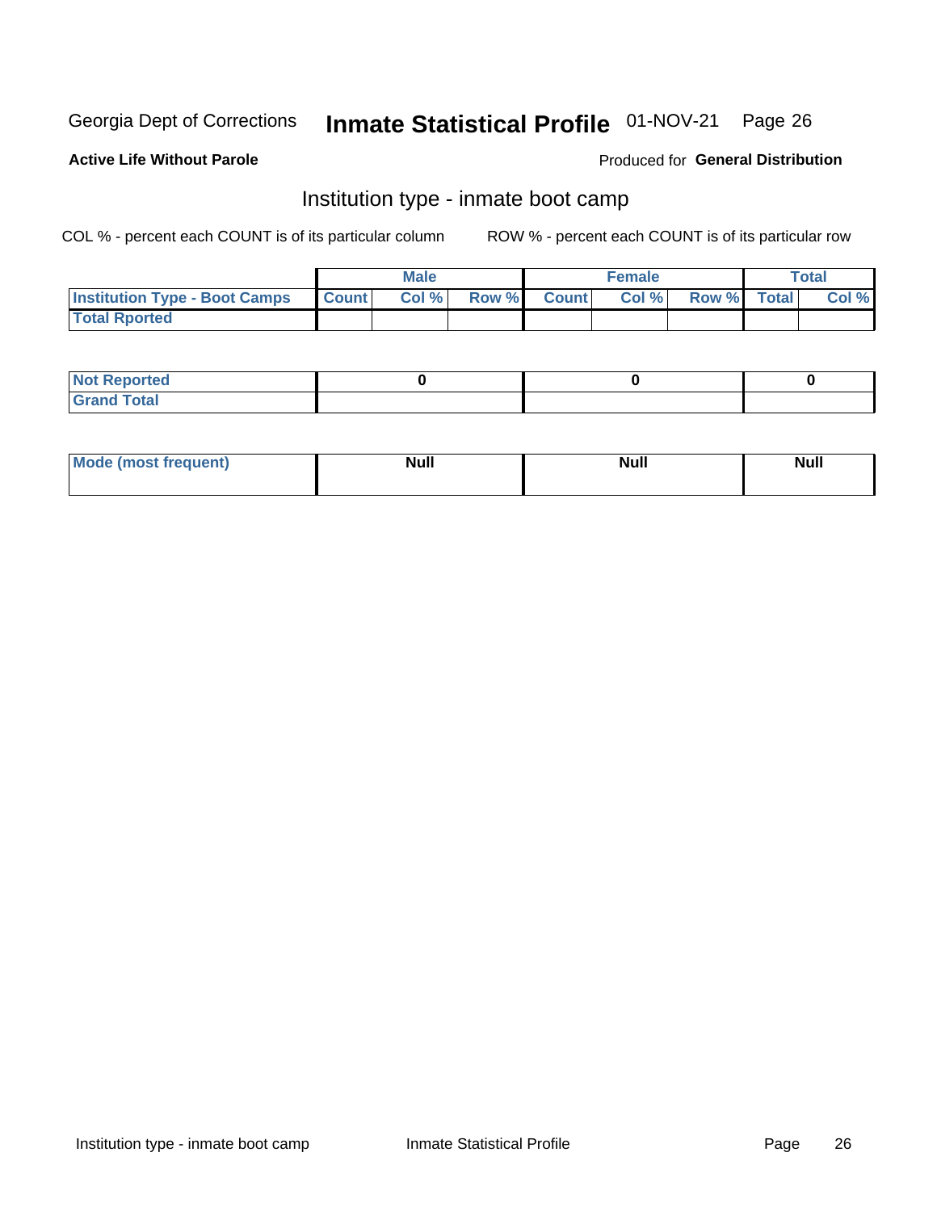Georgia Dept of Corrections **Inmate Statistical Profile** 01-NOV-21

**Active Life Without Parole**

Produced for **General Distribution**

## Institution type - inmate boot camp

COL % - percent each COUNT is of its particular column

ROW % - percent each COUNT is of its particular row

| | Male | | | Female | | | Total | |
|---|---|---|---|---|---|---|---|---|
| **Institution Type - Boot Camps** | **Count** | **Col %** | **Row %** | **Count** | **Col %** | **Row %** | **Total** | **Col %** |
| **Total Rported** | | | | | | | | |

| | Male | Female | Total |
|---|---|---|---|
| **Not Reported** | 0 | 0 | 0 |
| **Grand Total** | | | |

| | Male | Female | Total |
|---|---|---|---|
| **Mode (most frequent)** | Null | Null | Null |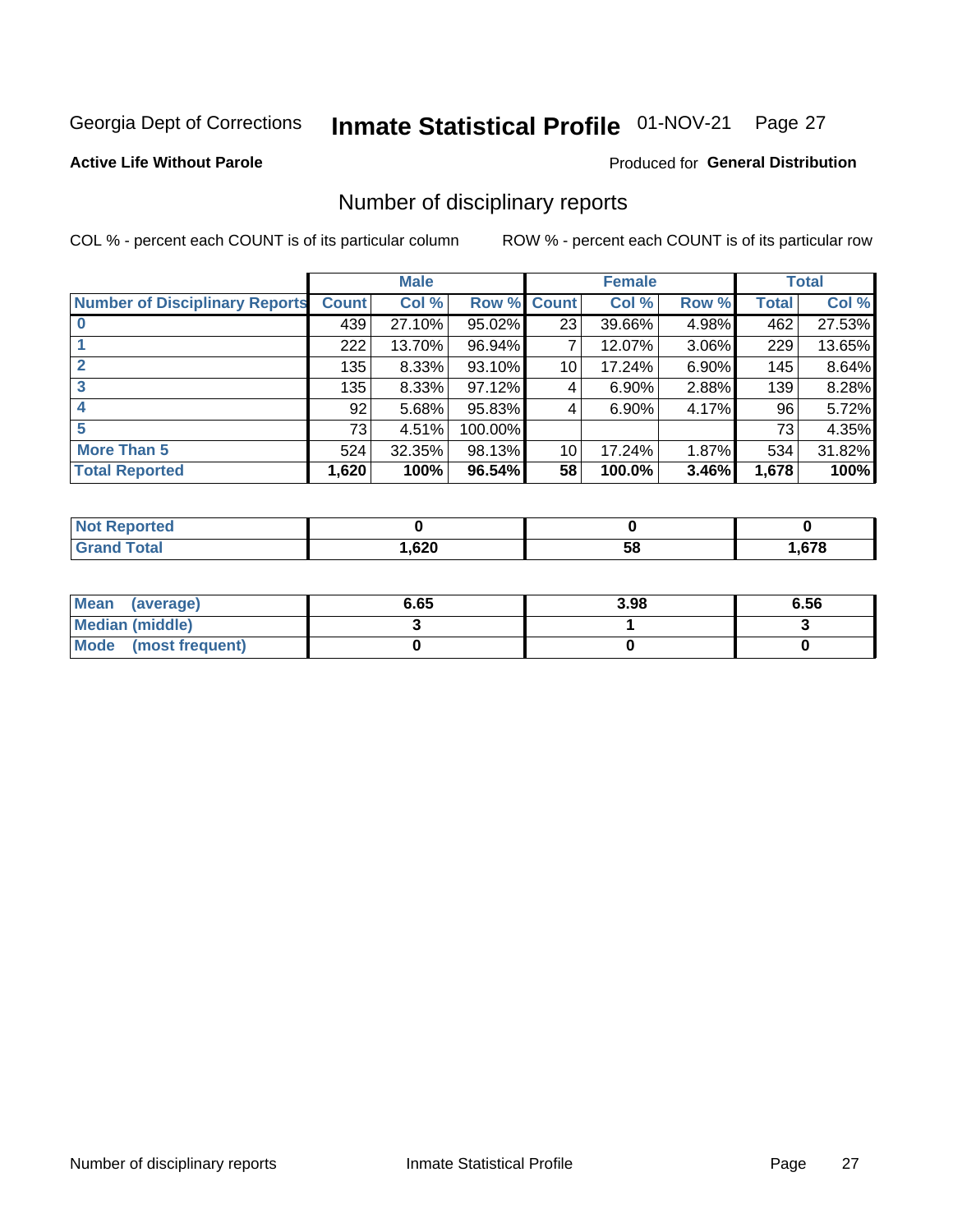Georgia Dept of Corrections **Inmate Statistical Profile** 01-NOV-21

**Active Life Without Parole**

Produced for **General Distribution**

## Number of disciplinary reports

COL % - percent each COUNT is of its particular column

ROW % - percent each COUNT is of its particular row

| | Male | | | Female | | | Total | |
|---|---|---|---|---|---|---|---|---|
| **Number of Disciplinary Reports** | **Count** | **Col %** | **Row %** | **Count** | **Col %** | **Row %** | **Total** | **Col %** |
| **0** | 439 | 27.10% | 95.02% | 23 | 39.66% | 4.98% | 462 | 27.53% |
| **1** | 222 | 13.70% | 96.94% | 7 | 12.07% | 3.06% | 229 | 13.65% |
| **2** | 135 | 8.33% | 93.10% | 10 | 17.24% | 6.90% | 145 | 8.64% |
| **3** | 135 | 8.33% | 97.12% | 4 | 6.90% | 2.88% | 139 | 8.28% |
| **4** | 92 | 5.68% | 95.83% | 4 | 6.90% | 4.17% | 96 | 5.72% |
| **5** | 73 | 4.51% | 100.00% | | | | 73 | 4.35% |
| **More Than 5** | 524 | 32.35% | 98.13% | 10 | 17.24% | 1.87% | 534 | 31.82% |
| **Total Reported** | **1,620** | **100%** | **96.54%** | **58** | **100.0%** | **3.46%** | **1,678** | **100%** |

| | Male | Female | Total |
|---|---|---|---|
| **Not Reported** | **0** | **0** | **0** |
| **Grand Total** | **1,620** | **58** | **1,678** |

| | Male | Female | Total |
|---|---|---|---|
| **Mean (average)** | **6.65** | **3.98** | **6.56** |
| **Median (middle)** | **3** | **1** | **3** |
| **Mode (most frequent)** | **0** | **0** | **0** |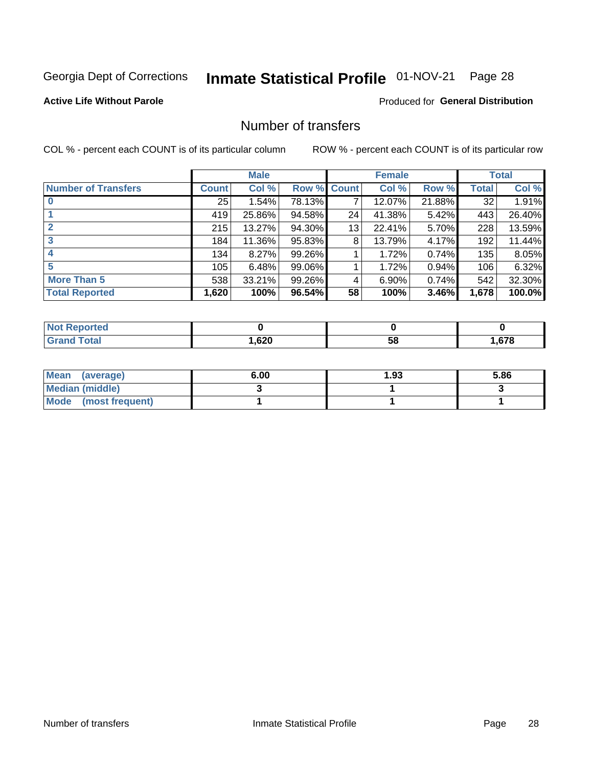Georgia Dept of Corrections **Inmate Statistical Profile** 01-NOV-21

**Active Life Without Parole**

Produced for **General Distribution**

## Number of transfers

COL % - percent each COUNT is of its particular column

ROW % - percent each COUNT is of its particular row

| | Male | | | Female | | | Total | |
|---|---|---|---|---|---|---|---|---|
| **Number of Transfers** | **Count** | **Col %** | **Row %** | **Count** | **Col %** | **Row %** | **Total** | **Col %** |
| **0** | 25 | 1.54% | 78.13% | 7 | 12.07% | 21.88% | 32 | 1.91% |
| **1** | 419 | 25.86% | 94.58% | 24 | 41.38% | 5.42% | 443 | 26.40% |
| **2** | 215 | 13.27% | 94.30% | 13 | 22.41% | 5.70% | 228 | 13.59% |
| **3** | 184 | 11.36% | 95.83% | 8 | 13.79% | 4.17% | 192 | 11.44% |
| **4** | 134 | 8.27% | 99.26% | 1 | 1.72% | 0.74% | 135 | 8.05% |
| **5** | 105 | 6.48% | 99.06% | 1 | 1.72% | 0.94% | 106 | 6.32% |
| **More Than 5** | 538 | 33.21% | 99.26% | 4 | 6.90% | 0.74% | 542 | 32.30% |
| **Total Reported** | **1,620** | **100%** | **96.54%** | **58** | **100%** | **3.46%** | **1,678** | **100.0%** |

| | Male | Female | Total |
|---|---|---|---|
| **Not Reported** | **0** | **0** | **0** |
| **Grand Total** | **1,620** | **58** | **1,678** |

| | Male | Female | Total |
|---|---|---|---|
| **Mean (average)** | **6.00** | **1.93** | **5.86** |
| **Median (middle)** | **3** | **1** | **3** |
| **Mode (most frequent)** | **1** | **1** | **1** |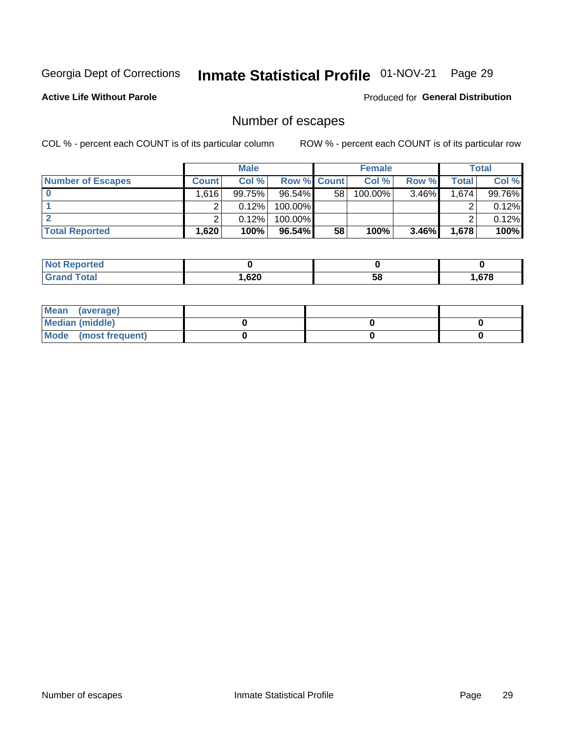Georgia Dept of Corrections **Inmate Statistical Profile** 01-NOV-21

**Active Life Without Parole**

Produced for **General Distribution**

## Number of escapes

COL % - percent each COUNT is of its particular column    ROW % - percent each COUNT is of its particular row

| | Male | | | Female | | | Total | |
|---|---|---|---|---|---|---|---|---|
| **Number of Escapes** | **Count** | **Col %** | **Row %** | **Count** | **Col %** | **Row %** | **Total** | **Col %** |
| **0** | 1,616 | 99.75% | 96.54% | 58 | 100.00% | 3.46% | 1,674 | 99.76% |
| **1** | 2 | 0.12% | 100.00% | | | | 2 | 0.12% |
| **2** | 2 | 0.12% | 100.00% | | | | 2 | 0.12% |
| **Total Reported** | **1,620** | **100%** | **96.54%** | **58** | **100%** | **3.46%** | **1,678** | **100%** |

| | Male | Female | Total |
|---|---|---|---|
| **Not Reported** | **0** | **0** | **0** |
| **Grand Total** | **1,620** | **58** | **1,678** |

| | Male | Female | Total |
|---|---|---|---|
| **Mean (average)** | | | |
| **Median (middle)** | **0** | **0** | **0** |
| **Mode (most frequent)** | **0** | **0** | **0** |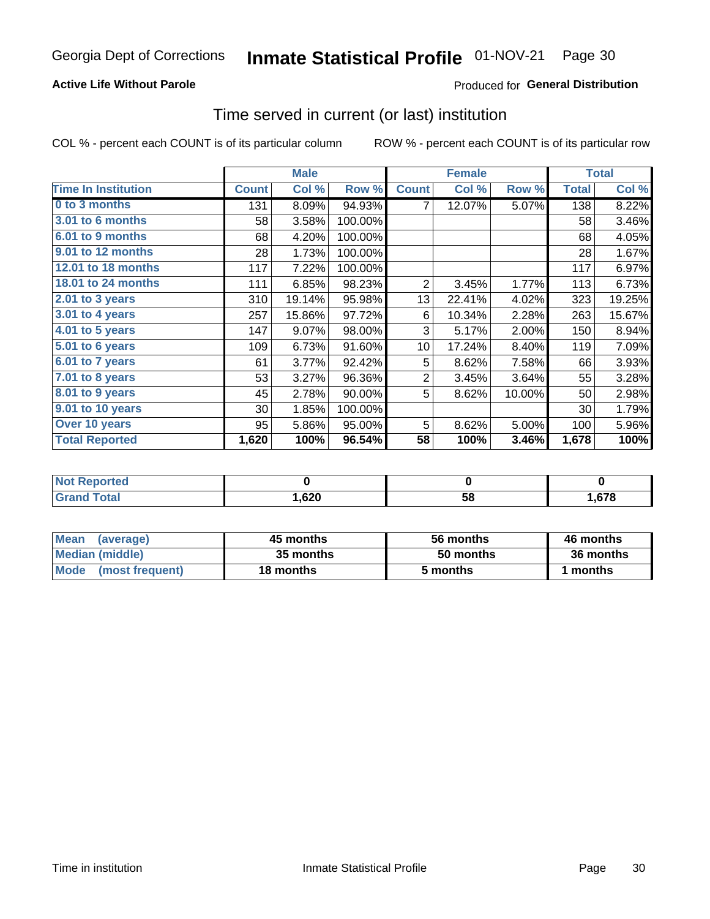Georgia Dept of Corrections **Inmate Statistical Profile** 01-NOV-21 Page 30

**Active Life Without Parole**

Produced for **General Distribution**

## Time served in current (or last) institution

COL % - percent each COUNT is of its particular column ROW % - percent each COUNT is of its particular row

| | Male | | | Female | | | Total | |
|---|---|---|---|---|---|---|---|---|
| **Time In Institution** | **Count** | **Col %** | **Row %** | **Count** | **Col %** | **Row %** | **Total** | **Col %** |
| **0 to 3 months** | 131 | 8.09% | 94.93% | 7 | 12.07% | 5.07% | 138 | 8.22% |
| **3.01 to 6 months** | 58 | 3.58% | 100.00% | | | | 58 | 3.46% |
| **6.01 to 9 months** | 68 | 4.20% | 100.00% | | | | 68 | 4.05% |
| **9.01 to 12 months** | 28 | 1.73% | 100.00% | | | | 28 | 1.67% |
| **12.01 to 18 months** | 117 | 7.22% | 100.00% | | | | 117 | 6.97% |
| **18.01 to 24 months** | 111 | 6.85% | 98.23% | 2 | 3.45% | 1.77% | 113 | 6.73% |
| **2.01 to 3 years** | 310 | 19.14% | 95.98% | 13 | 22.41% | 4.02% | 323 | 19.25% |
| **3.01 to 4 years** | 257 | 15.86% | 97.72% | 6 | 10.34% | 2.28% | 263 | 15.67% |
| **4.01 to 5 years** | 147 | 9.07% | 98.00% | 3 | 5.17% | 2.00% | 150 | 8.94% |
| **5.01 to 6 years** | 109 | 6.73% | 91.60% | 10 | 17.24% | 8.40% | 119 | 7.09% |
| **6.01 to 7 years** | 61 | 3.77% | 92.42% | 5 | 8.62% | 7.58% | 66 | 3.93% |
| **7.01 to 8 years** | 53 | 3.27% | 96.36% | 2 | 3.45% | 3.64% | 55 | 3.28% |
| **8.01 to 9 years** | 45 | 2.78% | 90.00% | 5 | 8.62% | 10.00% | 50 | 2.98% |
| **9.01 to 10 years** | 30 | 1.85% | 100.00% | | | | 30 | 1.79% |
| **Over 10 years** | 95 | 5.86% | 95.00% | 5 | 8.62% | 5.00% | 100 | 5.96% |
| **Total Reported** | **1,620** | **100%** | **96.54%** | **58** | **100%** | **3.46%** | **1,678** | **100%** |

| | Male | Female | Total |
|---|---|---|---|
| **Not Reported** | **0** | **0** | **0** |
| **Grand Total** | **1,620** | **58** | **1,678** |

| | Male | Female | Total |
|---|---|---|---|
| **Mean (average)** | **45 months** | **56 months** | **46 months** |
| **Median (middle)** | **35 months** | **50 months** | **36 months** |
| **Mode (most frequent)** | **18 months** | **5 months** | **1 months** |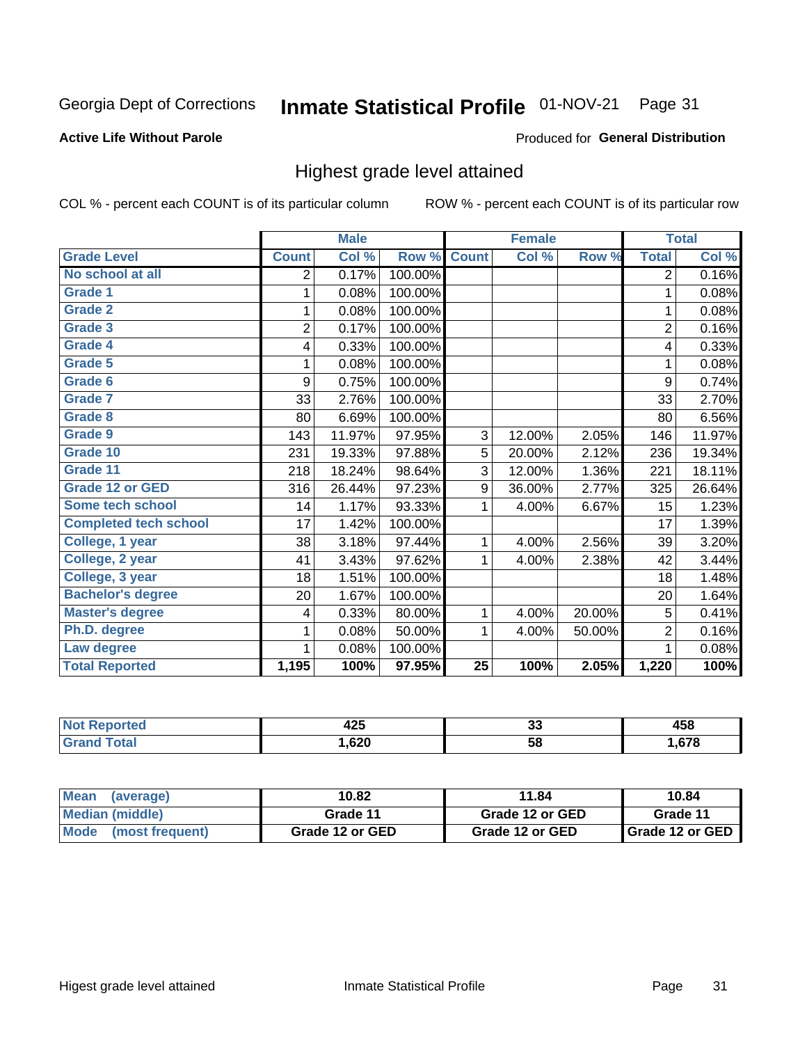Georgia Dept of Corrections **Inmate Statistical Profile** 01-NOV-21 Page 31

**Active Life Without Parole**

Produced for **General Distribution**

## Highest grade level attained

COL % - percent each COUNT is of its particular column ROW % - percent each COUNT is of its particular row

| | Male | | | Female | | | Total | |
|---|---|---|---|---|---|---|---|---|
| **Grade Level** | **Count** | **Col %** | **Row %** | **Count** | **Col %** | **Row %** | **Total** | **Col %** |
| No school at all | 2 | 0.17% | 100.00% | | | | 2 | 0.16% |
| Grade 1 | 1 | 0.08% | 100.00% | | | | 1 | 0.08% |
| Grade 2 | 1 | 0.08% | 100.00% | | | | 1 | 0.08% |
| Grade 3 | 2 | 0.17% | 100.00% | | | | 2 | 0.16% |
| Grade 4 | 4 | 0.33% | 100.00% | | | | 4 | 0.33% |
| Grade 5 | 1 | 0.08% | 100.00% | | | | 1 | 0.08% |
| Grade 6 | 9 | 0.75% | 100.00% | | | | 9 | 0.74% |
| Grade 7 | 33 | 2.76% | 100.00% | | | | 33 | 2.70% |
| Grade 8 | 80 | 6.69% | 100.00% | | | | 80 | 6.56% |
| Grade 9 | 143 | 11.97% | 97.95% | 3 | 12.00% | 2.05% | 146 | 11.97% |
| Grade 10 | 231 | 19.33% | 97.88% | 5 | 20.00% | 2.12% | 236 | 19.34% |
| Grade 11 | 218 | 18.24% | 98.64% | 3 | 12.00% | 1.36% | 221 | 18.11% |
| Grade 12 or GED | 316 | 26.44% | 97.23% | 9 | 36.00% | 2.77% | 325 | 26.64% |
| Some tech school | 14 | 1.17% | 93.33% | 1 | 4.00% | 6.67% | 15 | 1.23% |
| Completed tech school | 17 | 1.42% | 100.00% | | | | 17 | 1.39% |
| College, 1 year | 38 | 3.18% | 97.44% | 1 | 4.00% | 2.56% | 39 | 3.20% |
| College, 2 year | 41 | 3.43% | 97.62% | 1 | 4.00% | 2.38% | 42 | 3.44% |
| College, 3 year | 18 | 1.51% | 100.00% | | | | 18 | 1.48% |
| Bachelor's degree | 20 | 1.67% | 100.00% | | | | 20 | 1.64% |
| Master's degree | 4 | 0.33% | 80.00% | 1 | 4.00% | 20.00% | 5 | 0.41% |
| Ph.D. degree | 1 | 0.08% | 50.00% | 1 | 4.00% | 50.00% | 2 | 0.16% |
| Law degree | 1 | 0.08% | 100.00% | | | | 1 | 0.08% |
| **Total Reported** | **1,195** | **100%** | **97.95%** | **25** | **100%** | **2.05%** | **1,220** | **100%** |

| | Male | Female | Total |
|---|---|---|---|
| Not Reported | 425 | 33 | 458 |
| Grand Total | 1,620 | 58 | 1,678 |

| | Male | Female | Total |
|---|---|---|---|
| Mean (average) | 10.82 | 11.84 | 10.84 |
| Median (middle) | Grade 11 | Grade 12 or GED | Grade 11 |
| Mode (most frequent) | Grade 12 or GED | Grade 12 or GED | Grade 12 or GED |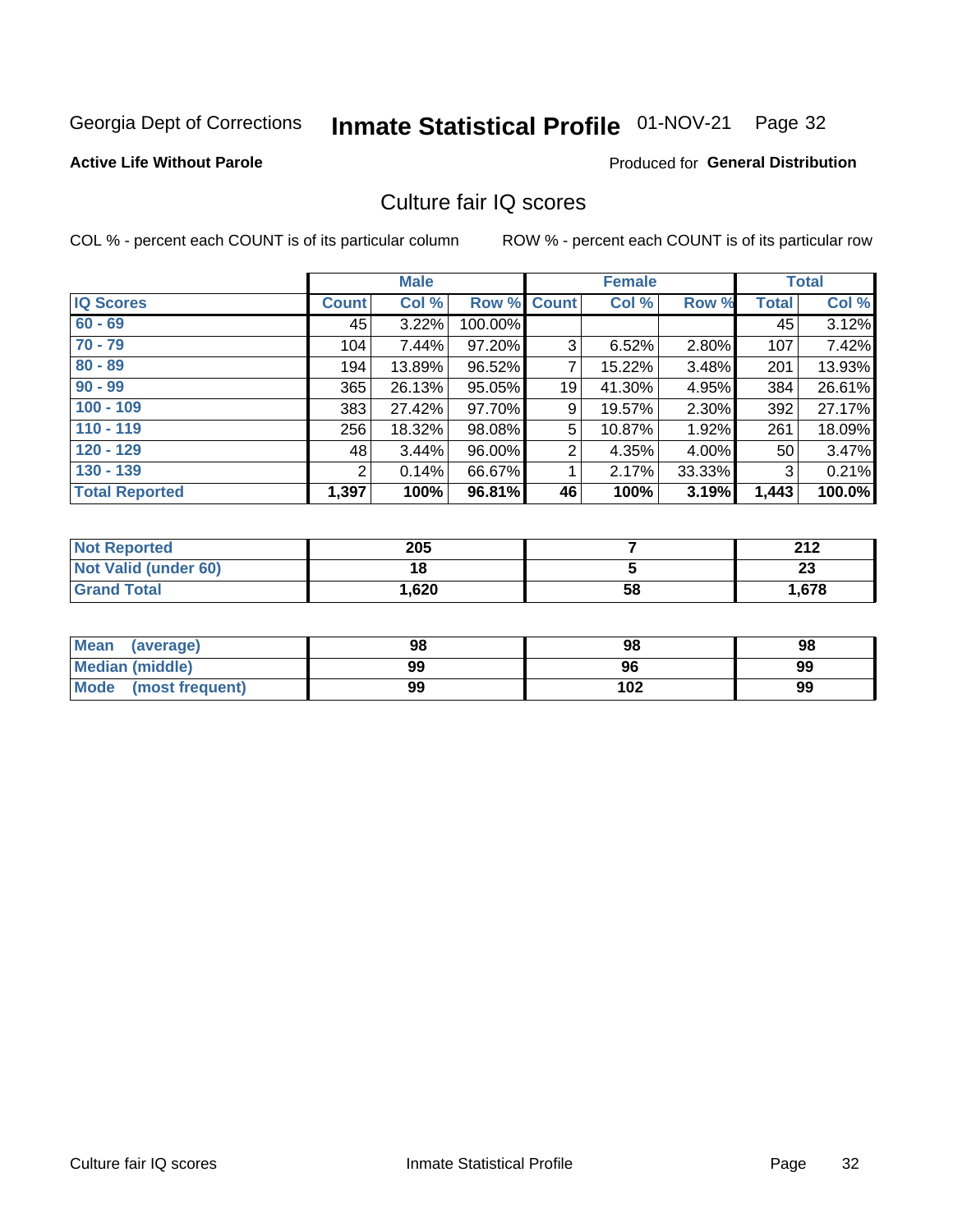Georgia Dept of Corrections **Inmate Statistical Profile** 01-NOV-21

**Active Life Without Parole**

Produced for **General Distribution**

## Culture fair IQ scores

COL % - percent each COUNT is of its particular column ROW % - percent each COUNT is of its particular row

| | Male | | | Female | | | Total | |
|---|---|---|---|---|---|---|---|---|
| **IQ Scores** | **Count** | **Col %** | **Row %** | **Count** | **Col %** | **Row %** | **Total** | **Col %** |
| 60 - 69 | 45 | 3.22% | 100.00% | | | | 45 | 3.12% |
| 70 - 79 | 104 | 7.44% | 97.20% | 3 | 6.52% | 2.80% | 107 | 7.42% |
| 80 - 89 | 194 | 13.89% | 96.52% | 7 | 15.22% | 3.48% | 201 | 13.93% |
| 90 - 99 | 365 | 26.13% | 95.05% | 19 | 41.30% | 4.95% | 384 | 26.61% |
| 100 - 109 | 383 | 27.42% | 97.70% | 9 | 19.57% | 2.30% | 392 | 27.17% |
| 110 - 119 | 256 | 18.32% | 98.08% | 5 | 10.87% | 1.92% | 261 | 18.09% |
| 120 - 129 | 48 | 3.44% | 96.00% | 2 | 4.35% | 4.00% | 50 | 3.47% |
| 130 - 139 | 2 | 0.14% | 66.67% | 1 | 2.17% | 33.33% | 3 | 0.21% |
| **Total Reported** | **1,397** | **100%** | **96.81%** | **46** | **100%** | **3.19%** | **1,443** | **100.0%** |

| | Male | Female | Total |
|---|---|---|---|
| Not Reported | 205 | 7 | 212 |
| Not Valid (under 60) | 18 | 5 | 23 |
| Grand Total | 1,620 | 58 | 1,678 |

| | Male | Female | Total |
|---|---|---|---|
| Mean (average) | 98 | 98 | 98 |
| Median (middle) | 99 | 96 | 99 |
| Mode (most frequent) | 99 | 102 | 99 |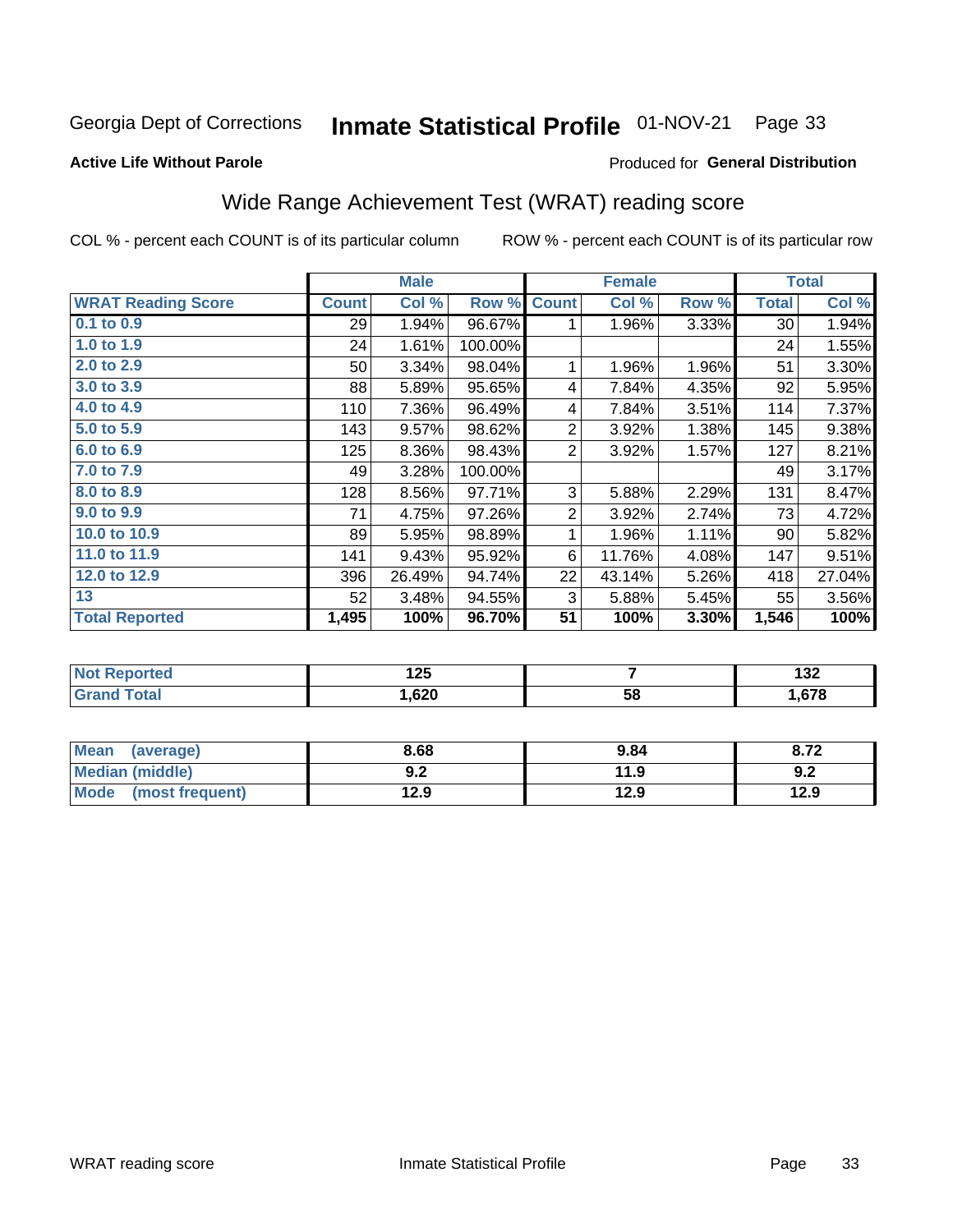Georgia Dept of Corrections **Inmate Statistical Profile** 01-NOV-21

**Active Life Without Parole**

Produced for **General Distribution**

## Wide Range Achievement Test (WRAT) reading score

COL % - percent each COUNT is of its particular column     ROW % - percent each COUNT is of its particular row

| | Male | | | Female | | | Total | |
|---|---|---|---|---|---|---|---|---|
| **WRAT Reading Score** | **Count** | **Col %** | **Row %** | **Count** | **Col %** | **Row %** | **Total** | **Col %** |
| 0.1 to 0.9 | 29 | 1.94% | 96.67% | 1 | 1.96% | 3.33% | 30 | 1.94% |
| 1.0 to 1.9 | 24 | 1.61% | 100.00% | | | | 24 | 1.55% |
| 2.0 to 2.9 | 50 | 3.34% | 98.04% | 1 | 1.96% | 1.96% | 51 | 3.30% |
| 3.0 to 3.9 | 88 | 5.89% | 95.65% | 4 | 7.84% | 4.35% | 92 | 5.95% |
| 4.0 to 4.9 | 110 | 7.36% | 96.49% | 4 | 7.84% | 3.51% | 114 | 7.37% |
| 5.0 to 5.9 | 143 | 9.57% | 98.62% | 2 | 3.92% | 1.38% | 145 | 9.38% |
| 6.0 to 6.9 | 125 | 8.36% | 98.43% | 2 | 3.92% | 1.57% | 127 | 8.21% |
| 7.0 to 7.9 | 49 | 3.28% | 100.00% | | | | 49 | 3.17% |
| 8.0 to 8.9 | 128 | 8.56% | 97.71% | 3 | 5.88% | 2.29% | 131 | 8.47% |
| 9.0 to 9.9 | 71 | 4.75% | 97.26% | 2 | 3.92% | 2.74% | 73 | 4.72% |
| 10.0 to 10.9 | 89 | 5.95% | 98.89% | 1 | 1.96% | 1.11% | 90 | 5.82% |
| 11.0 to 11.9 | 141 | 9.43% | 95.92% | 6 | 11.76% | 4.08% | 147 | 9.51% |
| 12.0 to 12.9 | 396 | 26.49% | 94.74% | 22 | 43.14% | 5.26% | 418 | 27.04% |
| 13 | 52 | 3.48% | 94.55% | 3 | 5.88% | 5.45% | 55 | 3.56% |
| **Total Reported** | **1,495** | **100%** | **96.70%** | **51** | **100%** | **3.30%** | **1,546** | **100%** |

| | Male | Female | Total |
|---|---|---|---|
| Not Reported | 125 | 7 | 132 |
| Grand Total | 1,620 | 58 | 1,678 |

| | Male | Female | Total |
|---|---|---|---|
| Mean (average) | 8.68 | 9.84 | 8.72 |
| Median (middle) | 9.2 | 11.9 | 9.2 |
| Mode (most frequent) | 12.9 | 12.9 | 12.9 |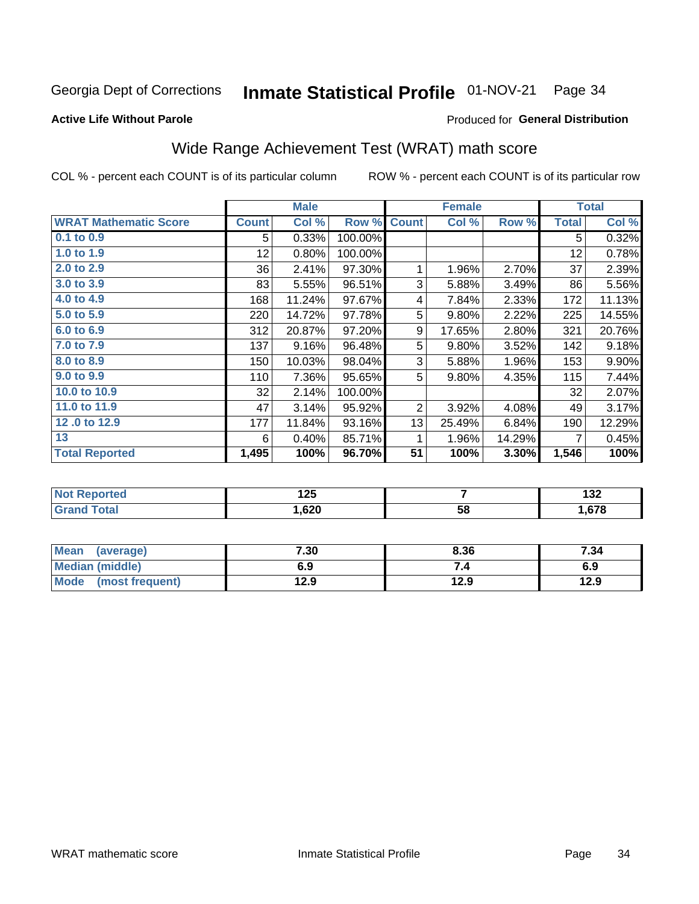Georgia Dept of Corrections **Inmate Statistical Profile** 01-NOV-21

**Active Life Without Parole**

Produced for **General Distribution**

## Wide Range Achievement Test (WRAT) math score

COL % - percent each COUNT is of its particular column ROW % - percent each COUNT is of its particular row

| | Male | | | Female | | | Total | |
|---|---|---|---|---|---|---|---|---|
| **WRAT Mathematic Score** | **Count** | **Col %** | **Row %** | **Count** | **Col %** | **Row %** | **Total** | **Col %** |
| **0.1 to 0.9** | 5 | 0.33% | 100.00% | | | | 5 | 0.32% |
| **1.0 to 1.9** | 12 | 0.80% | 100.00% | | | | 12 | 0.78% |
| **2.0 to 2.9** | 36 | 2.41% | 97.30% | 1 | 1.96% | 2.70% | 37 | 2.39% |
| **3.0 to 3.9** | 83 | 5.55% | 96.51% | 3 | 5.88% | 3.49% | 86 | 5.56% |
| **4.0 to 4.9** | 168 | 11.24% | 97.67% | 4 | 7.84% | 2.33% | 172 | 11.13% |
| **5.0 to 5.9** | 220 | 14.72% | 97.78% | 5 | 9.80% | 2.22% | 225 | 14.55% |
| **6.0 to 6.9** | 312 | 20.87% | 97.20% | 9 | 17.65% | 2.80% | 321 | 20.76% |
| **7.0 to 7.9** | 137 | 9.16% | 96.48% | 5 | 9.80% | 3.52% | 142 | 9.18% |
| **8.0 to 8.9** | 150 | 10.03% | 98.04% | 3 | 5.88% | 1.96% | 153 | 9.90% |
| **9.0 to 9.9** | 110 | 7.36% | 95.65% | 5 | 9.80% | 4.35% | 115 | 7.44% |
| **10.0 to 10.9** | 32 | 2.14% | 100.00% | | | | 32 | 2.07% |
| **11.0 to 11.9** | 47 | 3.14% | 95.92% | 2 | 3.92% | 4.08% | 49 | 3.17% |
| **12 .0 to 12.9** | 177 | 11.84% | 93.16% | 13 | 25.49% | 6.84% | 190 | 12.29% |
| **13** | 6 | 0.40% | 85.71% | 1 | 1.96% | 14.29% | 7 | 0.45% |
| **Total Reported** | **1,495** | **100%** | **96.70%** | **51** | **100%** | **3.30%** | **1,546** | **100%** |

| | Male | Female | Total |
|---|---|---|---|
| **Not Reported** | **125** | **7** | **132** |
| **Grand Total** | **1,620** | **58** | **1,678** |

| | Male | Female | Total |
|---|---|---|---|
| **Mean (average)** | **7.30** | **8.36** | **7.34** |
| **Median (middle)** | **6.9** | **7.4** | **6.9** |
| **Mode (most frequent)** | **12.9** | **12.9** | **12.9** |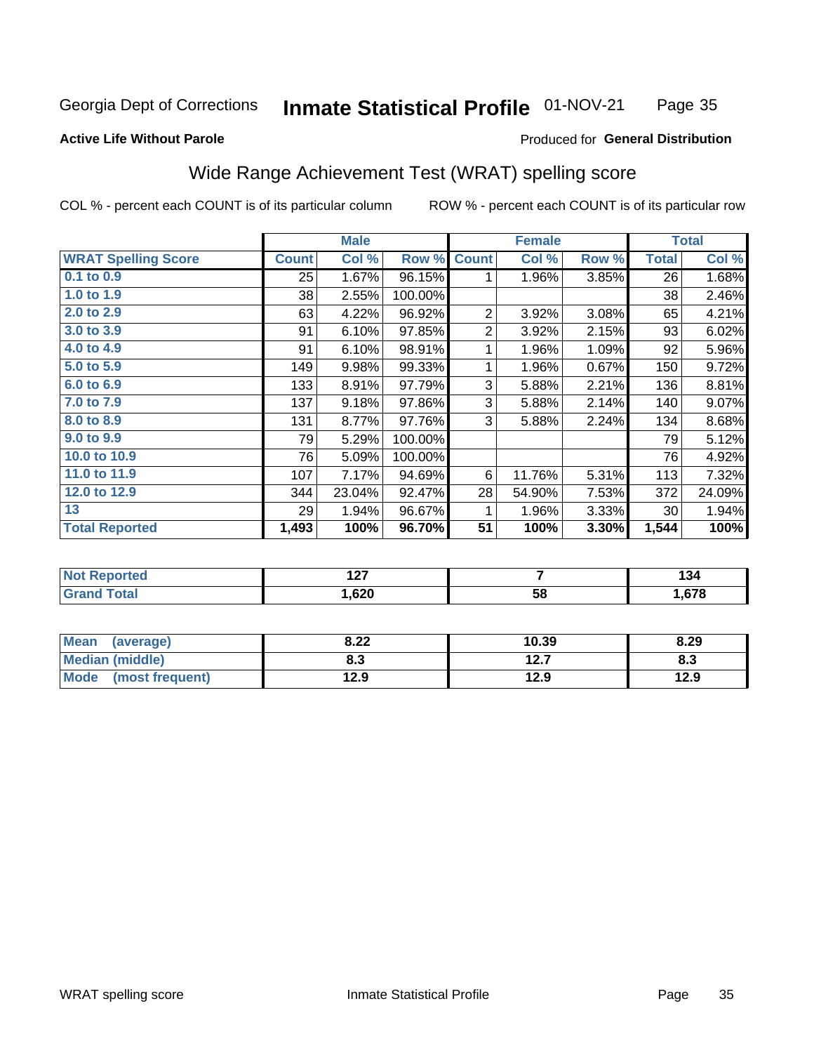Georgia Dept of Corrections **Inmate Statistical Profile** 01-NOV-21

**Active Life Without Parole**

Produced for **General Distribution**

## Wide Range Achievement Test (WRAT) spelling score

COL % - percent each COUNT is of its particular column ROW % - percent each COUNT is of its particular row

| | Male | | | Female | | | Total | |
|---|---|---|---|---|---|---|---|---|
| **WRAT Spelling Score** | **Count** | **Col %** | **Row %** | **Count** | **Col %** | **Row %** | **Total** | **Col %** |
| 0.1 to 0.9 | 25 | 1.67% | 96.15% | 1 | 1.96% | 3.85% | 26 | 1.68% |
| 1.0 to 1.9 | 38 | 2.55% | 100.00% | | | | 38 | 2.46% |
| 2.0 to 2.9 | 63 | 4.22% | 96.92% | 2 | 3.92% | 3.08% | 65 | 4.21% |
| 3.0 to 3.9 | 91 | 6.10% | 97.85% | 2 | 3.92% | 2.15% | 93 | 6.02% |
| 4.0 to 4.9 | 91 | 6.10% | 98.91% | 1 | 1.96% | 1.09% | 92 | 5.96% |
| 5.0 to 5.9 | 149 | 9.98% | 99.33% | 1 | 1.96% | 0.67% | 150 | 9.72% |
| 6.0 to 6.9 | 133 | 8.91% | 97.79% | 3 | 5.88% | 2.21% | 136 | 8.81% |
| 7.0 to 7.9 | 137 | 9.18% | 97.86% | 3 | 5.88% | 2.14% | 140 | 9.07% |
| 8.0 to 8.9 | 131 | 8.77% | 97.76% | 3 | 5.88% | 2.24% | 134 | 8.68% |
| 9.0 to 9.9 | 79 | 5.29% | 100.00% | | | | 79 | 5.12% |
| 10.0 to 10.9 | 76 | 5.09% | 100.00% | | | | 76 | 4.92% |
| 11.0 to 11.9 | 107 | 7.17% | 94.69% | 6 | 11.76% | 5.31% | 113 | 7.32% |
| 12.0 to 12.9 | 344 | 23.04% | 92.47% | 28 | 54.90% | 7.53% | 372 | 24.09% |
| 13 | 29 | 1.94% | 96.67% | 1 | 1.96% | 3.33% | 30 | 1.94% |
| **Total Reported** | **1,493** | **100%** | **96.70%** | **51** | **100%** | **3.30%** | **1,544** | **100%** |

| | Male | Female | Total |
|---|---|---|---|
| Not Reported | 127 | 7 | 134 |
| Grand Total | 1,620 | 58 | 1,678 |

| | Male | Female | Total |
|---|---|---|---|
| Mean (average) | 8.22 | 10.39 | 8.29 |
| Median (middle) | 8.3 | 12.7 | 8.3 |
| Mode (most frequent) | 12.9 | 12.9 | 12.9 |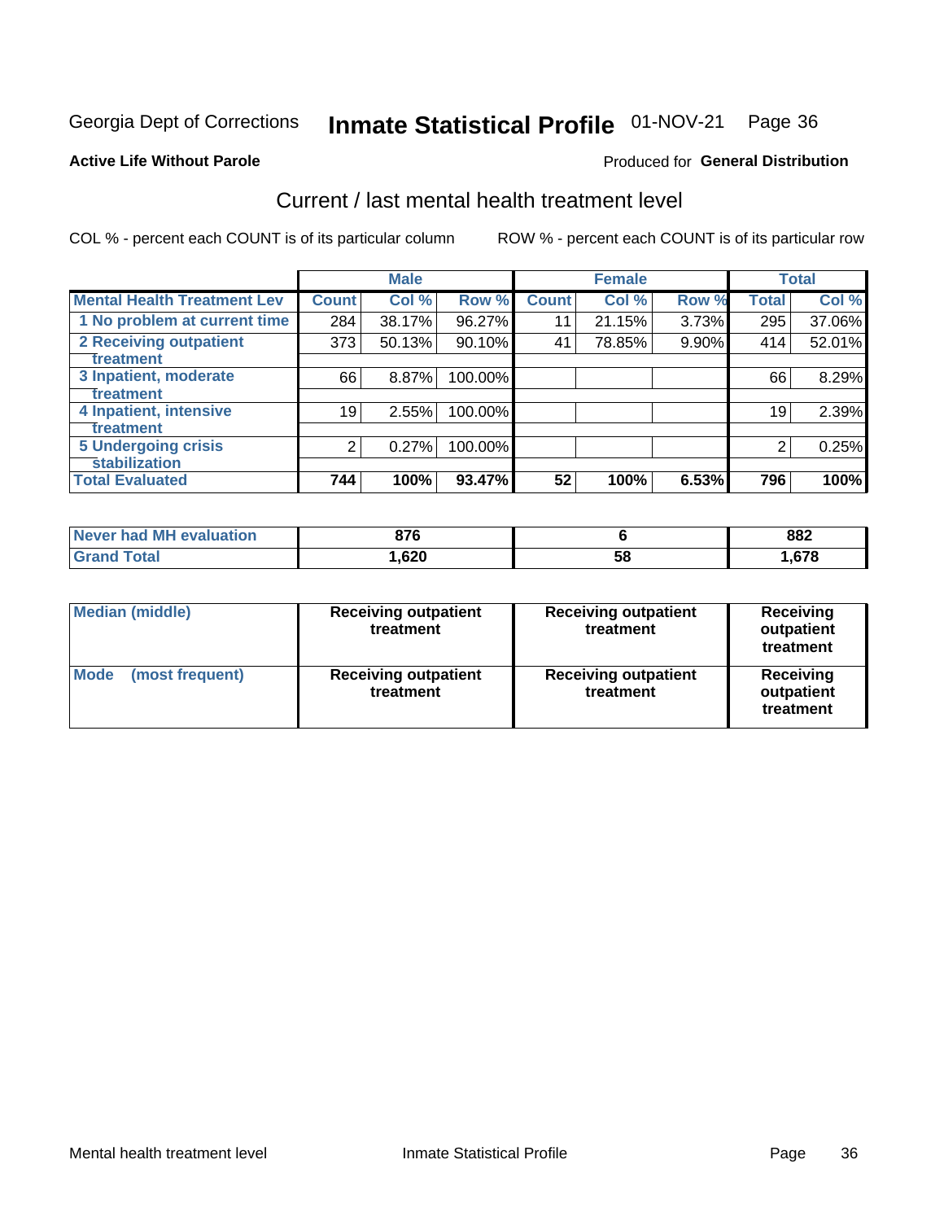Georgia Dept of Corrections **Inmate Statistical Profile** 01-NOV-21

**Active Life Without Parole**

Produced for **General Distribution**

## Current / last mental health treatment level

COL % - percent each COUNT is of its particular column ROW % - percent each COUNT is of its particular row

| | Male | | | Female | | | Total | |
|---|---|---|---|---|---|---|---|---|
| **Mental Health Treatment Lev** | **Count** | **Col %** | **Row %** | **Count** | **Col %** | **Row %** | **Total** | **Col %** |
| 1 No problem at current time | 284 | 38.17% | 96.27% | 11 | 21.15% | 3.73% | 295 | 37.06% |
| 2 Receiving outpatient treatment | 373 | 50.13% | 90.10% | 41 | 78.85% | 9.90% | 414 | 52.01% |
| 3 Inpatient, moderate treatment | 66 | 8.87% | 100.00% | | | | 66 | 8.29% |
| 4 Inpatient, intensive treatment | 19 | 2.55% | 100.00% | | | | 19 | 2.39% |
| 5 Undergoing crisis stabilization | 2 | 0.27% | 100.00% | | | | 2 | 0.25% |
| **Total Evaluated** | **744** | **100%** | **93.47%** | **52** | **100%** | **6.53%** | **796** | **100%** |

| | Male | Female | Total |
|---|---|---|---|
| Never had MH evaluation | 876 | 6 | 882 |
| Grand Total | 1,620 | 58 | 1,678 |

| | Male | Female | Total |
|---|---|---|---|
| Median (middle) | Receiving outpatient treatment | Receiving outpatient treatment | Receiving outpatient treatment |
| Mode (most frequent) | Receiving outpatient treatment | Receiving outpatient treatment | Receiving outpatient treatment |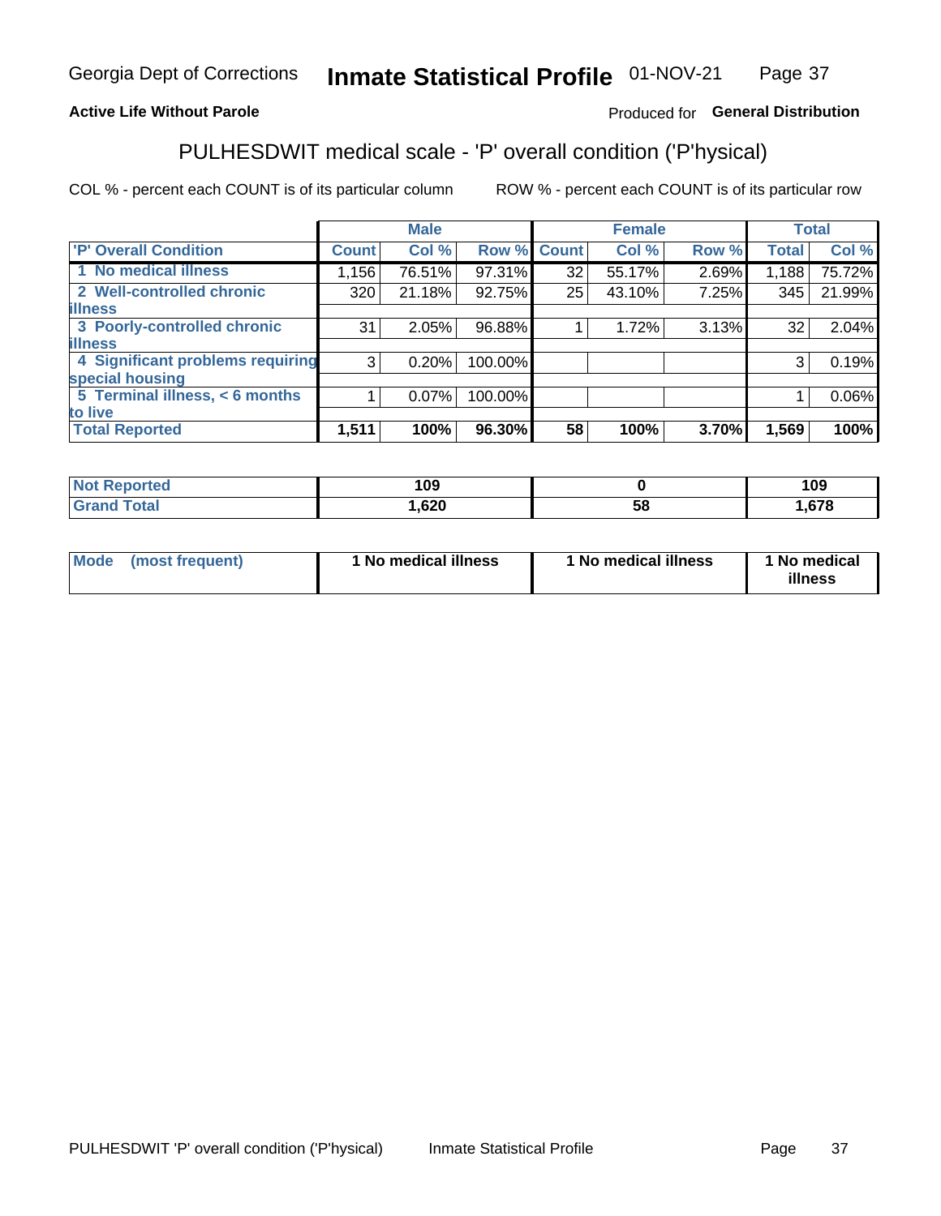Georgia Dept of Corrections **Inmate Statistical Profile** 01-NOV-21

**Active Life Without Parole**

Produced for **General Distribution**

## PULHESDWIT medical scale - 'P' overall condition ('P'hysical)

COL % - percent each COUNT is of its particular column

ROW % - percent each COUNT is of its particular row

| | Male | | | Female | | | Total | |
|---|---|---|---|---|---|---|---|---|
| 'P' Overall Condition | Count | Col % | Row % | Count | Col % | Row % | Total | Col % |
| 1 No medical illness | 1,156 | 76.51% | 97.31% | 32 | 55.17% | 2.69% | 1,188 | 75.72% |
| 2 Well-controlled chronic illness | 320 | 21.18% | 92.75% | 25 | 43.10% | 7.25% | 345 | 21.99% |
| 3 Poorly-controlled chronic illness | 31 | 2.05% | 96.88% | 1 | 1.72% | 3.13% | 32 | 2.04% |
| 4 Significant problems requiring special housing | 3 | 0.20% | 100.00% | | | | 3 | 0.19% |
| 5 Terminal illness, < 6 months to live | 1 | 0.07% | 100.00% | | | | 1 | 0.06% |
| **Total Reported** | **1,511** | **100%** | **96.30%** | **58** | **100%** | **3.70%** | **1,569** | **100%** |

| | Male | Female | Total |
|---|---|---|---|
| Not Reported | 109 | 0 | 109 |
| Grand Total | 1,620 | 58 | 1,678 |

| | Male | Female | Total |
|---|---|---|---|
| Mode (most frequent) | 1 No medical illness | 1 No medical illness | 1 No medical illness |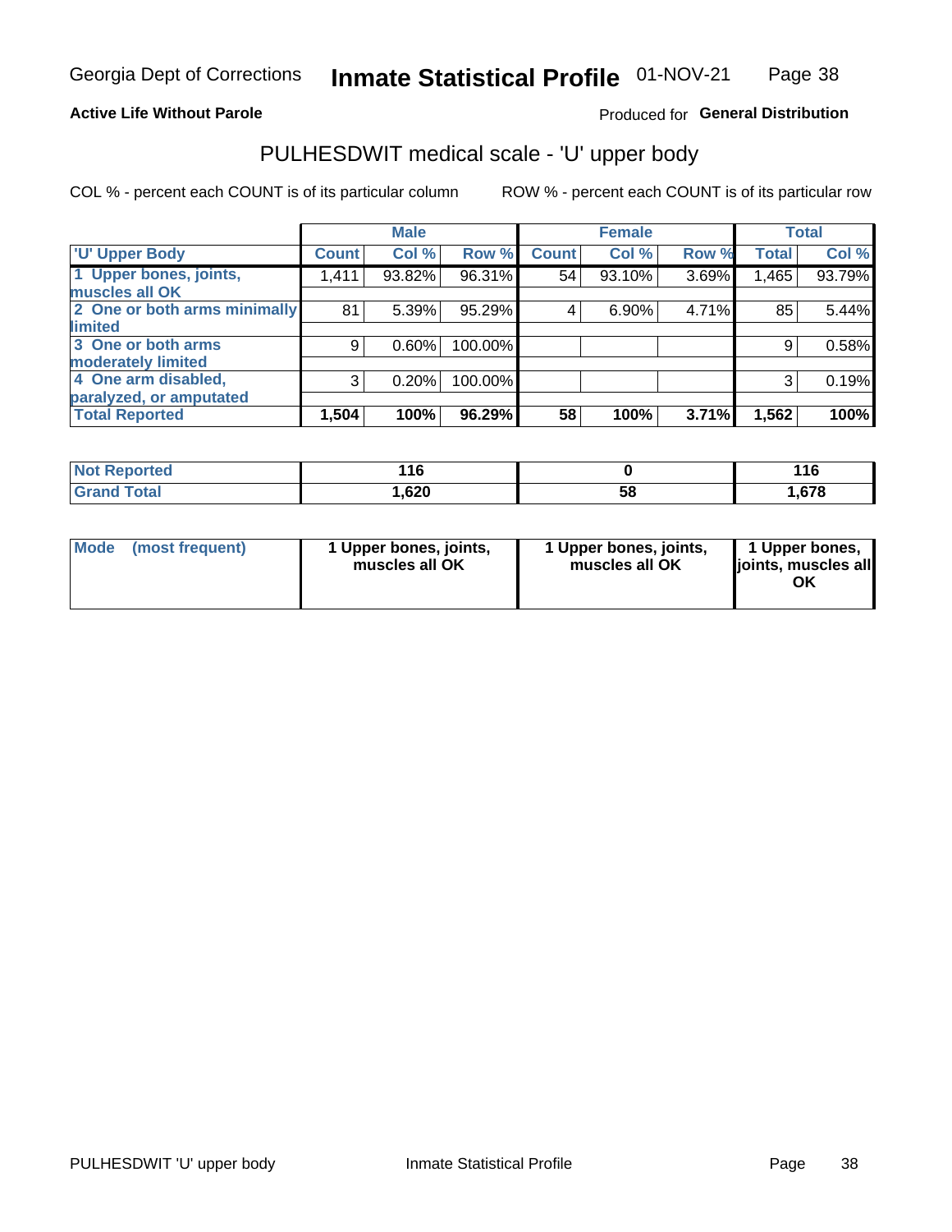Georgia Dept of Corrections **Inmate Statistical Profile** 01-NOV-21

**Active Life Without Parole**

Produced for **General Distribution**

## PULHESDWIT medical scale - 'U' upper body

COL % - percent each COUNT is of its particular column

ROW % - percent each COUNT is of its particular row

| | Male | | | Female | | | Total | |
|---|---|---|---|---|---|---|---|---|
| 'U' Upper Body | Count | Col % | Row % | Count | Col % | Row % | Total | Col % |
| 1 Upper bones, joints, muscles all OK | 1,411 | 93.82% | 96.31% | 54 | 93.10% | 3.69% | 1,465 | 93.79% |
| 2 One or both arms minimally limited | 81 | 5.39% | 95.29% | 4 | 6.90% | 4.71% | 85 | 5.44% |
| 3 One or both arms moderately limited | 9 | 0.60% | 100.00% | | | | 9 | 0.58% |
| 4 One arm disabled, paralyzed, or amputated | 3 | 0.20% | 100.00% | | | | 3 | 0.19% |
| **Total Reported** | **1,504** | **100%** | **96.29%** | **58** | **100%** | **3.71%** | **1,562** | **100%** |

| | Male | Female | Total |
|---|---|---|---|
| Not Reported | 116 | 0 | 116 |
| Grand Total | 1,620 | 58 | 1,678 |

| | Male | Female | Total |
|---|---|---|---|
| Mode (most frequent) | 1 Upper bones, joints, muscles all OK | 1 Upper bones, joints, muscles all OK | 1 Upper bones, joints, muscles all OK |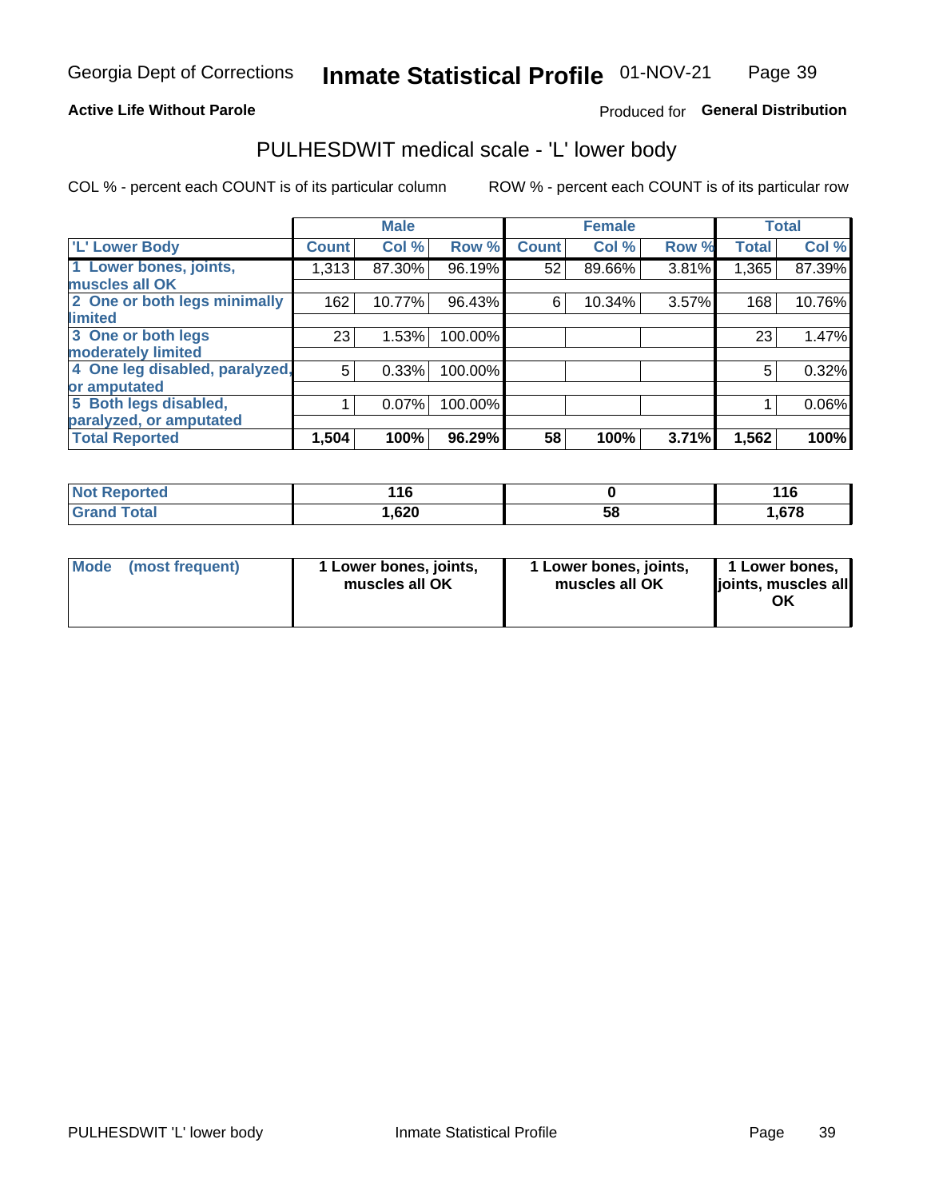Georgia Dept of Corrections **Inmate Statistical Profile** 01-NOV-21

**Active Life Without Parole**

Produced for **General Distribution**

## PULHESDWIT medical scale - 'L' lower body

COL % - percent each COUNT is of its particular column

ROW % - percent each COUNT is of its particular row

| | Male | | | Female | | | Total | |
|---|---|---|---|---|---|---|---|---|
| 'L' Lower Body | Count | Col % | Row % | Count | Col % | Row % | Total | Col % |
| 1 Lower bones, joints, muscles all OK | 1,313 | 87.30% | 96.19% | 52 | 89.66% | 3.81% | 1,365 | 87.39% |
| 2 One or both legs minimally limited | 162 | 10.77% | 96.43% | 6 | 10.34% | 3.57% | 168 | 10.76% |
| 3 One or both legs moderately limited | 23 | 1.53% | 100.00% | | | | 23 | 1.47% |
| 4 One leg disabled, paralyzed, or amputated | 5 | 0.33% | 100.00% | | | | 5 | 0.32% |
| 5 Both legs disabled, paralyzed, or amputated | 1 | 0.07% | 100.00% | | | | 1 | 0.06% |
| **Total Reported** | **1,504** | **100%** | **96.29%** | **58** | **100%** | **3.71%** | **1,562** | **100%** |

| | Male | Female | Total |
|---|---|---|---|
| Not Reported | 116 | 0 | 116 |
| Grand Total | 1,620 | 58 | 1,678 |

| | Male | Female | Total |
|---|---|---|---|
| Mode (most frequent) | 1 Lower bones, joints, muscles all OK | 1 Lower bones, joints, muscles all OK | 1 Lower bones, joints, muscles all OK |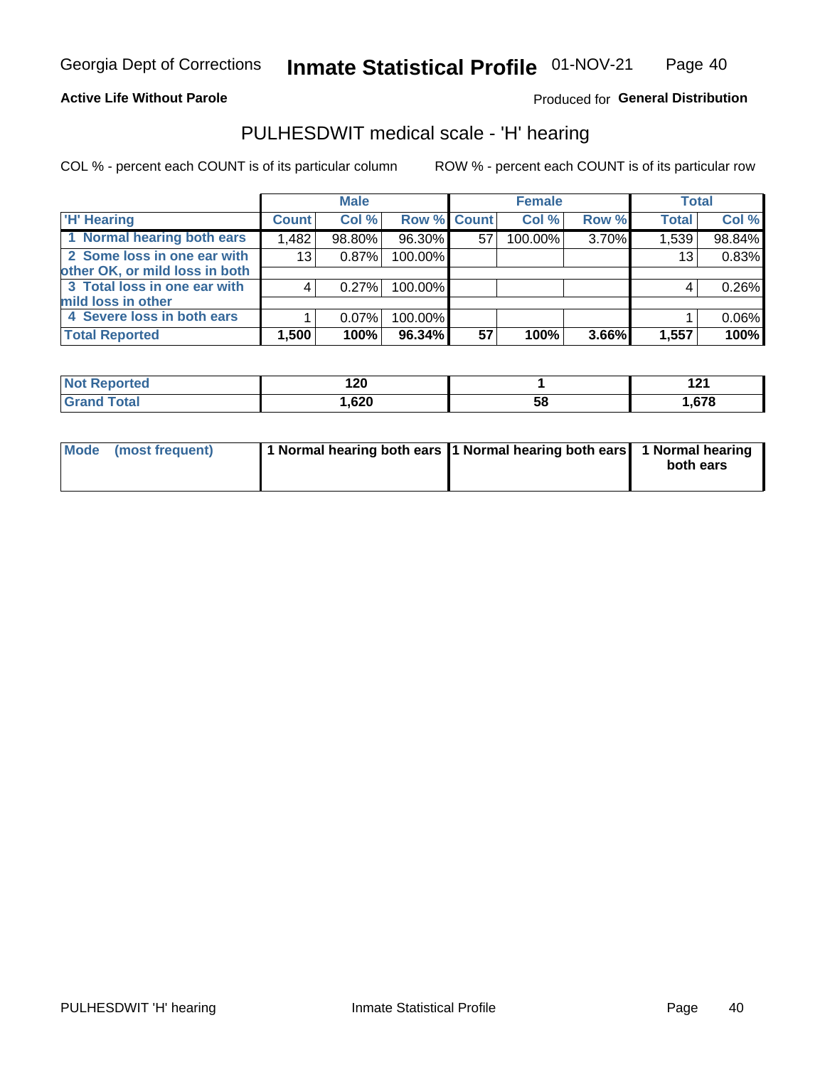Georgia Dept of Corrections **Inmate Statistical Profile** 01-NOV-21 Page 40

**Active Life Without Parole**

Produced for **General Distribution**

# PULHESDWIT medical scale - 'H' hearing

COL % - percent each COUNT is of its particular column

ROW % - percent each COUNT is of its particular row

| | Male | | | Female | | | Total | |
|---|---|---|---|---|---|---|---|---|
| 'H' Hearing | Count | Col % | Row % | Count | Col % | Row % | Total | Col % |
| 1 Normal hearing both ears | 1,482 | 98.80% | 96.30% | 57 | 100.00% | 3.70% | 1,539 | 98.84% |
| 2 Some loss in one ear with other OK, or mild loss in both | 13 | 0.87% | 100.00% | | | | 13 | 0.83% |
| 3 Total loss in one ear with mild loss in other | 4 | 0.27% | 100.00% | | | | 4 | 0.26% |
| 4 Severe loss in both ears | 1 | 0.07% | 100.00% | | | | 1 | 0.06% |
| **Total Reported** | **1,500** | **100%** | **96.34%** | **57** | **100%** | **3.66%** | **1,557** | **100%** |

| | Male | Female | Total |
|---|---|---|---|
| Not Reported | 120 | 1 | 121 |
| Grand Total | 1,620 | 58 | 1,678 |

| | Male | Female | Total |
|---|---|---|---|
| Mode (most frequent) | 1 Normal hearing both ears | 1 Normal hearing both ears | 1 Normal hearing both ears |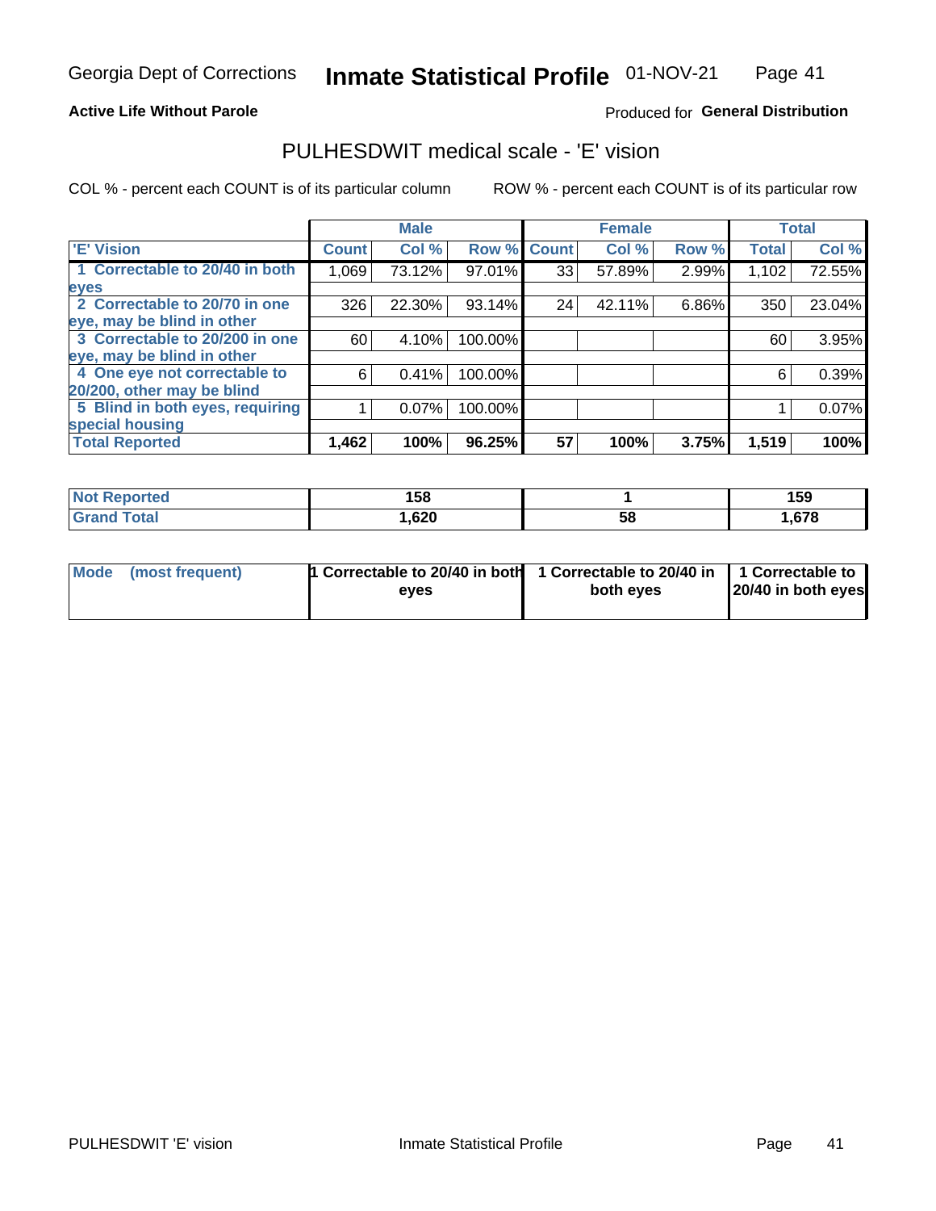Georgia Dept of Corrections **Inmate Statistical Profile** 01-NOV-21

**Active Life Without Parole**

Produced for **General Distribution**

## PULHESDWIT medical scale - 'E' vision

COL % - percent each COUNT is of its particular column ROW % - percent each COUNT is of its particular row

| | Male | | | Female | | | Total | |
|---|---|---|---|---|---|---|---|---|
| 'E' Vision | Count | Col % | Row % | Count | Col % | Row % | Total | Col % |
| 1 Correctable to 20/40 in both eyes | 1,069 | 73.12% | 97.01% | 33 | 57.89% | 2.99% | 1,102 | 72.55% |
| 2 Correctable to 20/70 in one eye, may be blind in other | 326 | 22.30% | 93.14% | 24 | 42.11% | 6.86% | 350 | 23.04% |
| 3 Correctable to 20/200 in one eye, may be blind in other | 60 | 4.10% | 100.00% | | | | 60 | 3.95% |
| 4 One eye not correctable to 20/200, other may be blind | 6 | 0.41% | 100.00% | | | | 6 | 0.39% |
| 5 Blind in both eyes, requiring special housing | 1 | 0.07% | 100.00% | | | | 1 | 0.07% |
| **Total Reported** | **1,462** | **100%** | **96.25%** | **57** | **100%** | **3.75%** | **1,519** | **100%** |

| | Male | Female | Total |
|---|---|---|---|
| **Not Reported** | **158** | **1** | **159** |
| **Grand Total** | **1,620** | **58** | **1,678** |

| | Male | Female | Total |
|---|---|---|---|
| **Mode (most frequent)** | **1 Correctable to 20/40 in both eyes** | **1 Correctable to 20/40 in both eyes** | **1 Correctable to 20/40 in both eyes** |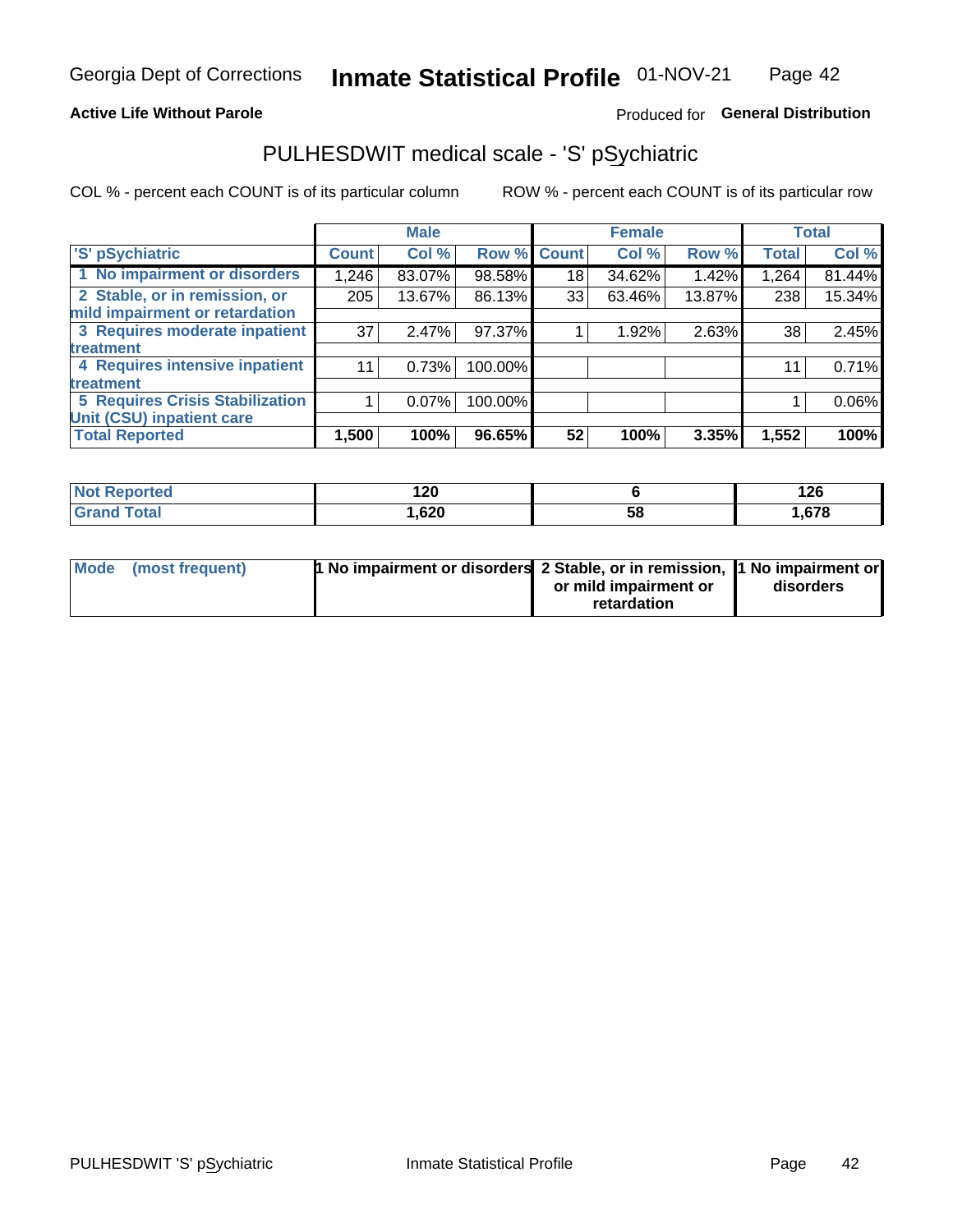Georgia Dept of Corrections **Inmate Statistical Profile** 01-NOV-21

**Active Life Without Parole**

Produced for **General Distribution**

## PULHESDWIT medical scale - 'S' pSychiatric

COL % - percent each COUNT is of its particular column     ROW % - percent each COUNT is of its particular row

| | Male | | | Female | | | Total | |
|---|---|---|---|---|---|---|---|---|
| 'S' pSychiatric | Count | Col % | Row % | Count | Col % | Row % | Total | Col % |
| 1 No impairment or disorders | 1,246 | 83.07% | 98.58% | 18 | 34.62% | 1.42% | 1,264 | 81.44% |
| 2 Stable, or in remission, or mild impairment or retardation | 205 | 13.67% | 86.13% | 33 | 63.46% | 13.87% | 238 | 15.34% |
| 3 Requires moderate inpatient treatment | 37 | 2.47% | 97.37% | 1 | 1.92% | 2.63% | 38 | 2.45% |
| 4 Requires intensive inpatient treatment | 11 | 0.73% | 100.00% | | | | 11 | 0.71% |
| 5 Requires Crisis Stabilization Unit (CSU) inpatient care | 1 | 0.07% | 100.00% | | | | 1 | 0.06% |
| **Total Reported** | **1,500** | **100%** | **96.65%** | **52** | **100%** | **3.35%** | **1,552** | **100%** |

| | Male | Female | Total |
|---|---|---|---|
| Not Reported | 120 | 6 | 126 |
| Grand Total | 1,620 | 58 | 1,678 |

| | Male | Female | Total |
|---|---|---|---|
| Mode (most frequent) | 1 No impairment or disorders | 2 Stable, or in remission, or mild impairment or retardation | 1 No impairment or disorders |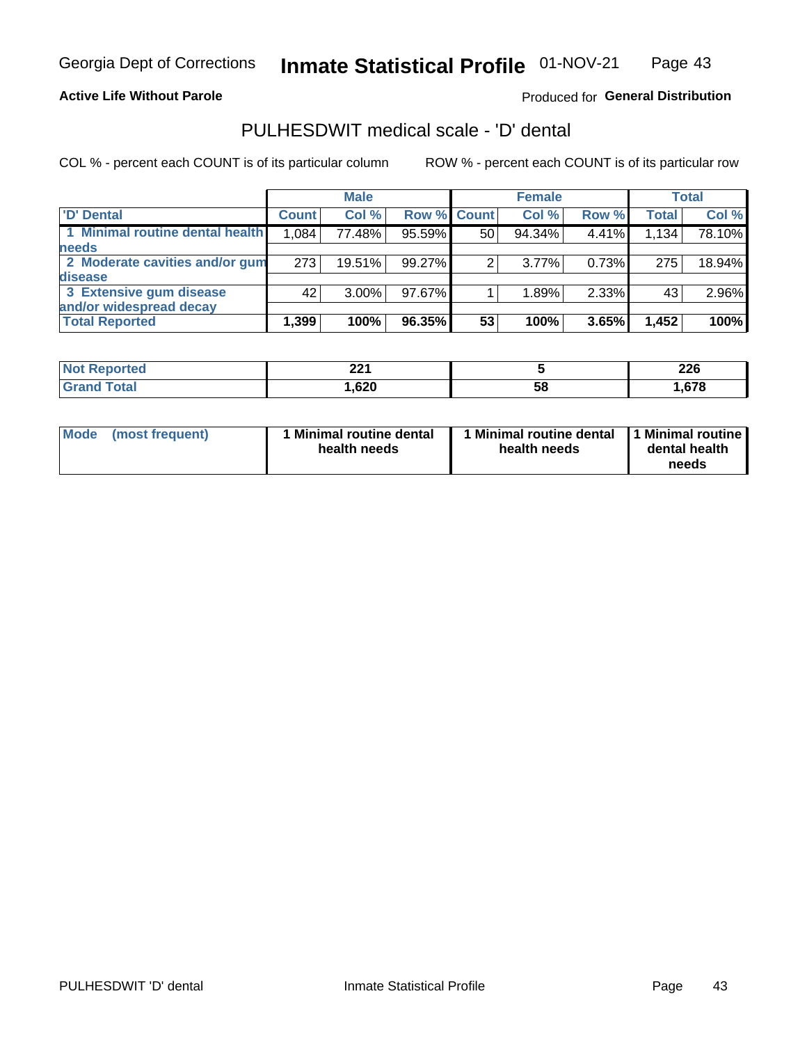Georgia Dept of Corrections **Inmate Statistical Profile** 01-NOV-21

**Active Life Without Parole**

Produced for **General Distribution**

## PULHESDWIT medical scale - 'D' dental

COL % - percent each COUNT is of its particular column

ROW % - percent each COUNT is of its particular row

| | Male | | | Female | | | Total | |
|---|---|---|---|---|---|---|---|---|
| 'D' Dental | Count | Col % | Row % | Count | Col % | Row % | Total | Col % |
| 1 Minimal routine dental health needs | 1,084 | 77.48% | 95.59% | 50 | 94.34% | 4.41% | 1,134 | 78.10% |
| 2 Moderate cavities and/or gum disease | 273 | 19.51% | 99.27% | 2 | 3.77% | 0.73% | 275 | 18.94% |
| 3 Extensive gum disease and/or widespread decay | 42 | 3.00% | 97.67% | 1 | 1.89% | 2.33% | 43 | 2.96% |
| **Total Reported** | **1,399** | **100%** | **96.35%** | **53** | **100%** | **3.65%** | **1,452** | **100%** |

| | Male | Female | Total |
|---|---|---|---|
| Not Reported | 221 | 5 | 226 |
| Grand Total | 1,620 | 58 | 1,678 |

| | Male | Female | Total |
|---|---|---|---|
| Mode (most frequent) | 1 Minimal routine dental health needs | 1 Minimal routine dental health needs | 1 Minimal routine dental health needs |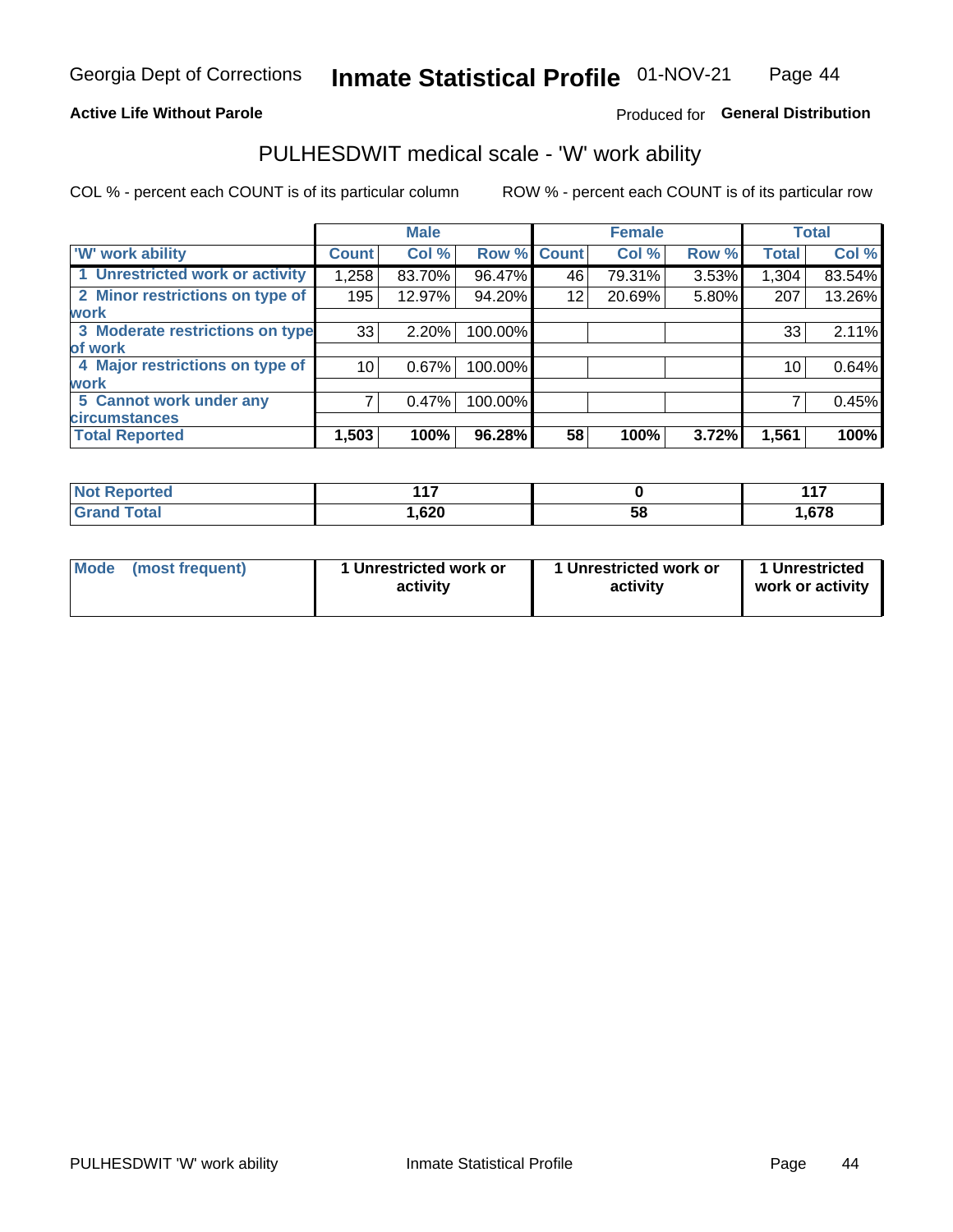Georgia Dept of Corrections **Inmate Statistical Profile** 01-NOV-21

**Active Life Without Parole**

Produced for **General Distribution**

## PULHESDWIT medical scale - 'W' work ability

COL % - percent each COUNT is of its particular column     ROW % - percent each COUNT is of its particular row

| | Male | | | Female | | | Total | |
|---|---|---|---|---|---|---|---|---|
| 'W' work ability | Count | Col % | Row % | Count | Col % | Row % | Total | Col % |
| 1 Unrestricted work or activity | 1,258 | 83.70% | 96.47% | 46 | 79.31% | 3.53% | 1,304 | 83.54% |
| 2 Minor restrictions on type of work | 195 | 12.97% | 94.20% | 12 | 20.69% | 5.80% | 207 | 13.26% |
| 3 Moderate restrictions on type of work | 33 | 2.20% | 100.00% | | | | 33 | 2.11% |
| 4 Major restrictions on type of work | 10 | 0.67% | 100.00% | | | | 10 | 0.64% |
| 5 Cannot work under any circumstances | 7 | 0.47% | 100.00% | | | | 7 | 0.45% |
| **Total Reported** | **1,503** | **100%** | **96.28%** | **58** | **100%** | **3.72%** | **1,561** | **100%** |

| | Male | Female | Total |
|---|---|---|---|
| Not Reported | 117 | 0 | 117 |
| Grand Total | 1,620 | 58 | 1,678 |

| | Male | Female | Total |
|---|---|---|---|
| Mode (most frequent) | 1 Unrestricted work or activity | 1 Unrestricted work or activity | 1 Unrestricted work or activity |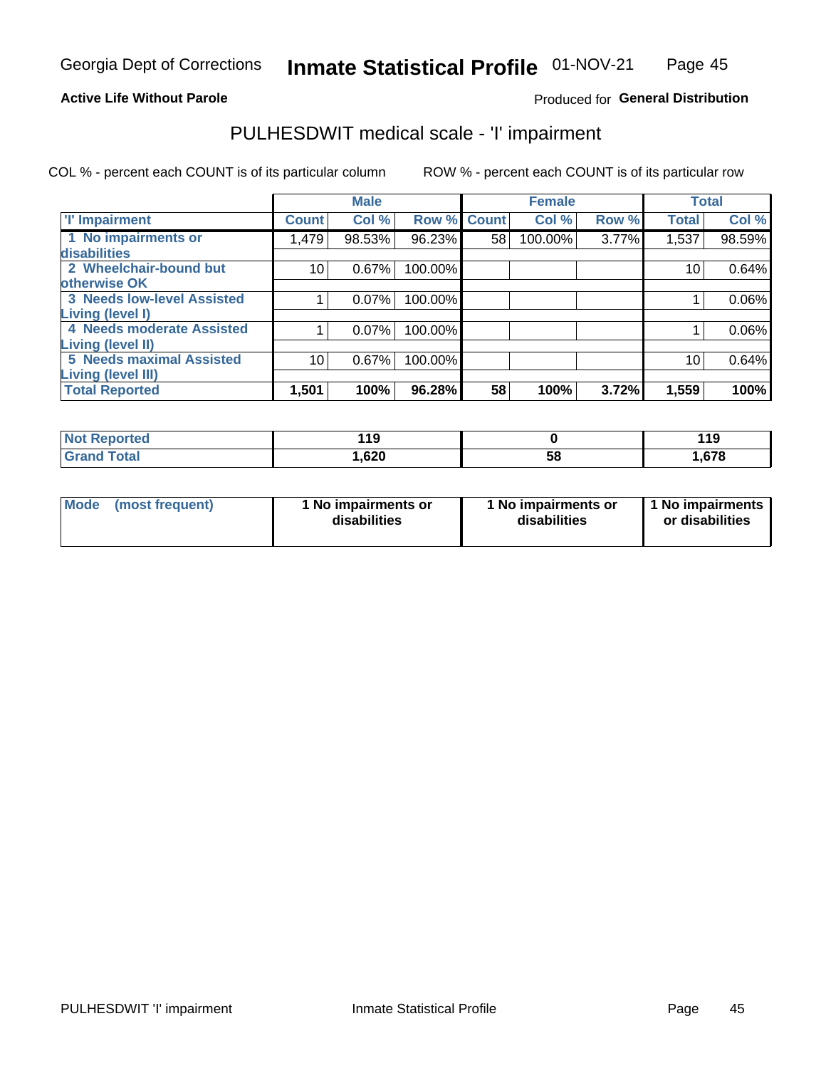Georgia Dept of Corrections **Inmate Statistical Profile** 01-NOV-21

**Active Life Without Parole**

Produced for **General Distribution**

## PULHESDWIT medical scale - 'I' impairment

COL % - percent each COUNT is of its particular column ROW % - percent each COUNT is of its particular row

| | Male | | | Female | | | Total | |
|---|---|---|---|---|---|---|---|---|
| 'I' Impairment | Count | Col % | Row % | Count | Col % | Row % | Total | Col % |
| 1 No impairments or disabilities | 1,479 | 98.53% | 96.23% | 58 | 100.00% | 3.77% | 1,537 | 98.59% |
| 2 Wheelchair-bound but otherwise OK | 10 | 0.67% | 100.00% | | | | 10 | 0.64% |
| 3 Needs low-level Assisted Living (level I) | 1 | 0.07% | 100.00% | | | | 1 | 0.06% |
| 4 Needs moderate Assisted Living (level II) | 1 | 0.07% | 100.00% | | | | 1 | 0.06% |
| 5 Needs maximal Assisted Living (level III) | 10 | 0.67% | 100.00% | | | | 10 | 0.64% |
| **Total Reported** | **1,501** | **100%** | **96.28%** | **58** | **100%** | **3.72%** | **1,559** | **100%** |

| | Male | Female | Total |
|---|---|---|---|
| Not Reported | 119 | 0 | 119 |
| Grand Total | 1,620 | 58 | 1,678 |

| Mode (most frequent) | 1 No impairments or disabilities | 1 No impairments or disabilities | 1 No impairments or disabilities |
|---|---|---|---|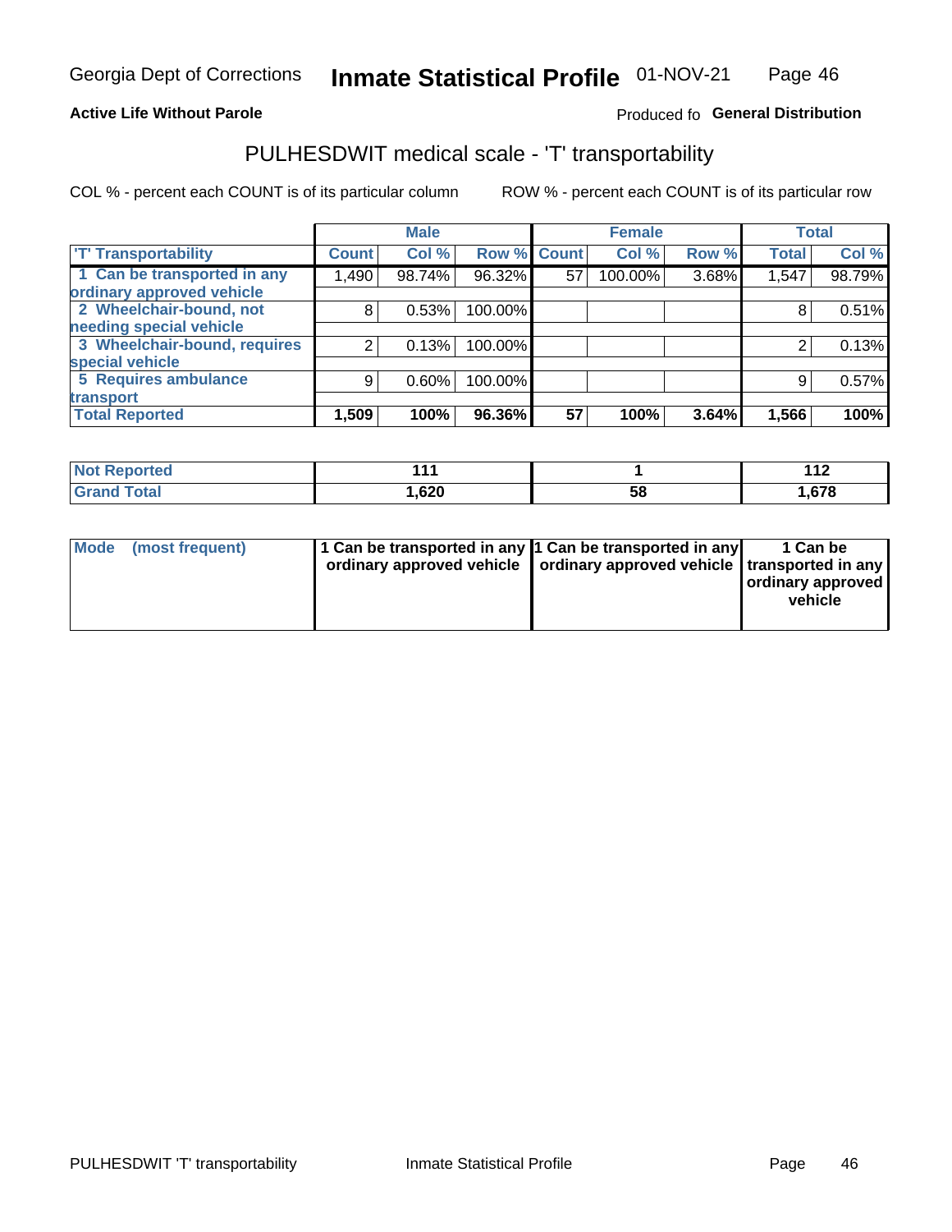Georgia Dept of Corrections **Inmate Statistical Profile** 01-NOV-21

**Active Life Without Parole**

Produced fo **General Distribution**

## PULHESDWIT medical scale - 'T' transportability

COL % - percent each COUNT is of its particular column ROW % - percent each COUNT is of its particular row

| | Male | | | Female | | | Total | |
|---|---|---|---|---|---|---|---|---|
| 'T' Transportability | Count | Col % | Row % | Count | Col % | Row % | Total | Col % |
| 1 Can be transported in any ordinary approved vehicle | 1,490 | 98.74% | 96.32% | 57 | 100.00% | 3.68% | 1,547 | 98.79% |
| 2 Wheelchair-bound, not needing special vehicle | 8 | 0.53% | 100.00% | | | | 8 | 0.51% |
| 3 Wheelchair-bound, requires special vehicle | 2 | 0.13% | 100.00% | | | | 2 | 0.13% |
| 5 Requires ambulance transport | 9 | 0.60% | 100.00% | | | | 9 | 0.57% |
| **Total Reported** | **1,509** | **100%** | **96.36%** | **57** | **100%** | **3.64%** | **1,566** | **100%** |

| | Male | Female | Total |
|---|---|---|---|
| Not Reported | 111 | 1 | 112 |
| Grand Total | 1,620 | 58 | 1,678 |

| | Male | Female | Total |
|---|---|---|---|
| Mode (most frequent) | 1 Can be transported in any ordinary approved vehicle | 1 Can be transported in any ordinary approved vehicle | 1 Can be transported in any ordinary approved vehicle |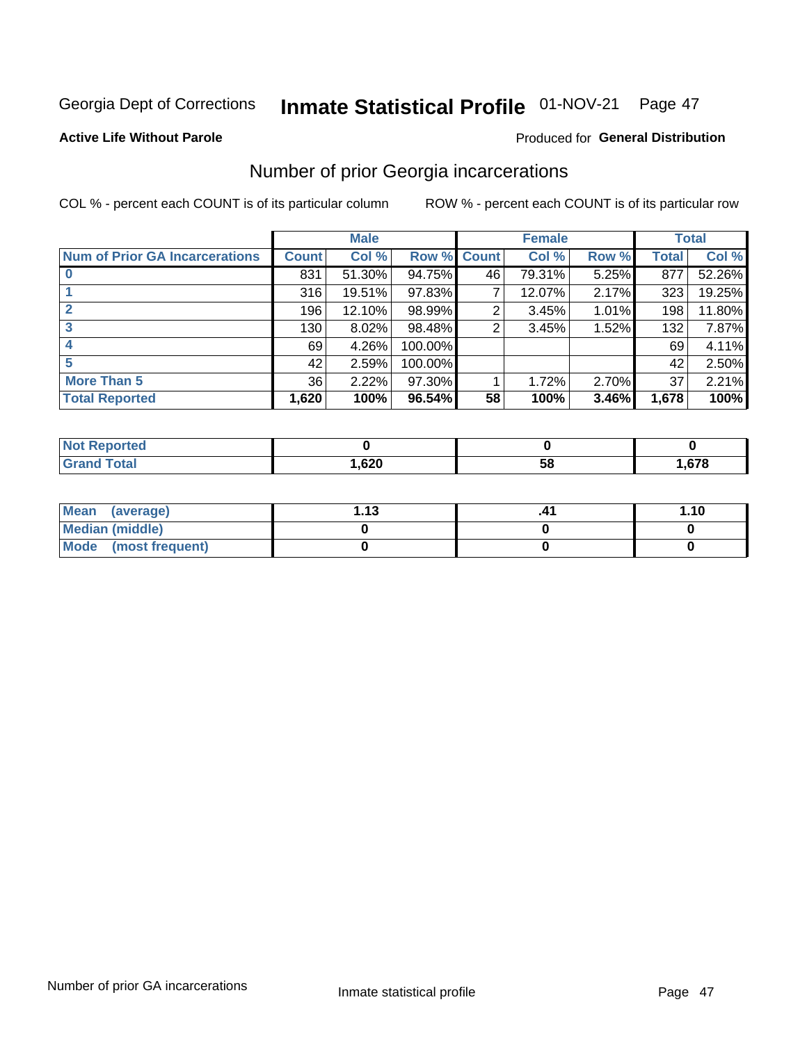Georgia Dept of Corrections **Inmate Statistical Profile** 01-NOV-21

**Active Life Without Parole**

Produced for **General Distribution**

## Number of prior Georgia incarcerations

COL % - percent each COUNT is of its particular column

ROW % - percent each COUNT is of its particular row

| | Male | | | Female | | | Total | |
|---|---|---|---|---|---|---|---|---|
| **Num of Prior GA Incarcerations** | **Count** | **Col %** | **Row %** | **Count** | **Col %** | **Row %** | **Total** | **Col %** |
| **0** | 831 | 51.30% | 94.75% | 46 | 79.31% | 5.25% | 877 | 52.26% |
| **1** | 316 | 19.51% | 97.83% | 7 | 12.07% | 2.17% | 323 | 19.25% |
| **2** | 196 | 12.10% | 98.99% | 2 | 3.45% | 1.01% | 198 | 11.80% |
| **3** | 130 | 8.02% | 98.48% | 2 | 3.45% | 1.52% | 132 | 7.87% |
| **4** | 69 | 4.26% | 100.00% | | | | 69 | 4.11% |
| **5** | 42 | 2.59% | 100.00% | | | | 42 | 2.50% |
| **More Than 5** | 36 | 2.22% | 97.30% | 1 | 1.72% | 2.70% | 37 | 2.21% |
| **Total Reported** | **1,620** | **100%** | **96.54%** | **58** | **100%** | **3.46%** | **1,678** | **100%** |

| | Male | Female | Total |
|---|---|---|---|
| **Not Reported** | **0** | **0** | **0** |
| **Grand Total** | **1,620** | **58** | **1,678** |

| | Male | Female | Total |
|---|---|---|---|
| **Mean (average)** | **1.13** | **.41** | **1.10** |
| **Median (middle)** | **0** | **0** | **0** |
| **Mode (most frequent)** | **0** | **0** | **0** |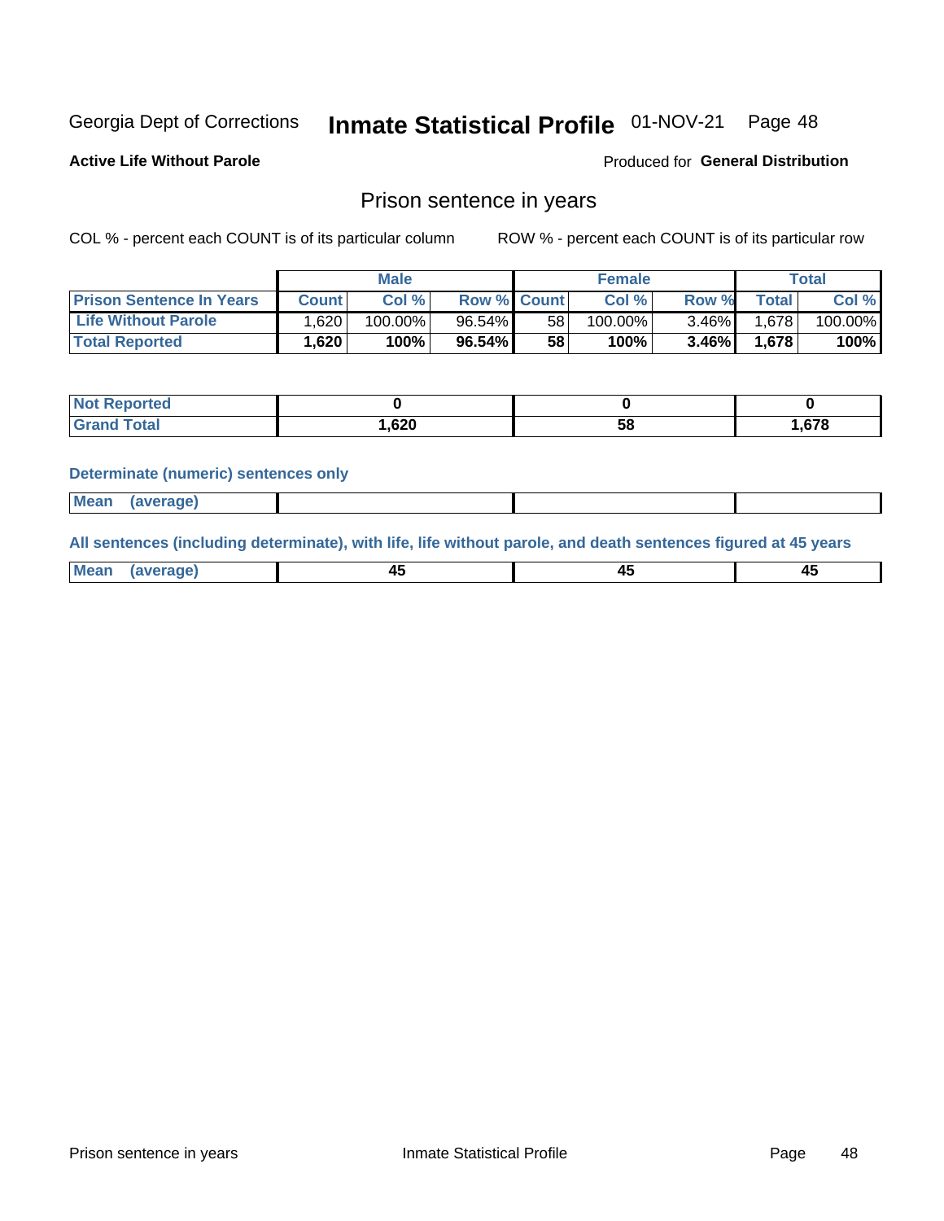Georgia Dept of Corrections **Inmate Statistical Profile** 01-NOV-21 Page 48

**Active Life Without Parole**

Produced for **General Distribution**

## Prison sentence in years

COL % - percent each COUNT is of its particular column ROW % - percent each COUNT is of its particular row

| | Male | | | Female | | | Total | |
|---|---|---|---|---|---|---|---|---|
| **Prison Sentence In Years** | **Count** | **Col %** | **Row %** | **Count** | **Col %** | **Row %** | **Total** | **Col %** |
| **Life Without Parole** | 1,620 | 100.00% | 96.54% | 58 | 100.00% | 3.46% | 1,678 | 100.00% |
| **Total Reported** | **1,620** | **100%** | **96.54%** | **58** | **100%** | **3.46%** | **1,678** | **100%** |

| | Male | Female | Total |
|---|---|---|---|
| **Not Reported** | **0** | **0** | **0** |
| **Grand Total** | **1,620** | **58** | **1,678** |

**Determinate (numeric) sentences only**

| | Male | Female | Total |
|---|---|---|---|
| **Mean (average)** | | | |

**All sentences (including determinate), with life, life without parole, and death sentences figured at 45 years**

| | Male | Female | Total |
|---|---|---|---|
| **Mean (average)** | **45** | **45** | **45** |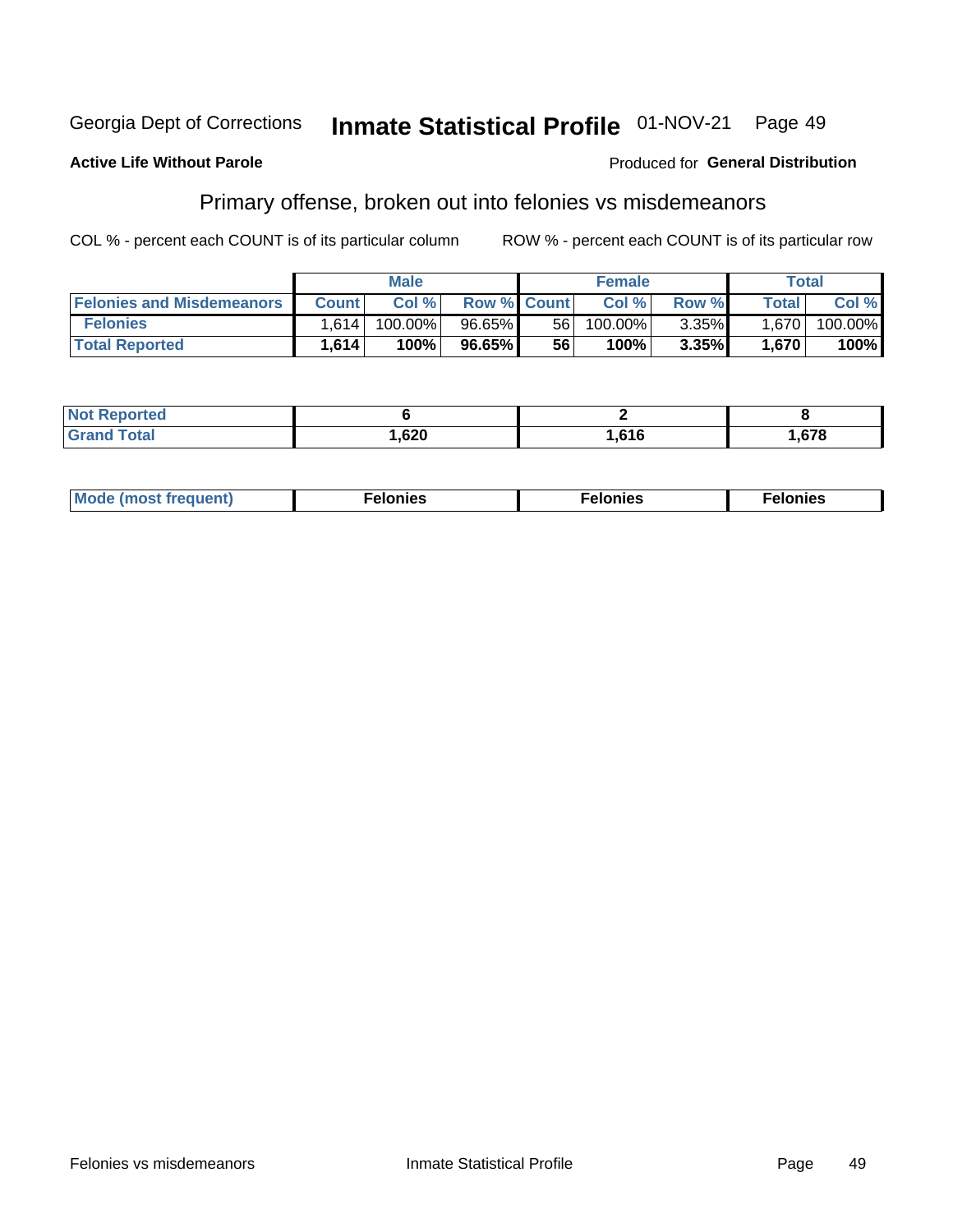Georgia Dept of Corrections **Inmate Statistical Profile** 01-NOV-21

**Active Life Without Parole**

Produced for **General Distribution**

## Primary offense, broken out into felonies vs misdemeanors

COL % - percent each COUNT is of its particular column      ROW % - percent each COUNT is of its particular row

| | Male | | | Female | | | Total | |
|---|---|---|---|---|---|---|---|---|
| **Felonies and Misdemeanors** | **Count** | **Col %** | **Row %** | **Count** | **Col %** | **Row %** | **Total** | **Col %** |
| **Felonies** | 1,614 | 100.00% | 96.65% | 56 | 100.00% | 3.35% | 1,670 | 100.00% |
| **Total Reported** | **1,614** | **100%** | **96.65%** | **56** | **100%** | **3.35%** | **1,670** | **100%** |

| | Male | Female | Total |
|---|---|---|---|
| **Not Reported** | **6** | **2** | **8** |
| **Grand Total** | **1,620** | **1,616** | **1,678** |

| | Male | Female | Total |
|---|---|---|---|
| **Mode (most frequent)** | **Felonies** | **Felonies** | **Felonies** |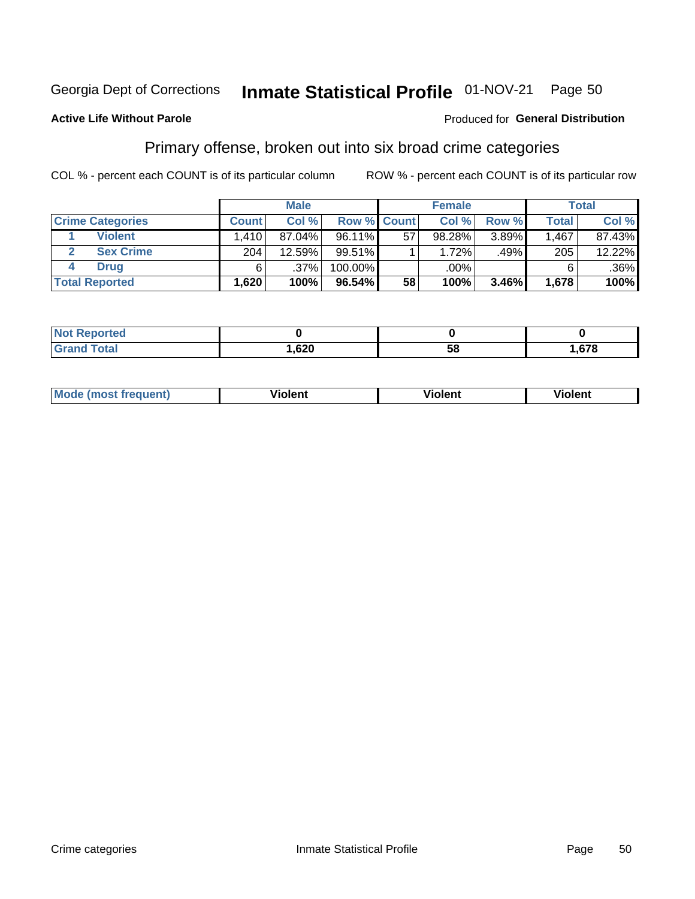Georgia Dept of Corrections **Inmate Statistical Profile** 01-NOV-21 Page 50

**Active Life Without Parole**

Produced for **General Distribution**

## Primary offense, broken out into six broad crime categories

COL % - percent each COUNT is of its particular column    ROW % - percent each COUNT is of its particular row

| Crime Categories | | Male | | | Female | | | Total | |
|---|---|---|---|---|---|---|---|---|---|
| | | Count | Col % | Row % | Count | Col % | Row % | Total | Col % |
| 1 | Violent | 1,410 | 87.04% | 96.11% | 57 | 98.28% | 3.89% | 1,467 | 87.43% |
| 2 | Sex Crime | 204 | 12.59% | 99.51% | 1 | 1.72% | .49% | 205 | 12.22% |
| 4 | Drug | 6 | .37% | 100.00% | | .00% | | 6 | .36% |
| **Total Reported** | | **1,620** | **100%** | **96.54%** | **58** | **100%** | **3.46%** | **1,678** | **100%** |

| | Male | Female | Total |
|---|---|---|---|
| Not Reported | 0 | 0 | 0 |
| Grand Total | 1,620 | 58 | 1,678 |

| | Male | Female | Total |
|---|---|---|---|
| Mode (most frequent) | Violent | Violent | Violent |

Crime categories    Inmate Statistical Profile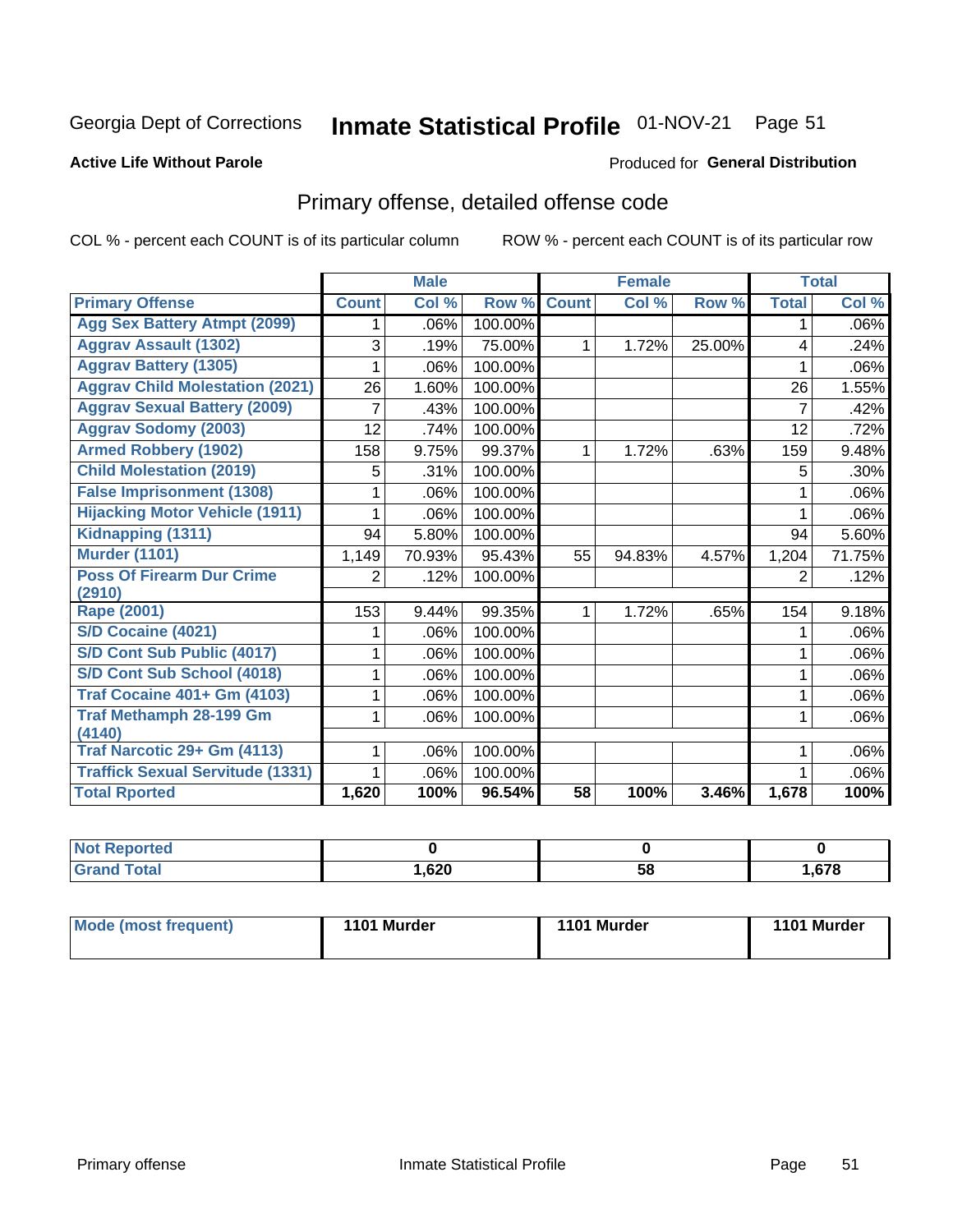Georgia Dept of Corrections **Inmate Statistical Profile** 01-NOV-21 Page 51

**Active Life Without Parole**

Produced for **General Distribution**

## Primary offense, detailed offense code

COL % - percent each COUNT is of its particular column ROW % - percent each COUNT is of its particular row

| | Male | | | Female | | | Total | |
|---|---|---|---|---|---|---|---|---|
| **Primary Offense** | **Count** | **Col %** | **Row %** | **Count** | **Col %** | **Row %** | **Total** | **Col %** |
| Agg Sex Battery Atmpt (2099) | 1 | .06% | 100.00% | | | | 1 | .06% |
| Aggrav Assault (1302) | 3 | .19% | 75.00% | 1 | 1.72% | 25.00% | 4 | .24% |
| Aggrav Battery (1305) | 1 | .06% | 100.00% | | | | 1 | .06% |
| Aggrav Child Molestation (2021) | 26 | 1.60% | 100.00% | | | | 26 | 1.55% |
| Aggrav Sexual Battery (2009) | 7 | .43% | 100.00% | | | | 7 | .42% |
| Aggrav Sodomy (2003) | 12 | .74% | 100.00% | | | | 12 | .72% |
| Armed Robbery (1902) | 158 | 9.75% | 99.37% | 1 | 1.72% | .63% | 159 | 9.48% |
| Child Molestation (2019) | 5 | .31% | 100.00% | | | | 5 | .30% |
| False Imprisonment (1308) | 1 | .06% | 100.00% | | | | 1 | .06% |
| Hijacking Motor Vehicle (1911) | 1 | .06% | 100.00% | | | | 1 | .06% |
| Kidnapping (1311) | 94 | 5.80% | 100.00% | | | | 94 | 5.60% |
| Murder (1101) | 1,149 | 70.93% | 95.43% | 55 | 94.83% | 4.57% | 1,204 | 71.75% |
| Poss Of Firearm Dur Crime (2910) | 2 | .12% | 100.00% | | | | 2 | .12% |
| Rape (2001) | 153 | 9.44% | 99.35% | 1 | 1.72% | .65% | 154 | 9.18% |
| S/D Cocaine (4021) | 1 | .06% | 100.00% | | | | 1 | .06% |
| S/D Cont Sub Public (4017) | 1 | .06% | 100.00% | | | | 1 | .06% |
| S/D Cont Sub School (4018) | 1 | .06% | 100.00% | | | | 1 | .06% |
| Traf Cocaine 401+ Gm (4103) | 1 | .06% | 100.00% | | | | 1 | .06% |
| Traf Methamph 28-199 Gm (4140) | 1 | .06% | 100.00% | | | | 1 | .06% |
| Traf Narcotic 29+ Gm (4113) | 1 | .06% | 100.00% | | | | 1 | .06% |
| Traffick Sexual Servitude (1331) | 1 | .06% | 100.00% | | | | 1 | .06% |
| **Total Rported** | **1,620** | **100%** | **96.54%** | **58** | **100%** | **3.46%** | **1,678** | **100%** |

| | Male | Female | Total |
|---|---|---|---|
| Not Reported | **0** | **0** | **0** |
| Grand Total | **1,620** | **58** | **1,678** |

| | Male | Female | Total |
|---|---|---|---|
| Mode (most frequent) | **1101 Murder** | **1101 Murder** | **1101 Murder** |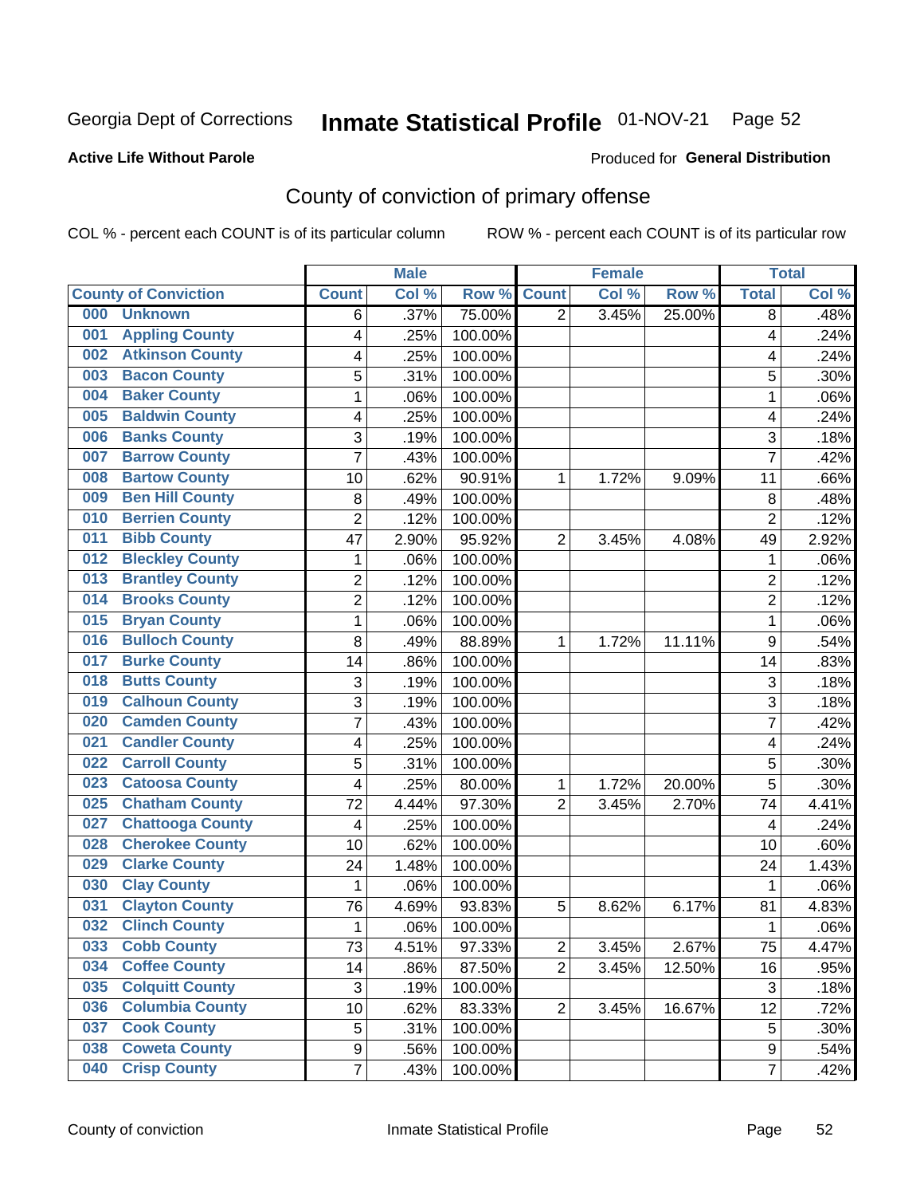Georgia Dept of Corrections **Inmate Statistical Profile** 01-NOV-21 Page 52

**Active Life Without Parole**

Produced for **General Distribution**

## County of conviction of primary offense

COL % - percent each COUNT is of its particular column ROW % - percent each COUNT is of its particular row

| County of Conviction | Male | | | Female | | | Total | |
|---|---|---|---|---|---|---|---|---|
| | Count | Col % | Row % | Count | Col % | Row % | Total | Col % |
| 000 Unknown | 6 | .37% | 75.00% | 2 | 3.45% | 25.00% | 8 | .48% |
| 001 Appling County | 4 | .25% | 100.00% | | | | 4 | .24% |
| 002 Atkinson County | 4 | .25% | 100.00% | | | | 4 | .24% |
| 003 Bacon County | 5 | .31% | 100.00% | | | | 5 | .30% |
| 004 Baker County | 1 | .06% | 100.00% | | | | 1 | .06% |
| 005 Baldwin County | 4 | .25% | 100.00% | | | | 4 | .24% |
| 006 Banks County | 3 | .19% | 100.00% | | | | 3 | .18% |
| 007 Barrow County | 7 | .43% | 100.00% | | | | 7 | .42% |
| 008 Bartow County | 10 | .62% | 90.91% | 1 | 1.72% | 9.09% | 11 | .66% |
| 009 Ben Hill County | 8 | .49% | 100.00% | | | | 8 | .48% |
| 010 Berrien County | 2 | .12% | 100.00% | | | | 2 | .12% |
| 011 Bibb County | 47 | 2.90% | 95.92% | 2 | 3.45% | 4.08% | 49 | 2.92% |
| 012 Bleckley County | 1 | .06% | 100.00% | | | | 1 | .06% |
| 013 Brantley County | 2 | .12% | 100.00% | | | | 2 | .12% |
| 014 Brooks County | 2 | .12% | 100.00% | | | | 2 | .12% |
| 015 Bryan County | 1 | .06% | 100.00% | | | | 1 | .06% |
| 016 Bulloch County | 8 | .49% | 88.89% | 1 | 1.72% | 11.11% | 9 | .54% |
| 017 Burke County | 14 | .86% | 100.00% | | | | 14 | .83% |
| 018 Butts County | 3 | .19% | 100.00% | | | | 3 | .18% |
| 019 Calhoun County | 3 | .19% | 100.00% | | | | 3 | .18% |
| 020 Camden County | 7 | .43% | 100.00% | | | | 7 | .42% |
| 021 Candler County | 4 | .25% | 100.00% | | | | 4 | .24% |
| 022 Carroll County | 5 | .31% | 100.00% | | | | 5 | .30% |
| 023 Catoosa County | 4 | .25% | 80.00% | 1 | 1.72% | 20.00% | 5 | .30% |
| 025 Chatham County | 72 | 4.44% | 97.30% | 2 | 3.45% | 2.70% | 74 | 4.41% |
| 027 Chattooga County | 4 | .25% | 100.00% | | | | 4 | .24% |
| 028 Cherokee County | 10 | .62% | 100.00% | | | | 10 | .60% |
| 029 Clarke County | 24 | 1.48% | 100.00% | | | | 24 | 1.43% |
| 030 Clay County | 1 | .06% | 100.00% | | | | 1 | .06% |
| 031 Clayton County | 76 | 4.69% | 93.83% | 5 | 8.62% | 6.17% | 81 | 4.83% |
| 032 Clinch County | 1 | .06% | 100.00% | | | | 1 | .06% |
| 033 Cobb County | 73 | 4.51% | 97.33% | 2 | 3.45% | 2.67% | 75 | 4.47% |
| 034 Coffee County | 14 | .86% | 87.50% | 2 | 3.45% | 12.50% | 16 | .95% |
| 035 Colquitt County | 3 | .19% | 100.00% | | | | 3 | .18% |
| 036 Columbia County | 10 | .62% | 83.33% | 2 | 3.45% | 16.67% | 12 | .72% |
| 037 Cook County | 5 | .31% | 100.00% | | | | 5 | .30% |
| 038 Coweta County | 9 | .56% | 100.00% | | | | 9 | .54% |
| 040 Crisp County | 7 | .43% | 100.00% | | | | 7 | .42% |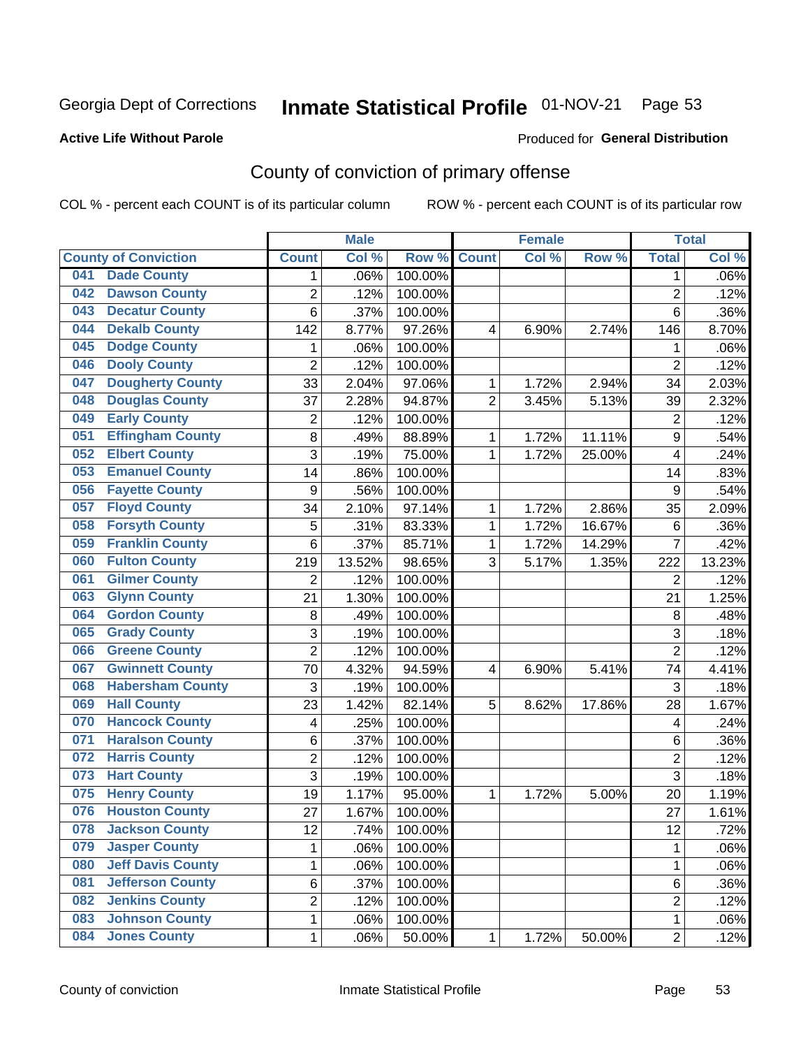Georgia Dept of Corrections **Inmate Statistical Profile** 01-NOV-21

**Active Life Without Parole**

Produced for **General Distribution**

## County of conviction of primary offense

COL % - percent each COUNT is of its particular column ROW % - percent each COUNT is of its particular row

| | Male | | | Female | | | Total | |
|---|---|---|---|---|---|---|---|---|
| **County of Conviction** | **Count** | **Col %** | **Row %** | **Count** | **Col %** | **Row %** | **Total** | **Col %** |
| 041 Dade County | 1 | .06% | 100.00% | | | | 1 | .06% |
| 042 Dawson County | 2 | .12% | 100.00% | | | | 2 | .12% |
| 043 Decatur County | 6 | .37% | 100.00% | | | | 6 | .36% |
| 044 Dekalb County | 142 | 8.77% | 97.26% | 4 | 6.90% | 2.74% | 146 | 8.70% |
| 045 Dodge County | 1 | .06% | 100.00% | | | | 1 | .06% |
| 046 Dooly County | 2 | .12% | 100.00% | | | | 2 | .12% |
| 047 Dougherty County | 33 | 2.04% | 97.06% | 1 | 1.72% | 2.94% | 34 | 2.03% |
| 048 Douglas County | 37 | 2.28% | 94.87% | 2 | 3.45% | 5.13% | 39 | 2.32% |
| 049 Early County | 2 | .12% | 100.00% | | | | 2 | .12% |
| 051 Effingham County | 8 | .49% | 88.89% | 1 | 1.72% | 11.11% | 9 | .54% |
| 052 Elbert County | 3 | .19% | 75.00% | 1 | 1.72% | 25.00% | 4 | .24% |
| 053 Emanuel County | 14 | .86% | 100.00% | | | | 14 | .83% |
| 056 Fayette County | 9 | .56% | 100.00% | | | | 9 | .54% |
| 057 Floyd County | 34 | 2.10% | 97.14% | 1 | 1.72% | 2.86% | 35 | 2.09% |
| 058 Forsyth County | 5 | .31% | 83.33% | 1 | 1.72% | 16.67% | 6 | .36% |
| 059 Franklin County | 6 | .37% | 85.71% | 1 | 1.72% | 14.29% | 7 | .42% |
| 060 Fulton County | 219 | 13.52% | 98.65% | 3 | 5.17% | 1.35% | 222 | 13.23% |
| 061 Gilmer County | 2 | .12% | 100.00% | | | | 2 | .12% |
| 063 Glynn County | 21 | 1.30% | 100.00% | | | | 21 | 1.25% |
| 064 Gordon County | 8 | .49% | 100.00% | | | | 8 | .48% |
| 065 Grady County | 3 | .19% | 100.00% | | | | 3 | .18% |
| 066 Greene County | 2 | .12% | 100.00% | | | | 2 | .12% |
| 067 Gwinnett County | 70 | 4.32% | 94.59% | 4 | 6.90% | 5.41% | 74 | 4.41% |
| 068 Habersham County | 3 | .19% | 100.00% | | | | 3 | .18% |
| 069 Hall County | 23 | 1.42% | 82.14% | 5 | 8.62% | 17.86% | 28 | 1.67% |
| 070 Hancock County | 4 | .25% | 100.00% | | | | 4 | .24% |
| 071 Haralson County | 6 | .37% | 100.00% | | | | 6 | .36% |
| 072 Harris County | 2 | .12% | 100.00% | | | | 2 | .12% |
| 073 Hart County | 3 | .19% | 100.00% | | | | 3 | .18% |
| 075 Henry County | 19 | 1.17% | 95.00% | 1 | 1.72% | 5.00% | 20 | 1.19% |
| 076 Houston County | 27 | 1.67% | 100.00% | | | | 27 | 1.61% |
| 078 Jackson County | 12 | .74% | 100.00% | | | | 12 | .72% |
| 079 Jasper County | 1 | .06% | 100.00% | | | | 1 | .06% |
| 080 Jeff Davis County | 1 | .06% | 100.00% | | | | 1 | .06% |
| 081 Jefferson County | 6 | .37% | 100.00% | | | | 6 | .36% |
| 082 Jenkins County | 2 | .12% | 100.00% | | | | 2 | .12% |
| 083 Johnson County | 1 | .06% | 100.00% | | | | 1 | .06% |
| 084 Jones County | 1 | .06% | 50.00% | 1 | 1.72% | 50.00% | 2 | .12% |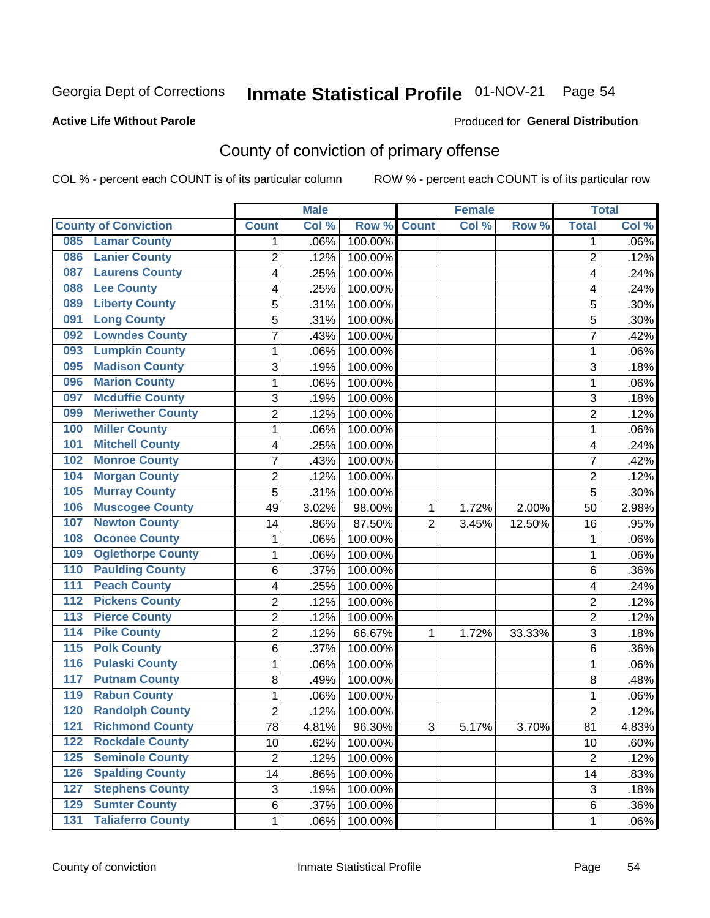Georgia Dept of Corrections **Inmate Statistical Profile** 01-NOV-21 Page 54

**Active Life Without Parole**

Produced for **General Distribution**

## County of conviction of primary offense

COL % - percent each COUNT is of its particular column ROW % - percent each COUNT is of its particular row

| | | Male | | | Female | | | Total | |
|---|---|---|---|---|---|---|---|---|---|
| County of Conviction | | Count | Col % | Row % | Count | Col % | Row % | Total | Col % |
| 085 | Lamar County | 1 | .06% | 100.00% | | | | 1 | .06% |
| 086 | Lanier County | 2 | .12% | 100.00% | | | | 2 | .12% |
| 087 | Laurens County | 4 | .25% | 100.00% | | | | 4 | .24% |
| 088 | Lee County | 4 | .25% | 100.00% | | | | 4 | .24% |
| 089 | Liberty County | 5 | .31% | 100.00% | | | | 5 | .30% |
| 091 | Long County | 5 | .31% | 100.00% | | | | 5 | .30% |
| 092 | Lowndes County | 7 | .43% | 100.00% | | | | 7 | .42% |
| 093 | Lumpkin County | 1 | .06% | 100.00% | | | | 1 | .06% |
| 095 | Madison County | 3 | .19% | 100.00% | | | | 3 | .18% |
| 096 | Marion County | 1 | .06% | 100.00% | | | | 1 | .06% |
| 097 | Mcduffie County | 3 | .19% | 100.00% | | | | 3 | .18% |
| 099 | Meriwether County | 2 | .12% | 100.00% | | | | 2 | .12% |
| 100 | Miller County | 1 | .06% | 100.00% | | | | 1 | .06% |
| 101 | Mitchell County | 4 | .25% | 100.00% | | | | 4 | .24% |
| 102 | Monroe County | 7 | .43% | 100.00% | | | | 7 | .42% |
| 104 | Morgan County | 2 | .12% | 100.00% | | | | 2 | .12% |
| 105 | Murray County | 5 | .31% | 100.00% | | | | 5 | .30% |
| 106 | Muscogee County | 49 | 3.02% | 98.00% | 1 | 1.72% | 2.00% | 50 | 2.98% |
| 107 | Newton County | 14 | .86% | 87.50% | 2 | 3.45% | 12.50% | 16 | .95% |
| 108 | Oconee County | 1 | .06% | 100.00% | | | | 1 | .06% |
| 109 | Oglethorpe County | 1 | .06% | 100.00% | | | | 1 | .06% |
| 110 | Paulding County | 6 | .37% | 100.00% | | | | 6 | .36% |
| 111 | Peach County | 4 | .25% | 100.00% | | | | 4 | .24% |
| 112 | Pickens County | 2 | .12% | 100.00% | | | | 2 | .12% |
| 113 | Pierce County | 2 | .12% | 100.00% | | | | 2 | .12% |
| 114 | Pike County | 2 | .12% | 66.67% | 1 | 1.72% | 33.33% | 3 | .18% |
| 115 | Polk County | 6 | .37% | 100.00% | | | | 6 | .36% |
| 116 | Pulaski County | 1 | .06% | 100.00% | | | | 1 | .06% |
| 117 | Putnam County | 8 | .49% | 100.00% | | | | 8 | .48% |
| 119 | Rabun County | 1 | .06% | 100.00% | | | | 1 | .06% |
| 120 | Randolph County | 2 | .12% | 100.00% | | | | 2 | .12% |
| 121 | Richmond County | 78 | 4.81% | 96.30% | 3 | 5.17% | 3.70% | 81 | 4.83% |
| 122 | Rockdale County | 10 | .62% | 100.00% | | | | 10 | .60% |
| 125 | Seminole County | 2 | .12% | 100.00% | | | | 2 | .12% |
| 126 | Spalding County | 14 | .86% | 100.00% | | | | 14 | .83% |
| 127 | Stephens County | 3 | .19% | 100.00% | | | | 3 | .18% |
| 129 | Sumter County | 6 | .37% | 100.00% | | | | 6 | .36% |
| 131 | Taliaferro County | 1 | .06% | 100.00% | | | | 1 | .06% |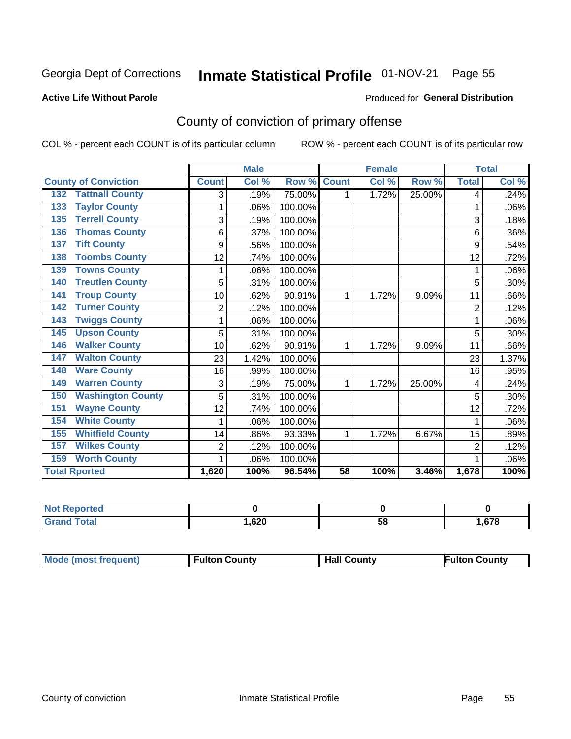Georgia Dept of Corrections **Inmate Statistical Profile** 01-NOV-21

**Active Life Without Parole**

Produced for **General Distribution**

## County of conviction of primary offense

COL % - percent each COUNT is of its particular column

ROW % - percent each COUNT is of its particular row

| County of Conviction | Male | | | Female | | | Total | |
|---|---|---|---|---|---|---|---|---|
| | Count | Col % | Row % | Count | Col % | Row % | Total | Col % |
| 132 Tattnall County | 3 | .19% | 75.00% | 1 | 1.72% | 25.00% | 4 | .24% |
| 133 Taylor County | 1 | .06% | 100.00% | | | | 1 | .06% |
| 135 Terrell County | 3 | .19% | 100.00% | | | | 3 | .18% |
| 136 Thomas County | 6 | .37% | 100.00% | | | | 6 | .36% |
| 137 Tift County | 9 | .56% | 100.00% | | | | 9 | .54% |
| 138 Toombs County | 12 | .74% | 100.00% | | | | 12 | .72% |
| 139 Towns County | 1 | .06% | 100.00% | | | | 1 | .06% |
| 140 Treutlen County | 5 | .31% | 100.00% | | | | 5 | .30% |
| 141 Troup County | 10 | .62% | 90.91% | 1 | 1.72% | 9.09% | 11 | .66% |
| 142 Turner County | 2 | .12% | 100.00% | | | | 2 | .12% |
| 143 Twiggs County | 1 | .06% | 100.00% | | | | 1 | .06% |
| 145 Upson County | 5 | .31% | 100.00% | | | | 5 | .30% |
| 146 Walker County | 10 | .62% | 90.91% | 1 | 1.72% | 9.09% | 11 | .66% |
| 147 Walton County | 23 | 1.42% | 100.00% | | | | 23 | 1.37% |
| 148 Ware County | 16 | .99% | 100.00% | | | | 16 | .95% |
| 149 Warren County | 3 | .19% | 75.00% | 1 | 1.72% | 25.00% | 4 | .24% |
| 150 Washington County | 5 | .31% | 100.00% | | | | 5 | .30% |
| 151 Wayne County | 12 | .74% | 100.00% | | | | 12 | .72% |
| 154 White County | 1 | .06% | 100.00% | | | | 1 | .06% |
| 155 Whitfield County | 14 | .86% | 93.33% | 1 | 1.72% | 6.67% | 15 | .89% |
| 157 Wilkes County | 2 | .12% | 100.00% | | | | 2 | .12% |
| 159 Worth County | 1 | .06% | 100.00% | | | | 1 | .06% |
| **Total Rported** | **1,620** | **100%** | **96.54%** | **58** | **100%** | **3.46%** | **1,678** | **100%** |

| | Male | Female | Total |
|---|---|---|---|
| Not Reported | 0 | 0 | 0 |
| Grand Total | 1,620 | 58 | 1,678 |

| | Male | Female | Total |
|---|---|---|---|
| Mode (most frequent) | Fulton County | Hall County | Fulton County |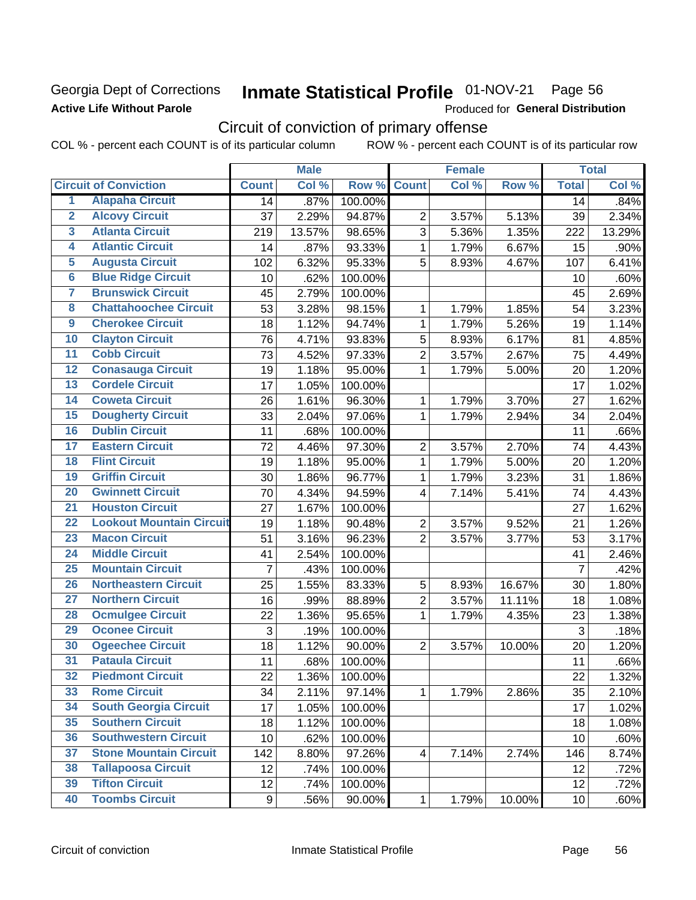Georgia Dept of Corrections

**Active Life Without Parole**

# Inmate Statistical Profile 01-NOV-21 Page 56

Produced for **General Distribution**

## Circuit of conviction of primary offense

COL % - percent each COUNT is of its particular column ROW % - percent each COUNT is of its particular row

| | | Male | | | Female | | | Total | |
|---|---|---|---|---|---|---|---|---|---|
| **Circuit of Conviction** | | **Count** | **Col %** | **Row %** | **Count** | **Col %** | **Row %** | **Total** | **Col %** |
| 1 | Alapaha Circuit | 14 | .87% | 100.00% | | | | 14 | .84% |
| 2 | Alcovy Circuit | 37 | 2.29% | 94.87% | 2 | 3.57% | 5.13% | 39 | 2.34% |
| 3 | Atlanta Circuit | 219 | 13.57% | 98.65% | 3 | 5.36% | 1.35% | 222 | 13.29% |
| 4 | Atlantic Circuit | 14 | .87% | 93.33% | 1 | 1.79% | 6.67% | 15 | .90% |
| 5 | Augusta Circuit | 102 | 6.32% | 95.33% | 5 | 8.93% | 4.67% | 107 | 6.41% |
| 6 | Blue Ridge Circuit | 10 | .62% | 100.00% | | | | 10 | .60% |
| 7 | Brunswick Circuit | 45 | 2.79% | 100.00% | | | | 45 | 2.69% |
| 8 | Chattahoochee Circuit | 53 | 3.28% | 98.15% | 1 | 1.79% | 1.85% | 54 | 3.23% |
| 9 | Cherokee Circuit | 18 | 1.12% | 94.74% | 1 | 1.79% | 5.26% | 19 | 1.14% |
| 10 | Clayton Circuit | 76 | 4.71% | 93.83% | 5 | 8.93% | 6.17% | 81 | 4.85% |
| 11 | Cobb Circuit | 73 | 4.52% | 97.33% | 2 | 3.57% | 2.67% | 75 | 4.49% |
| 12 | Conasauga Circuit | 19 | 1.18% | 95.00% | 1 | 1.79% | 5.00% | 20 | 1.20% |
| 13 | Cordele Circuit | 17 | 1.05% | 100.00% | | | | 17 | 1.02% |
| 14 | Coweta Circuit | 26 | 1.61% | 96.30% | 1 | 1.79% | 3.70% | 27 | 1.62% |
| 15 | Dougherty Circuit | 33 | 2.04% | 97.06% | 1 | 1.79% | 2.94% | 34 | 2.04% |
| 16 | Dublin Circuit | 11 | .68% | 100.00% | | | | 11 | .66% |
| 17 | Eastern Circuit | 72 | 4.46% | 97.30% | 2 | 3.57% | 2.70% | 74 | 4.43% |
| 18 | Flint Circuit | 19 | 1.18% | 95.00% | 1 | 1.79% | 5.00% | 20 | 1.20% |
| 19 | Griffin Circuit | 30 | 1.86% | 96.77% | 1 | 1.79% | 3.23% | 31 | 1.86% |
| 20 | Gwinnett Circuit | 70 | 4.34% | 94.59% | 4 | 7.14% | 5.41% | 74 | 4.43% |
| 21 | Houston Circuit | 27 | 1.67% | 100.00% | | | | 27 | 1.62% |
| 22 | Lookout Mountain Circuit | 19 | 1.18% | 90.48% | 2 | 3.57% | 9.52% | 21 | 1.26% |
| 23 | Macon Circuit | 51 | 3.16% | 96.23% | 2 | 3.57% | 3.77% | 53 | 3.17% |
| 24 | Middle Circuit | 41 | 2.54% | 100.00% | | | | 41 | 2.46% |
| 25 | Mountain Circuit | 7 | .43% | 100.00% | | | | 7 | .42% |
| 26 | Northeastern Circuit | 25 | 1.55% | 83.33% | 5 | 8.93% | 16.67% | 30 | 1.80% |
| 27 | Northern Circuit | 16 | .99% | 88.89% | 2 | 3.57% | 11.11% | 18 | 1.08% |
| 28 | Ocmulgee Circuit | 22 | 1.36% | 95.65% | 1 | 1.79% | 4.35% | 23 | 1.38% |
| 29 | Oconee Circuit | 3 | .19% | 100.00% | | | | 3 | .18% |
| 30 | Ogeechee Circuit | 18 | 1.12% | 90.00% | 2 | 3.57% | 10.00% | 20 | 1.20% |
| 31 | Pataula Circuit | 11 | .68% | 100.00% | | | | 11 | .66% |
| 32 | Piedmont Circuit | 22 | 1.36% | 100.00% | | | | 22 | 1.32% |
| 33 | Rome Circuit | 34 | 2.11% | 97.14% | 1 | 1.79% | 2.86% | 35 | 2.10% |
| 34 | South Georgia Circuit | 17 | 1.05% | 100.00% | | | | 17 | 1.02% |
| 35 | Southern Circuit | 18 | 1.12% | 100.00% | | | | 18 | 1.08% |
| 36 | Southwestern Circuit | 10 | .62% | 100.00% | | | | 10 | .60% |
| 37 | Stone Mountain Circuit | 142 | 8.80% | 97.26% | 4 | 7.14% | 2.74% | 146 | 8.74% |
| 38 | Tallapoosa Circuit | 12 | .74% | 100.00% | | | | 12 | .72% |
| 39 | Tifton Circuit | 12 | .74% | 100.00% | | | | 12 | .72% |
| 40 | Toombs Circuit | 9 | .56% | 90.00% | 1 | 1.79% | 10.00% | 10 | .60% |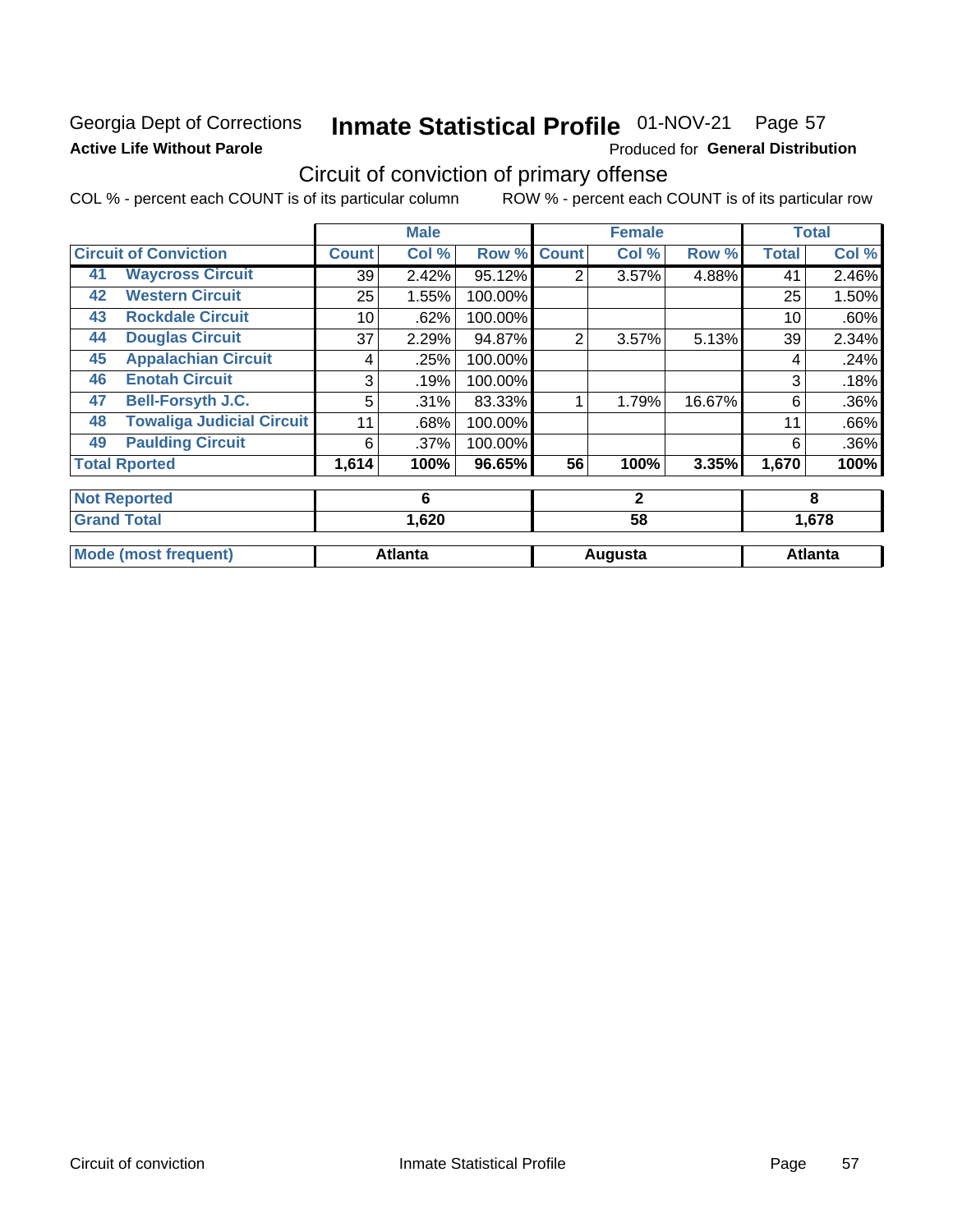Georgia Dept of Corrections
**Active Life Without Parole**

# Inmate Statistical Profile 01-NOV-21 Page 57

Produced for **General Distribution**

## Circuit of conviction of primary offense

COL % - percent each COUNT is of its particular column ROW % - percent each COUNT is of its particular row

| | | Male | | | Female | | | Total | |
|---|---|---|---|---|---|---|---|---|---|
| **Circuit of Conviction** | | **Count** | **Col %** | **Row %** | **Count** | **Col %** | **Row %** | **Total** | **Col %** |
| 41 | Waycross Circuit | 39 | 2.42% | 95.12% | 2 | 3.57% | 4.88% | 41 | 2.46% |
| 42 | Western Circuit | 25 | 1.55% | 100.00% | | | | 25 | 1.50% |
| 43 | Rockdale Circuit | 10 | .62% | 100.00% | | | | 10 | .60% |
| 44 | Douglas Circuit | 37 | 2.29% | 94.87% | 2 | 3.57% | 5.13% | 39 | 2.34% |
| 45 | Appalachian Circuit | 4 | .25% | 100.00% | | | | 4 | .24% |
| 46 | Enotah Circuit | 3 | .19% | 100.00% | | | | 3 | .18% |
| 47 | Bell-Forsyth J.C. | 5 | .31% | 83.33% | 1 | 1.79% | 16.67% | 6 | .36% |
| 48 | Towaliga Judicial Circuit | 11 | .68% | 100.00% | | | | 11 | .66% |
| 49 | Paulding Circuit | 6 | .37% | 100.00% | | | | 6 | .36% |
| **Total Rported** | | **1,614** | **100%** | **96.65%** | **56** | **100%** | **3.35%** | **1,670** | **100%** |

| | Male | Female | Total |
|---|---|---|---|
| **Not Reported** | **6** | **2** | **8** |
| **Grand Total** | **1,620** | **58** | **1,678** |
| **Mode (most frequent)** | **Atlanta** | **Augusta** | **Atlanta** |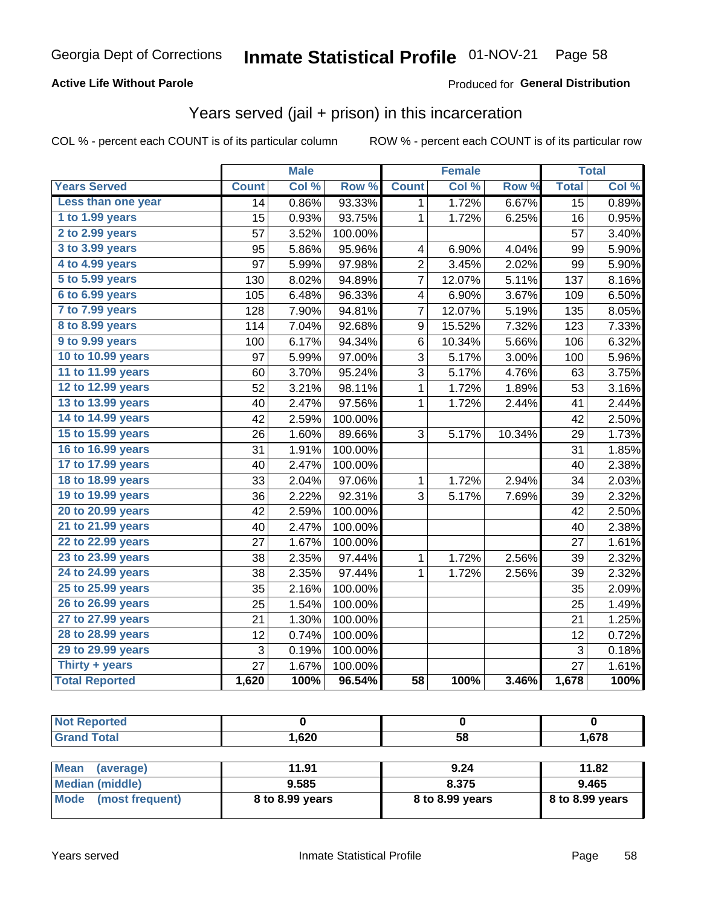Georgia Dept of Corrections **Inmate Statistical Profile** 01-NOV-21

**Active Life Without Parole**

Produced for **General Distribution**

## Years served (jail + prison) in this incarceration

COL % - percent each COUNT is of its particular column    ROW % - percent each COUNT is of its particular row

| | Male | | | Female | | | Total | |
|---|---|---|---|---|---|---|---|---|
| **Years Served** | **Count** | **Col %** | **Row %** | **Count** | **Col %** | **Row %** | **Total** | **Col %** |
| Less than one year | 14 | 0.86% | 93.33% | 1 | 1.72% | 6.67% | 15 | 0.89% |
| 1 to 1.99 years | 15 | 0.93% | 93.75% | 1 | 1.72% | 6.25% | 16 | 0.95% |
| 2 to 2.99 years | 57 | 3.52% | 100.00% | | | | 57 | 3.40% |
| 3 to 3.99 years | 95 | 5.86% | 95.96% | 4 | 6.90% | 4.04% | 99 | 5.90% |
| 4 to 4.99 years | 97 | 5.99% | 97.98% | 2 | 3.45% | 2.02% | 99 | 5.90% |
| 5 to 5.99 years | 130 | 8.02% | 94.89% | 7 | 12.07% | 5.11% | 137 | 8.16% |
| 6 to 6.99 years | 105 | 6.48% | 96.33% | 4 | 6.90% | 3.67% | 109 | 6.50% |
| 7 to 7.99 years | 128 | 7.90% | 94.81% | 7 | 12.07% | 5.19% | 135 | 8.05% |
| 8 to 8.99 years | 114 | 7.04% | 92.68% | 9 | 15.52% | 7.32% | 123 | 7.33% |
| 9 to 9.99 years | 100 | 6.17% | 94.34% | 6 | 10.34% | 5.66% | 106 | 6.32% |
| 10 to 10.99 years | 97 | 5.99% | 97.00% | 3 | 5.17% | 3.00% | 100 | 5.96% |
| 11 to 11.99 years | 60 | 3.70% | 95.24% | 3 | 5.17% | 4.76% | 63 | 3.75% |
| 12 to 12.99 years | 52 | 3.21% | 98.11% | 1 | 1.72% | 1.89% | 53 | 3.16% |
| 13 to 13.99 years | 40 | 2.47% | 97.56% | 1 | 1.72% | 2.44% | 41 | 2.44% |
| 14 to 14.99 years | 42 | 2.59% | 100.00% | | | | 42 | 2.50% |
| 15 to 15.99 years | 26 | 1.60% | 89.66% | 3 | 5.17% | 10.34% | 29 | 1.73% |
| 16 to 16.99 years | 31 | 1.91% | 100.00% | | | | 31 | 1.85% |
| 17 to 17.99 years | 40 | 2.47% | 100.00% | | | | 40 | 2.38% |
| 18 to 18.99 years | 33 | 2.04% | 97.06% | 1 | 1.72% | 2.94% | 34 | 2.03% |
| 19 to 19.99 years | 36 | 2.22% | 92.31% | 3 | 5.17% | 7.69% | 39 | 2.32% |
| 20 to 20.99 years | 42 | 2.59% | 100.00% | | | | 42 | 2.50% |
| 21 to 21.99 years | 40 | 2.47% | 100.00% | | | | 40 | 2.38% |
| 22 to 22.99 years | 27 | 1.67% | 100.00% | | | | 27 | 1.61% |
| 23 to 23.99 years | 38 | 2.35% | 97.44% | 1 | 1.72% | 2.56% | 39 | 2.32% |
| 24 to 24.99 years | 38 | 2.35% | 97.44% | 1 | 1.72% | 2.56% | 39 | 2.32% |
| 25 to 25.99 years | 35 | 2.16% | 100.00% | | | | 35 | 2.09% |
| 26 to 26.99 years | 25 | 1.54% | 100.00% | | | | 25 | 1.49% |
| 27 to 27.99 years | 21 | 1.30% | 100.00% | | | | 21 | 1.25% |
| 28 to 28.99 years | 12 | 0.74% | 100.00% | | | | 12 | 0.72% |
| 29 to 29.99 years | 3 | 0.19% | 100.00% | | | | 3 | 0.18% |
| Thirty + years | 27 | 1.67% | 100.00% | | | | 27 | 1.61% |
| **Total Reported** | **1,620** | **100%** | **96.54%** | **58** | **100%** | **3.46%** | **1,678** | **100%** |

| | Male | Female | Total |
|---|---|---|---|
| Not Reported | 0 | 0 | 0 |
| Grand Total | 1,620 | 58 | 1,678 |

| | Male | Female | Total |
|---|---|---|---|
| Mean (average) | 11.91 | 9.24 | 11.82 |
| Median (middle) | 9.585 | 8.375 | 9.465 |
| Mode (most frequent) | 8 to 8.99 years | 8 to 8.99 years | 8 to 8.99 years |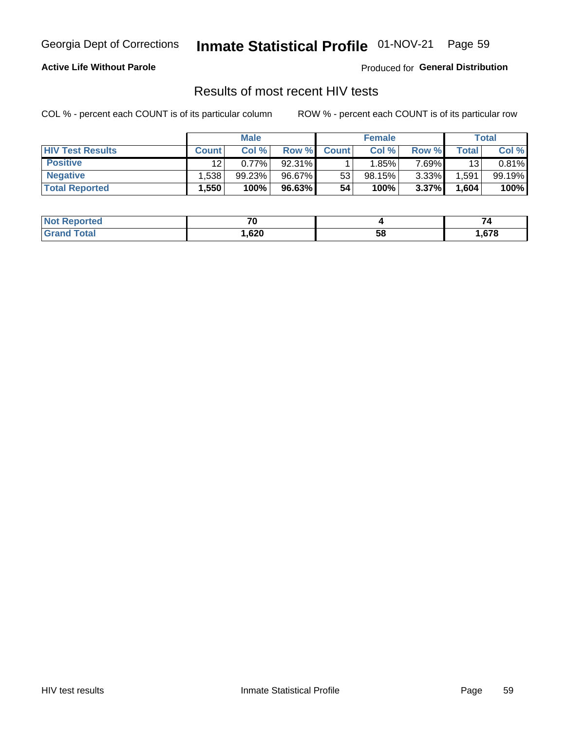Georgia Dept of Corrections **Inmate Statistical Profile** 01-NOV-21

**Active Life Without Parole**

Produced for **General Distribution**

## Results of most recent HIV tests

COL % - percent each COUNT is of its particular column        ROW % - percent each COUNT is of its particular row

| | Male | | | Female | | | Total | |
|---|---|---|---|---|---|---|---|---|
| **HIV Test Results** | **Count** | **Col %** | **Row %** | **Count** | **Col %** | **Row %** | **Total** | **Col %** |
| **Positive** | 12 | 0.77% | 92.31% | 1 | 1.85% | 7.69% | 13 | 0.81% |
| **Negative** | 1,538 | 99.23% | 96.67% | 53 | 98.15% | 3.33% | 1,591 | 99.19% |
| **Total Reported** | **1,550** | **100%** | **96.63%** | **54** | **100%** | **3.37%** | **1,604** | **100%** |

| | Male | Female | Total |
|---|---|---|---|
| **Not Reported** | **70** | **4** | **74** |
| **Grand Total** | **1,620** | **58** | **1,678** |

HIV test results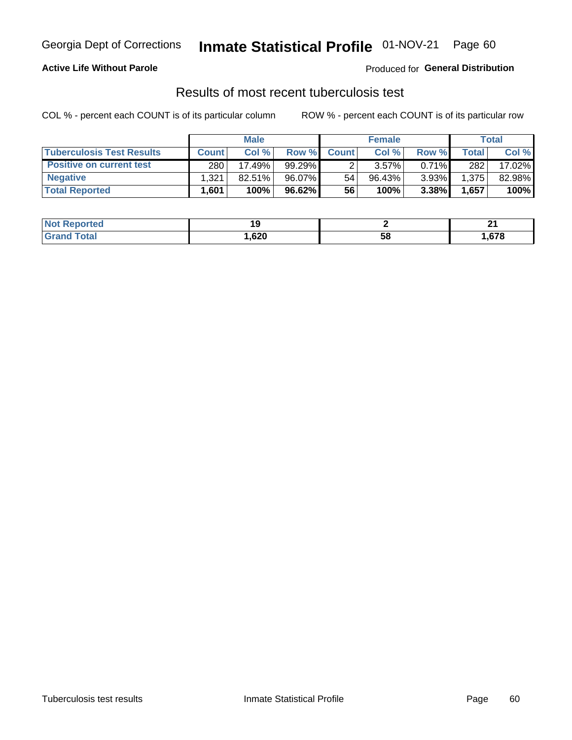Georgia Dept of Corrections **Inmate Statistical Profile** 01-NOV-21 Page 60

**Active Life Without Parole**

Produced for **General Distribution**

## Results of most recent tuberculosis test

COL % - percent each COUNT is of its particular column

ROW % - percent each COUNT is of its particular row

| | Male | | | Female | | | Total | |
|---|---|---|---|---|---|---|---|---|
| **Tuberculosis Test Results** | **Count** | **Col %** | **Row %** | **Count** | **Col %** | **Row %** | **Total** | **Col %** |
| **Positive on current test** | 280 | 17.49% | 99.29% | 2 | 3.57% | 0.71% | 282 | 17.02% |
| **Negative** | 1,321 | 82.51% | 96.07% | 54 | 96.43% | 3.93% | 1,375 | 82.98% |
| **Total Reported** | **1,601** | **100%** | **96.62%** | **56** | **100%** | **3.38%** | **1,657** | **100%** |

| | Male | Female | Total |
|---|---|---|---|
| **Not Reported** | **19** | **2** | **21** |
| **Grand Total** | **1,620** | **58** | **1,678** |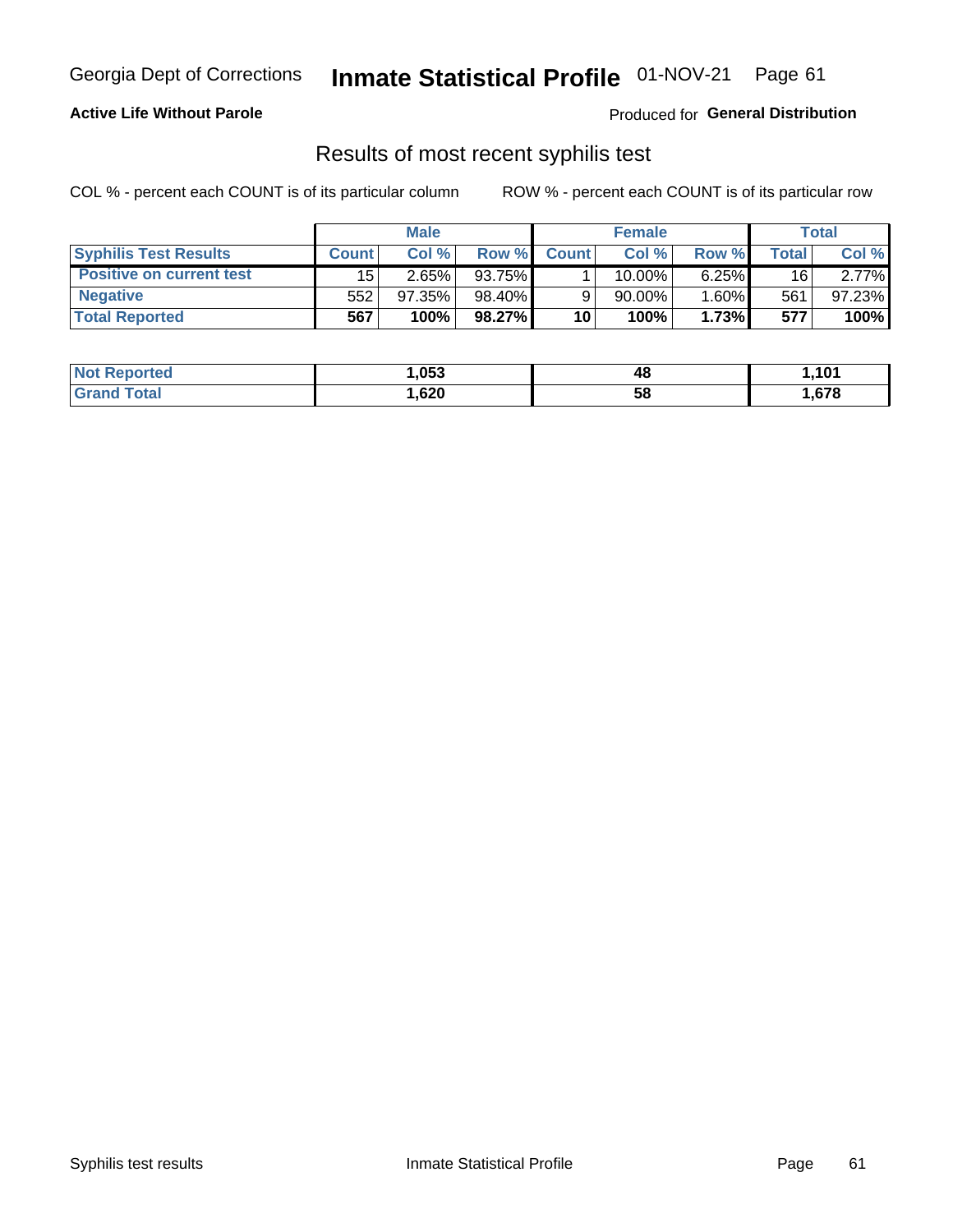Georgia Dept of Corrections **Inmate Statistical Profile** 01-NOV-21 Page 61

**Active Life Without Parole**

Produced for **General Distribution**

## Results of most recent syphilis test

COL % - percent each COUNT is of its particular column ROW % - percent each COUNT is of its particular row

| | Male | | | Female | | | Total | |
|---|---|---|---|---|---|---|---|---|
| **Syphilis Test Results** | **Count** | **Col %** | **Row %** | **Count** | **Col %** | **Row %** | **Total** | **Col %** |
| **Positive on current test** | 15 | 2.65% | 93.75% | 1 | 10.00% | 6.25% | 16 | 2.77% |
| **Negative** | 552 | 97.35% | 98.40% | 9 | 90.00% | 1.60% | 561 | 97.23% |
| **Total Reported** | **567** | **100%** | **98.27%** | **10** | **100%** | **1.73%** | **577** | **100%** |

| | Male | Female | Total |
|---|---|---|---|
| **Not Reported** | **1,053** | **48** | **1,101** |
| **Grand Total** | **1,620** | **58** | **1,678** |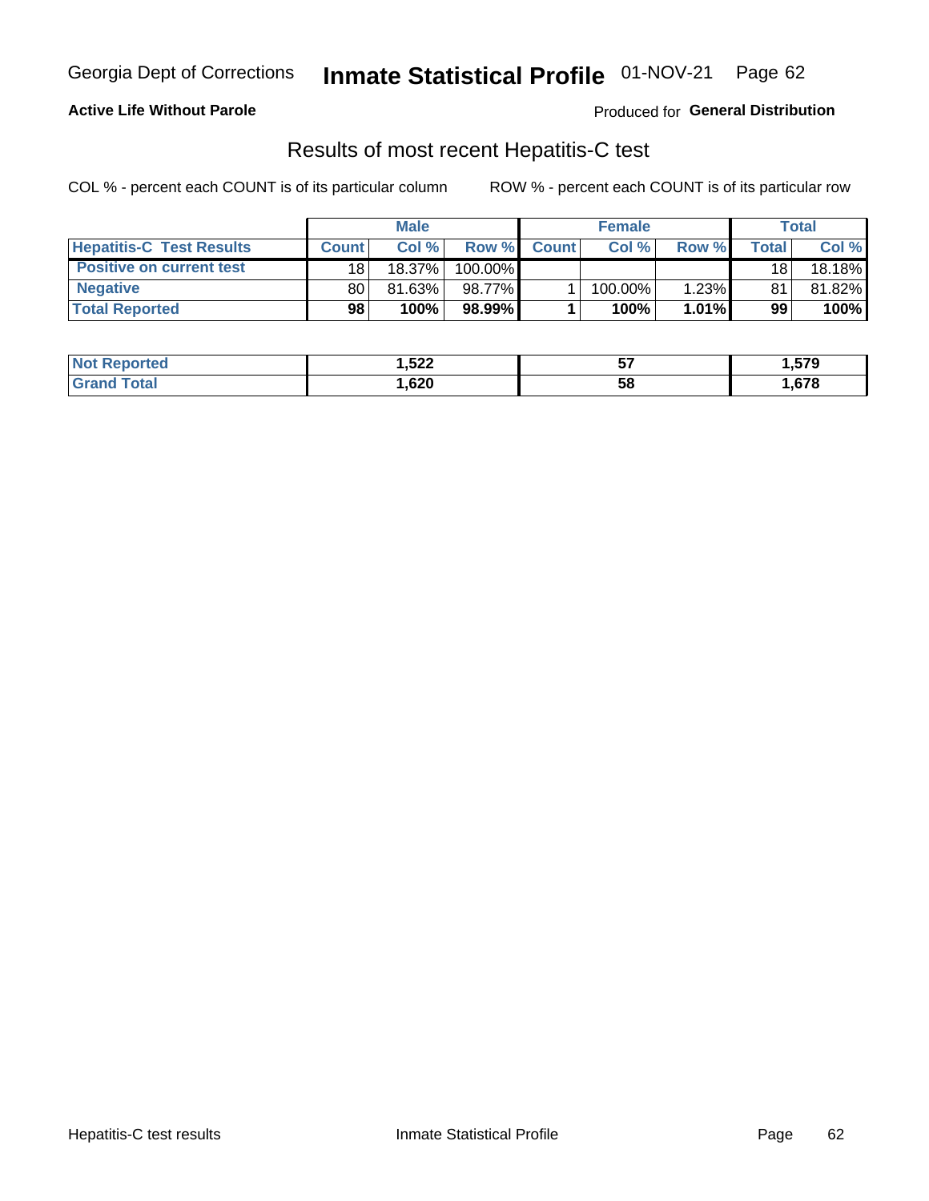Georgia Dept of Corrections **Inmate Statistical Profile** 01-NOV-21

**Active Life Without Parole**

Produced for **General Distribution**

## Results of most recent Hepatitis-C test

COL % - percent each COUNT is of its particular column    ROW % - percent each COUNT is of its particular row

| | Male | | | Female | | | Total | |
|---|---|---|---|---|---|---|---|---|
| **Hepatitis-C Test Results** | **Count** | **Col %** | **Row %** | **Count** | **Col %** | **Row %** | **Total** | **Col %** |
| **Positive on current test** | 18 | 18.37% | 100.00% | | | | 18 | 18.18% |
| **Negative** | 80 | 81.63% | 98.77% | 1 | 100.00% | 1.23% | 81 | 81.82% |
| **Total Reported** | **98** | **100%** | **98.99%** | **1** | **100%** | **1.01%** | **99** | **100%** |

| | Male | Female | Total |
|---|---|---|---|
| **Not Reported** | **1,522** | **57** | **1,579** |
| **Grand Total** | **1,620** | **58** | **1,678** |

Hepatitis-C test results